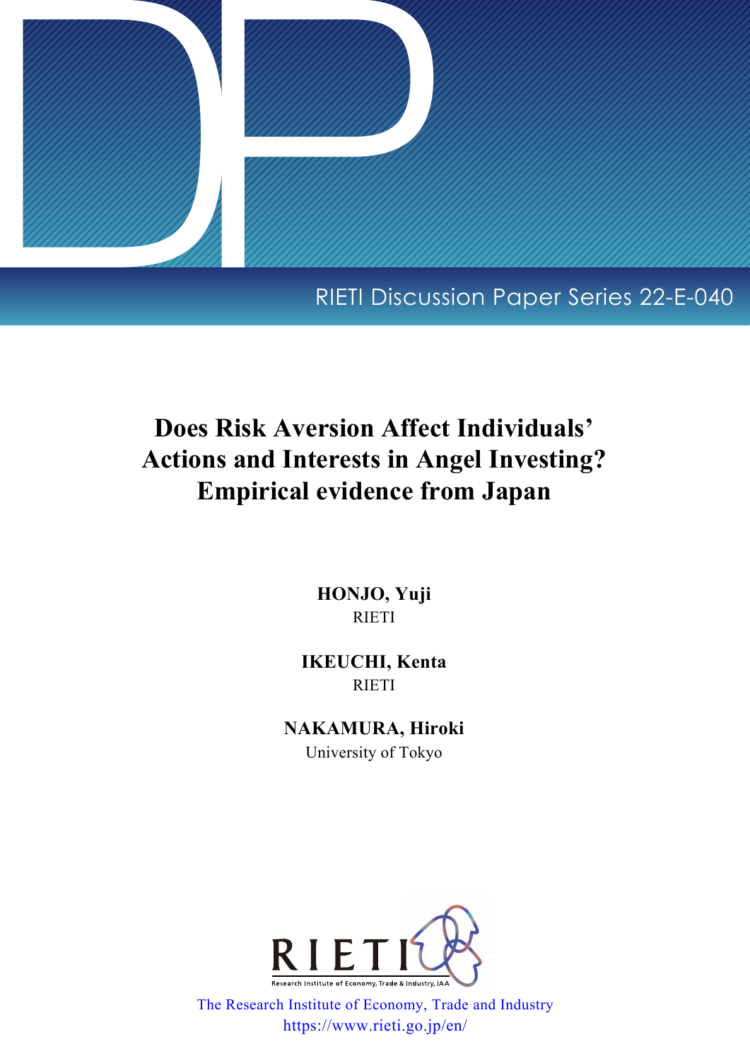RIETI Discussion Paper Series 22-E-040

# Does Risk Aversion Affect Individuals' Actions and Interests in Angel Investing? Empirical evidence from Japan

**HONJO, Yuji**
RIETI

**IKEUCHI, Kenta**
RIETI

**NAKAMURA, Hiroki**
University of Tokyo

RIETI
Research Institute of Economy, Trade & Industry, IAA

The Research Institute of Economy, Trade and Industry
https://www.rieti.go.jp/en/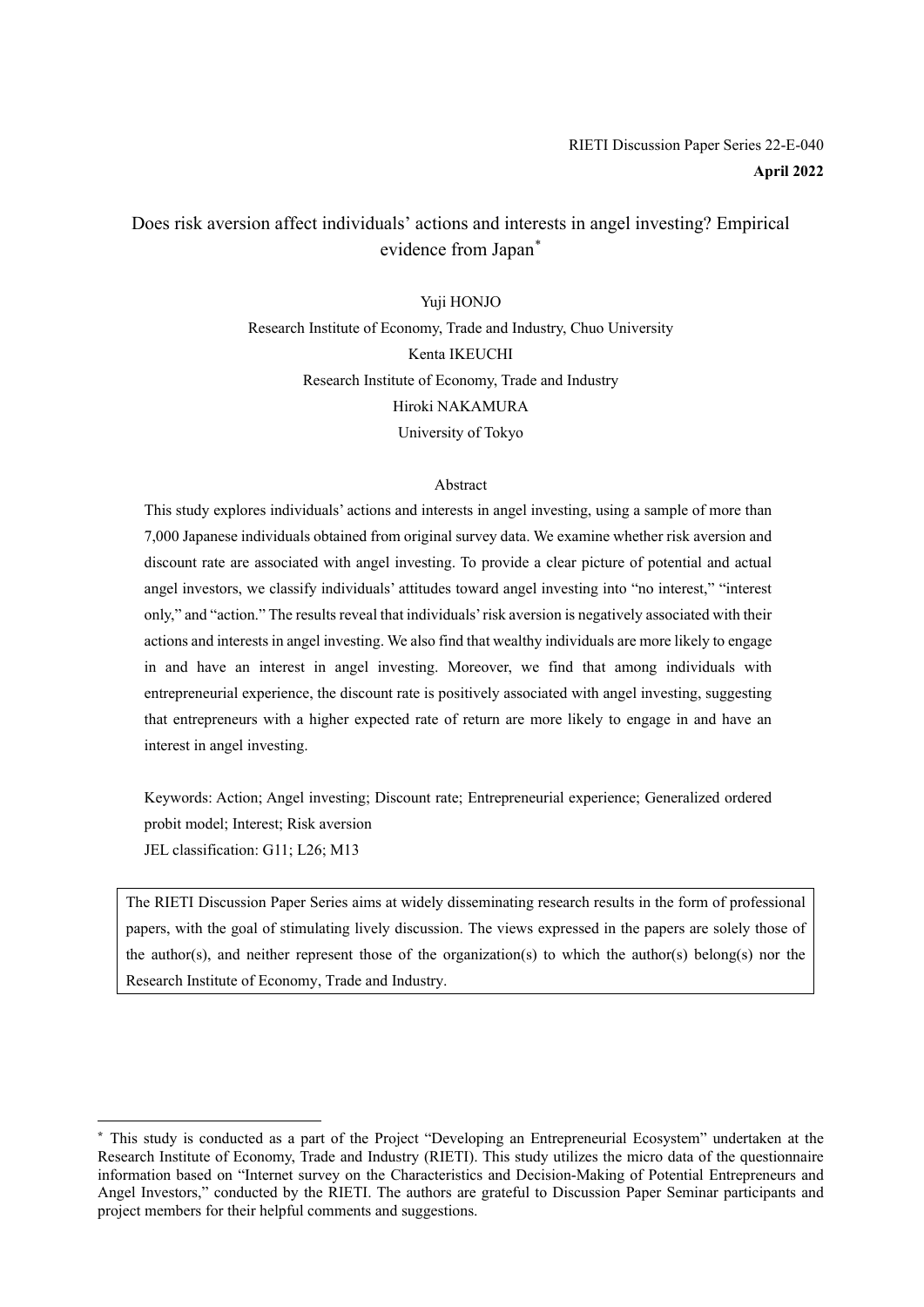RIETI Discussion Paper Series 22-E-040

**April 2022**

# Does risk aversion affect individuals' actions and interests in angel investing? Empirical evidence from Japan[*]

Yuji HONJO

Research Institute of Economy, Trade and Industry, Chuo University

Kenta IKEUCHI

Research Institute of Economy, Trade and Industry

Hiroki NAKAMURA

University of Tokyo

## Abstract

This study explores individuals' actions and interests in angel investing, using a sample of more than 7,000 Japanese individuals obtained from original survey data. We examine whether risk aversion and discount rate are associated with angel investing. To provide a clear picture of potential and actual angel investors, we classify individuals' attitudes toward angel investing into "no interest," "interest only," and "action." The results reveal that individuals' risk aversion is negatively associated with their actions and interests in angel investing. We also find that wealthy individuals are more likely to engage in and have an interest in angel investing. Moreover, we find that among individuals with entrepreneurial experience, the discount rate is positively associated with angel investing, suggesting that entrepreneurs with a higher expected rate of return are more likely to engage in and have an interest in angel investing.

Keywords: Action; Angel investing; Discount rate; Entrepreneurial experience; Generalized ordered probit model; Interest; Risk aversion

JEL classification: G11; L26; M13

The RIETI Discussion Paper Series aims at widely disseminating research results in the form of professional papers, with the goal of stimulating lively discussion. The views expressed in the papers are solely those of the author(s), and neither represent those of the organization(s) to which the author(s) belong(s) nor the Research Institute of Economy, Trade and Industry.

[*] This study is conducted as a part of the Project "Developing an Entrepreneurial Ecosystem" undertaken at the Research Institute of Economy, Trade and Industry (RIETI). This study utilizes the micro data of the questionnaire information based on "Internet survey on the Characteristics and Decision-Making of Potential Entrepreneurs and Angel Investors," conducted by the RIETI. The authors are grateful to Discussion Paper Seminar participants and project members for their helpful comments and suggestions.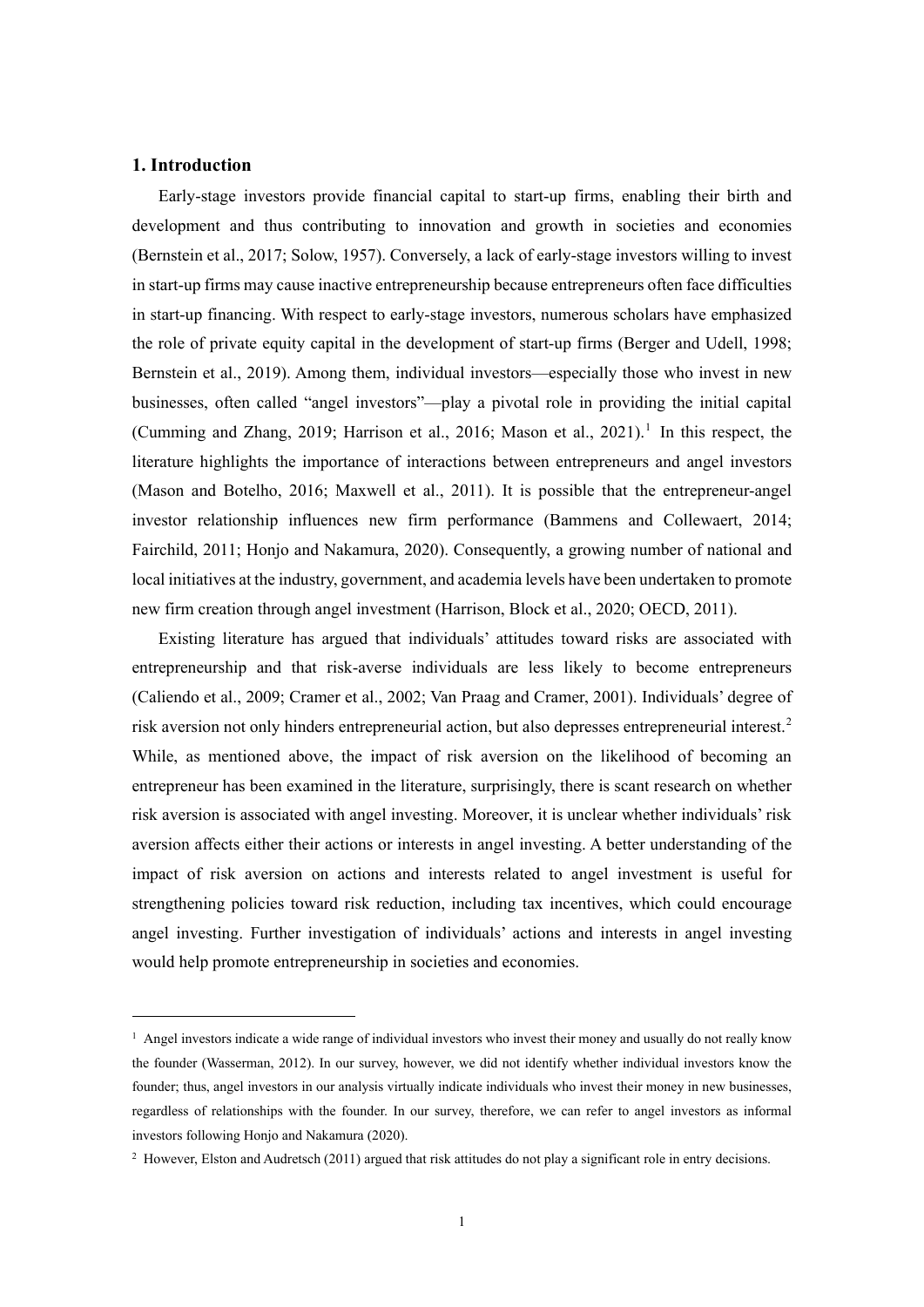## 1. Introduction

Early-stage investors provide financial capital to start-up firms, enabling their birth and development and thus contributing to innovation and growth in societies and economies (Bernstein et al., 2017; Solow, 1957). Conversely, a lack of early-stage investors willing to invest in start-up firms may cause inactive entrepreneurship because entrepreneurs often face difficulties in start-up financing. With respect to early-stage investors, numerous scholars have emphasized the role of private equity capital in the development of start-up firms (Berger and Udell, 1998; Bernstein et al., 2019). Among them, individual investors—especially those who invest in new businesses, often called "angel investors"—play a pivotal role in providing the initial capital (Cumming and Zhang, 2019; Harrison et al., 2016; Mason et al., 2021).[1] In this respect, the literature highlights the importance of interactions between entrepreneurs and angel investors (Mason and Botelho, 2016; Maxwell et al., 2011). It is possible that the entrepreneur-angel investor relationship influences new firm performance (Bammens and Collewaert, 2014; Fairchild, 2011; Honjo and Nakamura, 2020). Consequently, a growing number of national and local initiatives at the industry, government, and academia levels have been undertaken to promote new firm creation through angel investment (Harrison, Block et al., 2020; OECD, 2011).

Existing literature has argued that individuals' attitudes toward risks are associated with entrepreneurship and that risk-averse individuals are less likely to become entrepreneurs (Caliendo et al., 2009; Cramer et al., 2002; Van Praag and Cramer, 2001). Individuals' degree of risk aversion not only hinders entrepreneurial action, but also depresses entrepreneurial interest.[2] While, as mentioned above, the impact of risk aversion on the likelihood of becoming an entrepreneur has been examined in the literature, surprisingly, there is scant research on whether risk aversion is associated with angel investing. Moreover, it is unclear whether individuals' risk aversion affects either their actions or interests in angel investing. A better understanding of the impact of risk aversion on actions and interests related to angel investment is useful for strengthening policies toward risk reduction, including tax incentives, which could encourage angel investing. Further investigation of individuals' actions and interests in angel investing would help promote entrepreneurship in societies and economies.

---

[1] Angel investors indicate a wide range of individual investors who invest their money and usually do not really know the founder (Wasserman, 2012). In our survey, however, we did not identify whether individual investors know the founder; thus, angel investors in our analysis virtually indicate individuals who invest their money in new businesses, regardless of relationships with the founder. In our survey, therefore, we can refer to angel investors as informal investors following Honjo and Nakamura (2020).

[2] However, Elston and Audretsch (2011) argued that risk attitudes do not play a significant role in entry decisions.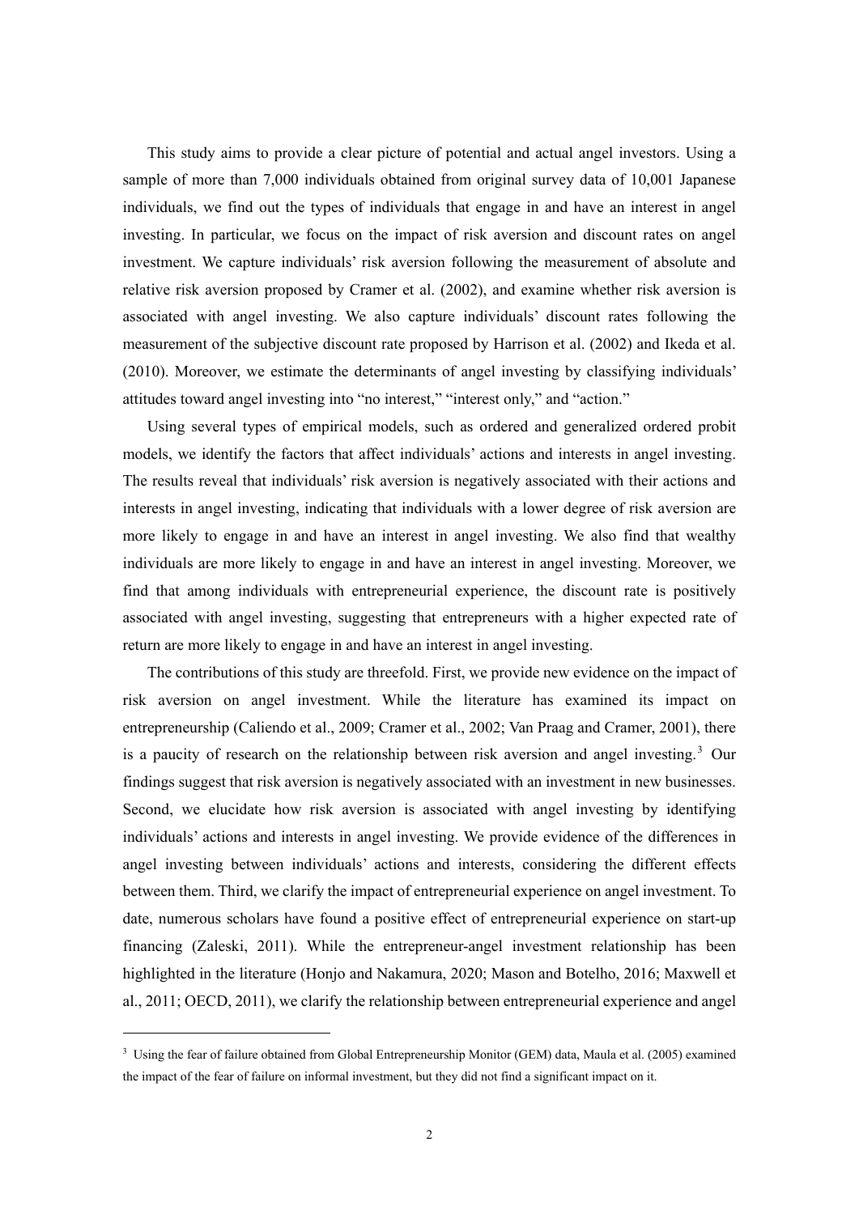This study aims to provide a clear picture of potential and actual angel investors. Using a sample of more than 7,000 individuals obtained from original survey data of 10,001 Japanese individuals, we find out the types of individuals that engage in and have an interest in angel investing. In particular, we focus on the impact of risk aversion and discount rates on angel investment. We capture individuals' risk aversion following the measurement of absolute and relative risk aversion proposed by Cramer et al. (2002), and examine whether risk aversion is associated with angel investing. We also capture individuals' discount rates following the measurement of the subjective discount rate proposed by Harrison et al. (2002) and Ikeda et al. (2010). Moreover, we estimate the determinants of angel investing by classifying individuals' attitudes toward angel investing into "no interest," "interest only," and "action."

Using several types of empirical models, such as ordered and generalized ordered probit models, we identify the factors that affect individuals' actions and interests in angel investing. The results reveal that individuals' risk aversion is negatively associated with their actions and interests in angel investing, indicating that individuals with a lower degree of risk aversion are more likely to engage in and have an interest in angel investing. We also find that wealthy individuals are more likely to engage in and have an interest in angel investing. Moreover, we find that among individuals with entrepreneurial experience, the discount rate is positively associated with angel investing, suggesting that entrepreneurs with a higher expected rate of return are more likely to engage in and have an interest in angel investing.

The contributions of this study are threefold. First, we provide new evidence on the impact of risk aversion on angel investment. While the literature has examined its impact on entrepreneurship (Caliendo et al., 2009; Cramer et al., 2002; Van Praag and Cramer, 2001), there is a paucity of research on the relationship between risk aversion and angel investing.[3] Our findings suggest that risk aversion is negatively associated with an investment in new businesses. Second, we elucidate how risk aversion is associated with angel investing by identifying individuals' actions and interests in angel investing. We provide evidence of the differences in angel investing between individuals' actions and interests, considering the different effects between them. Third, we clarify the impact of entrepreneurial experience on angel investment. To date, numerous scholars have found a positive effect of entrepreneurial experience on start-up financing (Zaleski, 2011). While the entrepreneur-angel investment relationship has been highlighted in the literature (Honjo and Nakamura, 2020; Mason and Botelho, 2016; Maxwell et al., 2011; OECD, 2011), we clarify the relationship between entrepreneurial experience and angel

---

[3] Using the fear of failure obtained from Global Entrepreneurship Monitor (GEM) data, Maula et al. (2005) examined the impact of the fear of failure on informal investment, but they did not find a significant impact on it.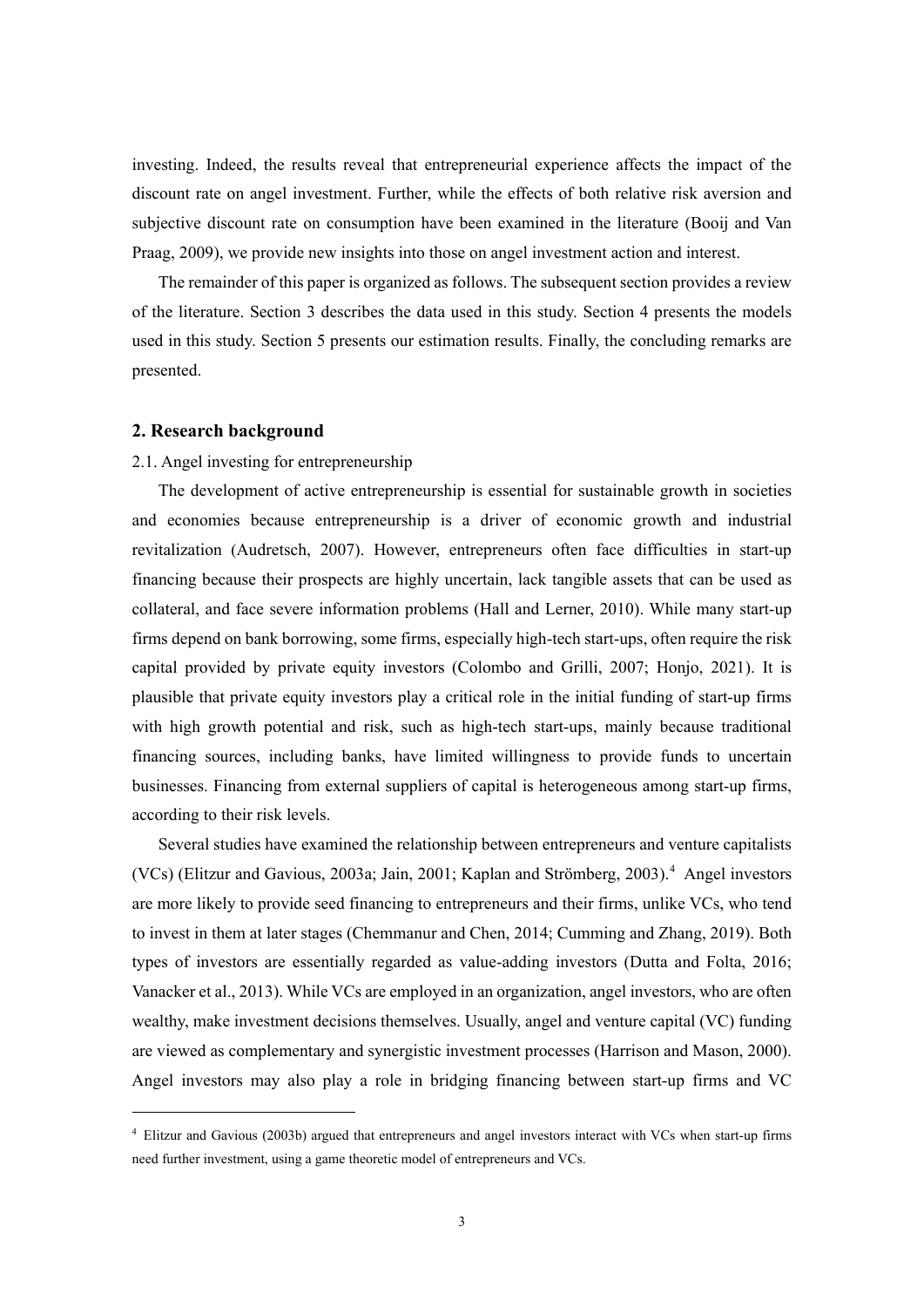investing. Indeed, the results reveal that entrepreneurial experience affects the impact of the discount rate on angel investment. Further, while the effects of both relative risk aversion and subjective discount rate on consumption have been examined in the literature (Booij and Van Praag, 2009), we provide new insights into those on angel investment action and interest.

The remainder of this paper is organized as follows. The subsequent section provides a review of the literature. Section 3 describes the data used in this study. Section 4 presents the models used in this study. Section 5 presents our estimation results. Finally, the concluding remarks are presented.

## 2. Research background

### 2.1. Angel investing for entrepreneurship

The development of active entrepreneurship is essential for sustainable growth in societies and economies because entrepreneurship is a driver of economic growth and industrial revitalization (Audretsch, 2007). However, entrepreneurs often face difficulties in start-up financing because their prospects are highly uncertain, lack tangible assets that can be used as collateral, and face severe information problems (Hall and Lerner, 2010). While many start-up firms depend on bank borrowing, some firms, especially high-tech start-ups, often require the risk capital provided by private equity investors (Colombo and Grilli, 2007; Honjo, 2021). It is plausible that private equity investors play a critical role in the initial funding of start-up firms with high growth potential and risk, such as high-tech start-ups, mainly because traditional financing sources, including banks, have limited willingness to provide funds to uncertain businesses. Financing from external suppliers of capital is heterogeneous among start-up firms, according to their risk levels.

Several studies have examined the relationship between entrepreneurs and venture capitalists (VCs) (Elitzur and Gavious, 2003a; Jain, 2001; Kaplan and Strömberg, 2003).[4] Angel investors are more likely to provide seed financing to entrepreneurs and their firms, unlike VCs, who tend to invest in them at later stages (Chemmanur and Chen, 2014; Cumming and Zhang, 2019). Both types of investors are essentially regarded as value-adding investors (Dutta and Folta, 2016; Vanacker et al., 2013). While VCs are employed in an organization, angel investors, who are often wealthy, make investment decisions themselves. Usually, angel and venture capital (VC) funding are viewed as complementary and synergistic investment processes (Harrison and Mason, 2000). Angel investors may also play a role in bridging financing between start-up firms and VC

[4] Elitzur and Gavious (2003b) argued that entrepreneurs and angel investors interact with VCs when start-up firms need further investment, using a game theoretic model of entrepreneurs and VCs.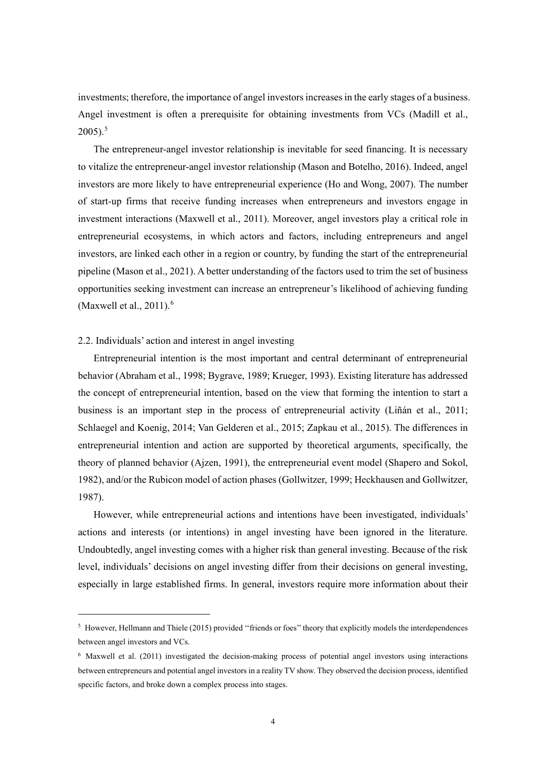investments; therefore, the importance of angel investors increases in the early stages of a business. Angel investment is often a prerequisite for obtaining investments from VCs (Madill et al., 2005).[5]

The entrepreneur-angel investor relationship is inevitable for seed financing. It is necessary to vitalize the entrepreneur-angel investor relationship (Mason and Botelho, 2016). Indeed, angel investors are more likely to have entrepreneurial experience (Ho and Wong, 2007). The number of start-up firms that receive funding increases when entrepreneurs and investors engage in investment interactions (Maxwell et al., 2011). Moreover, angel investors play a critical role in entrepreneurial ecosystems, in which actors and factors, including entrepreneurs and angel investors, are linked each other in a region or country, by funding the start of the entrepreneurial pipeline (Mason et al., 2021). A better understanding of the factors used to trim the set of business opportunities seeking investment can increase an entrepreneur's likelihood of achieving funding (Maxwell et al., 2011).[6]

## 2.2. Individuals' action and interest in angel investing

Entrepreneurial intention is the most important and central determinant of entrepreneurial behavior (Abraham et al., 1998; Bygrave, 1989; Krueger, 1993). Existing literature has addressed the concept of entrepreneurial intention, based on the view that forming the intention to start a business is an important step in the process of entrepreneurial activity (Liñán et al., 2011; Schlaegel and Koenig, 2014; Van Gelderen et al., 2015; Zapkau et al., 2015). The differences in entrepreneurial intention and action are supported by theoretical arguments, specifically, the theory of planned behavior (Ajzen, 1991), the entrepreneurial event model (Shapero and Sokol, 1982), and/or the Rubicon model of action phases (Gollwitzer, 1999; Heckhausen and Gollwitzer, 1987).

However, while entrepreneurial actions and intentions have been investigated, individuals' actions and interests (or intentions) in angel investing have been ignored in the literature. Undoubtedly, angel investing comes with a higher risk than general investing. Because of the risk level, individuals' decisions on angel investing differ from their decisions on general investing, especially in large established firms. In general, investors require more information about their

---

[5] However, Hellmann and Thiele (2015) provided "friends or foes" theory that explicitly models the interdependences between angel investors and VCs.

[6] Maxwell et al. (2011) investigated the decision-making process of potential angel investors using interactions between entrepreneurs and potential angel investors in a reality TV show. They observed the decision process, identified specific factors, and broke down a complex process into stages.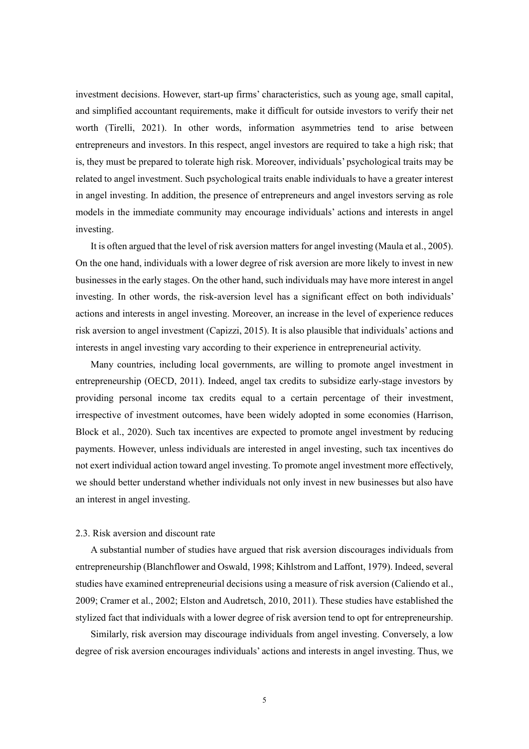investment decisions. However, start-up firms' characteristics, such as young age, small capital, and simplified accountant requirements, make it difficult for outside investors to verify their net worth (Tirelli, 2021). In other words, information asymmetries tend to arise between entrepreneurs and investors. In this respect, angel investors are required to take a high risk; that is, they must be prepared to tolerate high risk. Moreover, individuals' psychological traits may be related to angel investment. Such psychological traits enable individuals to have a greater interest in angel investing. In addition, the presence of entrepreneurs and angel investors serving as role models in the immediate community may encourage individuals' actions and interests in angel investing.

It is often argued that the level of risk aversion matters for angel investing (Maula et al., 2005). On the one hand, individuals with a lower degree of risk aversion are more likely to invest in new businesses in the early stages. On the other hand, such individuals may have more interest in angel investing. In other words, the risk-aversion level has a significant effect on both individuals' actions and interests in angel investing. Moreover, an increase in the level of experience reduces risk aversion to angel investment (Capizzi, 2015). It is also plausible that individuals' actions and interests in angel investing vary according to their experience in entrepreneurial activity.

Many countries, including local governments, are willing to promote angel investment in entrepreneurship (OECD, 2011). Indeed, angel tax credits to subsidize early-stage investors by providing personal income tax credits equal to a certain percentage of their investment, irrespective of investment outcomes, have been widely adopted in some economies (Harrison, Block et al., 2020). Such tax incentives are expected to promote angel investment by reducing payments. However, unless individuals are interested in angel investing, such tax incentives do not exert individual action toward angel investing. To promote angel investment more effectively, we should better understand whether individuals not only invest in new businesses but also have an interest in angel investing.

### 2.3. Risk aversion and discount rate

A substantial number of studies have argued that risk aversion discourages individuals from entrepreneurship (Blanchflower and Oswald, 1998; Kihlstrom and Laffont, 1979). Indeed, several studies have examined entrepreneurial decisions using a measure of risk aversion (Caliendo et al., 2009; Cramer et al., 2002; Elston and Audretsch, 2010, 2011). These studies have established the stylized fact that individuals with a lower degree of risk aversion tend to opt for entrepreneurship.

Similarly, risk aversion may discourage individuals from angel investing. Conversely, a low degree of risk aversion encourages individuals' actions and interests in angel investing. Thus, we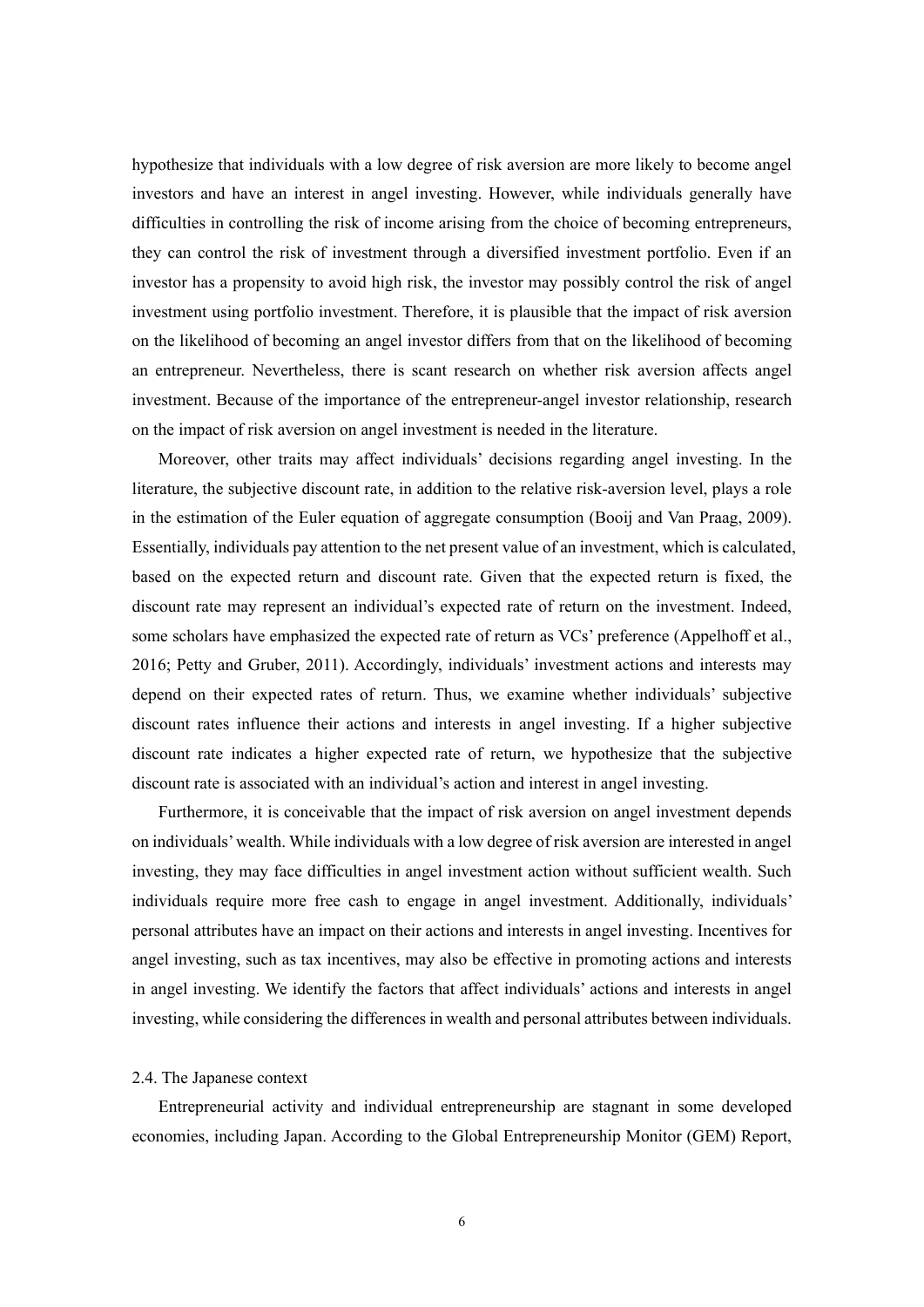hypothesize that individuals with a low degree of risk aversion are more likely to become angel investors and have an interest in angel investing. However, while individuals generally have difficulties in controlling the risk of income arising from the choice of becoming entrepreneurs, they can control the risk of investment through a diversified investment portfolio. Even if an investor has a propensity to avoid high risk, the investor may possibly control the risk of angel investment using portfolio investment. Therefore, it is plausible that the impact of risk aversion on the likelihood of becoming an angel investor differs from that on the likelihood of becoming an entrepreneur. Nevertheless, there is scant research on whether risk aversion affects angel investment. Because of the importance of the entrepreneur-angel investor relationship, research on the impact of risk aversion on angel investment is needed in the literature.

Moreover, other traits may affect individuals' decisions regarding angel investing. In the literature, the subjective discount rate, in addition to the relative risk-aversion level, plays a role in the estimation of the Euler equation of aggregate consumption (Booij and Van Praag, 2009). Essentially, individuals pay attention to the net present value of an investment, which is calculated, based on the expected return and discount rate. Given that the expected return is fixed, the discount rate may represent an individual's expected rate of return on the investment. Indeed, some scholars have emphasized the expected rate of return as VCs' preference (Appelhoff et al., 2016; Petty and Gruber, 2011). Accordingly, individuals' investment actions and interests may depend on their expected rates of return. Thus, we examine whether individuals' subjective discount rates influence their actions and interests in angel investing. If a higher subjective discount rate indicates a higher expected rate of return, we hypothesize that the subjective discount rate is associated with an individual's action and interest in angel investing.

Furthermore, it is conceivable that the impact of risk aversion on angel investment depends on individuals' wealth. While individuals with a low degree of risk aversion are interested in angel investing, they may face difficulties in angel investment action without sufficient wealth. Such individuals require more free cash to engage in angel investment. Additionally, individuals' personal attributes have an impact on their actions and interests in angel investing. Incentives for angel investing, such as tax incentives, may also be effective in promoting actions and interests in angel investing. We identify the factors that affect individuals' actions and interests in angel investing, while considering the differences in wealth and personal attributes between individuals.

### 2.4. The Japanese context

Entrepreneurial activity and individual entrepreneurship are stagnant in some developed economies, including Japan. According to the Global Entrepreneurship Monitor (GEM) Report,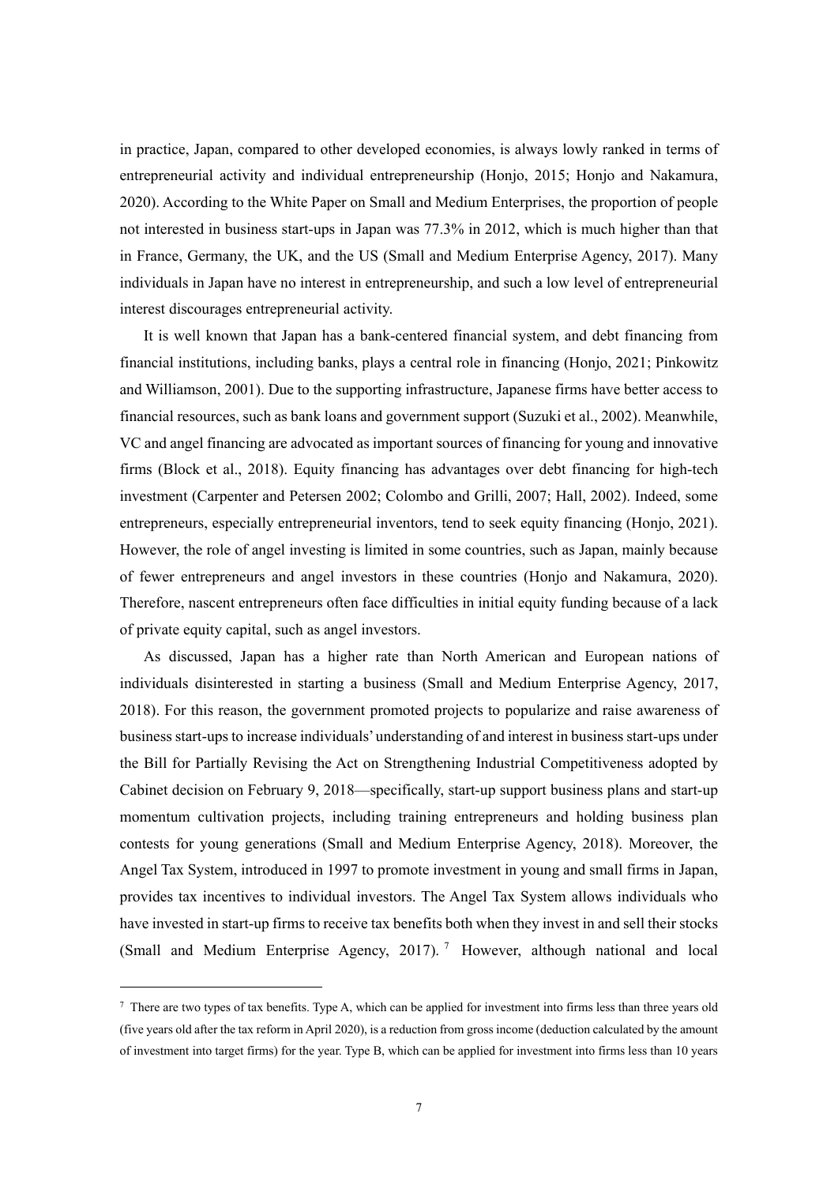in practice, Japan, compared to other developed economies, is always lowly ranked in terms of entrepreneurial activity and individual entrepreneurship (Honjo, 2015; Honjo and Nakamura, 2020). According to the White Paper on Small and Medium Enterprises, the proportion of people not interested in business start-ups in Japan was 77.3% in 2012, which is much higher than that in France, Germany, the UK, and the US (Small and Medium Enterprise Agency, 2017). Many individuals in Japan have no interest in entrepreneurship, and such a low level of entrepreneurial interest discourages entrepreneurial activity.

It is well known that Japan has a bank-centered financial system, and debt financing from financial institutions, including banks, plays a central role in financing (Honjo, 2021; Pinkowitz and Williamson, 2001). Due to the supporting infrastructure, Japanese firms have better access to financial resources, such as bank loans and government support (Suzuki et al., 2002). Meanwhile, VC and angel financing are advocated as important sources of financing for young and innovative firms (Block et al., 2018). Equity financing has advantages over debt financing for high-tech investment (Carpenter and Petersen 2002; Colombo and Grilli, 2007; Hall, 2002). Indeed, some entrepreneurs, especially entrepreneurial inventors, tend to seek equity financing (Honjo, 2021). However, the role of angel investing is limited in some countries, such as Japan, mainly because of fewer entrepreneurs and angel investors in these countries (Honjo and Nakamura, 2020). Therefore, nascent entrepreneurs often face difficulties in initial equity funding because of a lack of private equity capital, such as angel investors.

As discussed, Japan has a higher rate than North American and European nations of individuals disinterested in starting a business (Small and Medium Enterprise Agency, 2017, 2018). For this reason, the government promoted projects to popularize and raise awareness of business start-ups to increase individuals' understanding of and interest in business start-ups under the Bill for Partially Revising the Act on Strengthening Industrial Competitiveness adopted by Cabinet decision on February 9, 2018—specifically, start-up support business plans and start-up momentum cultivation projects, including training entrepreneurs and holding business plan contests for young generations (Small and Medium Enterprise Agency, 2018). Moreover, the Angel Tax System, introduced in 1997 to promote investment in young and small firms in Japan, provides tax incentives to individual investors. The Angel Tax System allows individuals who have invested in start-up firms to receive tax benefits both when they invest in and sell their stocks (Small and Medium Enterprise Agency, 2017).[7] However, although national and local

[7] There are two types of tax benefits. Type A, which can be applied for investment into firms less than three years old (five years old after the tax reform in April 2020), is a reduction from gross income (deduction calculated by the amount of investment into target firms) for the year. Type B, which can be applied for investment into firms less than 10 years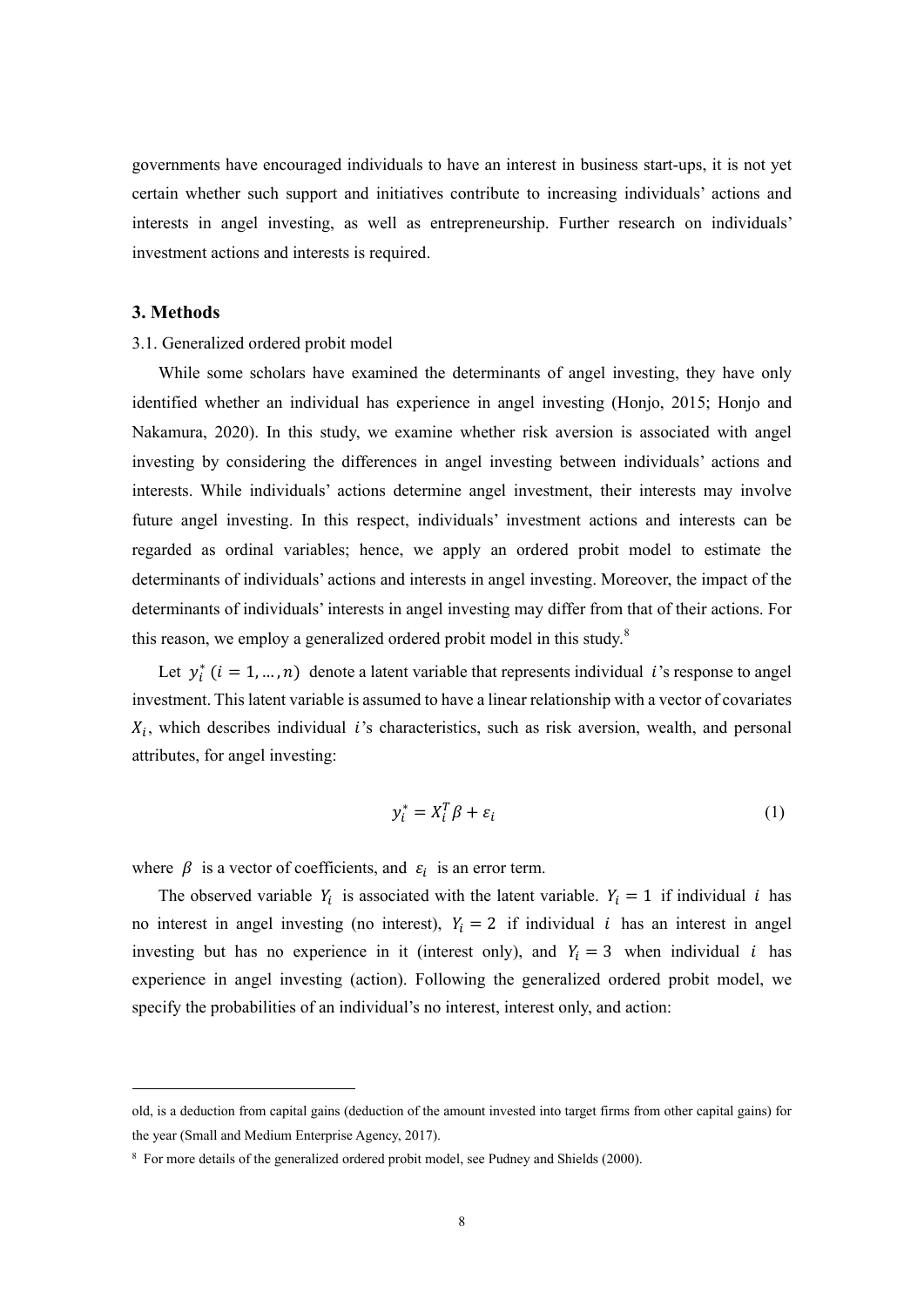governments have encouraged individuals to have an interest in business start-ups, it is not yet certain whether such support and initiatives contribute to increasing individuals' actions and interests in angel investing, as well as entrepreneurship. Further research on individuals' investment actions and interests is required.

## 3. Methods

### 3.1. Generalized ordered probit model

While some scholars have examined the determinants of angel investing, they have only identified whether an individual has experience in angel investing (Honjo, 2015; Honjo and Nakamura, 2020). In this study, we examine whether risk aversion is associated with angel investing by considering the differences in angel investing between individuals' actions and interests. While individuals' actions determine angel investment, their interests may involve future angel investing. In this respect, individuals' investment actions and interests can be regarded as ordinal variables; hence, we apply an ordered probit model to estimate the determinants of individuals' actions and interests in angel investing. Moreover, the impact of the determinants of individuals' interests in angel investing may differ from that of their actions. For this reason, we employ a generalized ordered probit model in this study.[8]

Let $y_i^*$ $(i = 1, \ldots, n)$ denote a latent variable that represents individual $i$'s response to angel investment. This latent variable is assumed to have a linear relationship with a vector of covariates $X_i$, which describes individual $i$'s characteristics, such as risk aversion, wealth, and personal attributes, for angel investing:

$$y_i^* = X_i^T \beta + \varepsilon_i \tag{1}$$

where $\beta$ is a vector of coefficients, and $\varepsilon_i$ is an error term.

The observed variable $Y_i$ is associated with the latent variable. $Y_i = 1$ if individual $i$ has no interest in angel investing (no interest), $Y_i = 2$ if individual $i$ has an interest in angel investing but has no experience in it (interest only), and $Y_i = 3$ when individual $i$ has experience in angel investing (action). Following the generalized ordered probit model, we specify the probabilities of an individual's no interest, interest only, and action:

---

old, is a deduction from capital gains (deduction of the amount invested into target firms from other capital gains) for the year (Small and Medium Enterprise Agency, 2017).

[8] For more details of the generalized ordered probit model, see Pudney and Shields (2000).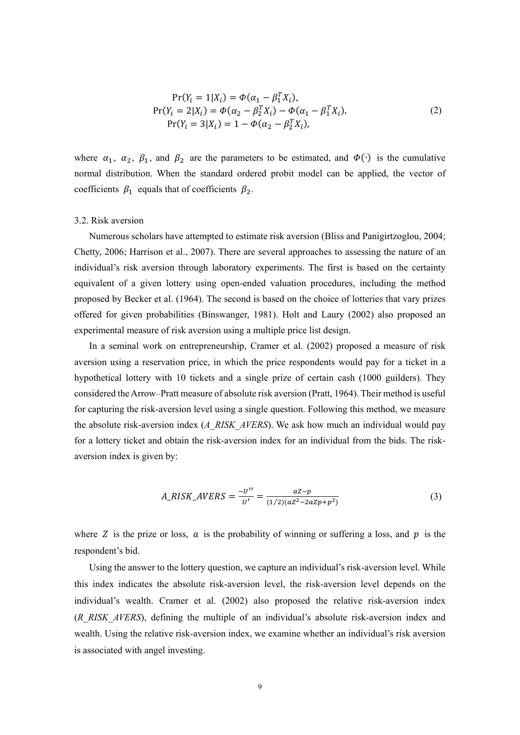$$
\begin{aligned}
\Pr(Y_i = 1|X_i) &= \Phi(\alpha_1 - \beta_1^T X_i), \\
\Pr(Y_i = 2|X_i) &= \Phi(\alpha_2 - \beta_2^T X_i) - \Phi(\alpha_1 - \beta_1^T X_i), \\
\Pr(Y_i = 3|X_i) &= 1 - \Phi(\alpha_2 - \beta_2^T X_i),
\end{aligned}
\tag{2}
$$

where $\alpha_1$, $\alpha_2$, $\beta_1$, and $\beta_2$ are the parameters to be estimated, and $\Phi(\cdot)$ is the cumulative normal distribution. When the standard ordered probit model can be applied, the vector of coefficients $\beta_1$ equals that of coefficients $\beta_2$.

### 3.2. Risk aversion

Numerous scholars have attempted to estimate risk aversion (Bliss and Panigirtzoglou, 2004; Chetty, 2006; Harrison et al., 2007). There are several approaches to assessing the nature of an individual's risk aversion through laboratory experiments. The first is based on the certainty equivalent of a given lottery using open-ended valuation procedures, including the method proposed by Becker et al. (1964). The second is based on the choice of lotteries that vary prizes offered for given probabilities (Binswanger, 1981). Holt and Laury (2002) also proposed an experimental measure of risk aversion using a multiple price list design.

In a seminal work on entrepreneurship, Cramer et al. (2002) proposed a measure of risk aversion using a reservation price, in which the price respondents would pay for a ticket in a hypothetical lottery with 10 tickets and a single prize of certain cash (1000 guilders). They considered the Arrow–Pratt measure of absolute risk aversion (Pratt, 1964). Their method is useful for capturing the risk-aversion level using a single question. Following this method, we measure the absolute risk-aversion index (*A_RISK_AVERS*). We ask how much an individual would pay for a lottery ticket and obtain the risk-aversion index for an individual from the bids. The risk-aversion index is given by:

$$
A\_RISK\_AVERS = \frac{-U''}{U'} = \frac{aZ - p}{(1/2)(aZ^2 - 2aZp + p^2)} \tag{3}
$$

where $Z$ is the prize or loss, $a$ is the probability of winning or suffering a loss, and $p$ is the respondent's bid.

Using the answer to the lottery question, we capture an individual's risk-aversion level. While this index indicates the absolute risk-aversion level, the risk-aversion level depends on the individual's wealth. Cramer et al. (2002) also proposed the relative risk-aversion index (*R_RISK_AVERS*), defining the multiple of an individual's absolute risk-aversion index and wealth. Using the relative risk-aversion index, we examine whether an individual's risk aversion is associated with angel investing.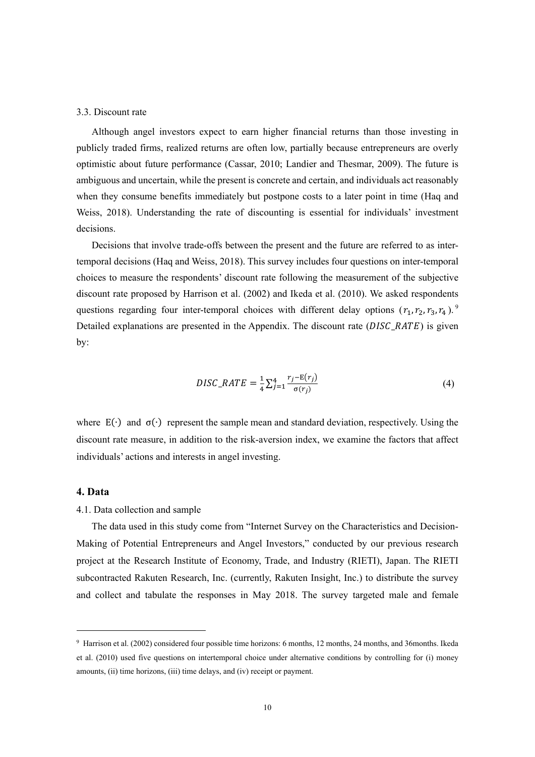### 3.3. Discount rate

Although angel investors expect to earn higher financial returns than those investing in publicly traded firms, realized returns are often low, partially because entrepreneurs are overly optimistic about future performance (Cassar, 2010; Landier and Thesmar, 2009). The future is ambiguous and uncertain, while the present is concrete and certain, and individuals act reasonably when they consume benefits immediately but postpone costs to a later point in time (Haq and Weiss, 2018). Understanding the rate of discounting is essential for individuals' investment decisions.

Decisions that involve trade-offs between the present and the future are referred to as inter-temporal decisions (Haq and Weiss, 2018). This survey includes four questions on inter-temporal choices to measure the respondents' discount rate following the measurement of the subjective discount rate proposed by Harrison et al. (2002) and Ikeda et al. (2010). We asked respondents questions regarding four inter-temporal choices with different delay options ($r_1, r_2, r_3, r_4$).[9] Detailed explanations are presented in the Appendix. The discount rate ($DISC\_RATE$) is given by:

$$DISC\_RATE = \frac{1}{4}\sum_{j=1}^{4}\frac{r_j - \mathrm{E}(r_j)}{\sigma(r_j)} \tag{4}$$

where $\mathrm{E}(\cdot)$ and $\sigma(\cdot)$ represent the sample mean and standard deviation, respectively. Using the discount rate measure, in addition to the risk-aversion index, we examine the factors that affect individuals' actions and interests in angel investing.

## 4. Data

### 4.1. Data collection and sample

The data used in this study come from "Internet Survey on the Characteristics and Decision-Making of Potential Entrepreneurs and Angel Investors," conducted by our previous research project at the Research Institute of Economy, Trade, and Industry (RIETI), Japan. The RIETI subcontracted Rakuten Research, Inc. (currently, Rakuten Insight, Inc.) to distribute the survey and collect and tabulate the responses in May 2018. The survey targeted male and female

---

[9] Harrison et al. (2002) considered four possible time horizons: 6 months, 12 months, 24 months, and 36months. Ikeda et al. (2010) used five questions on intertemporal choice under alternative conditions by controlling for (i) money amounts, (ii) time horizons, (iii) time delays, and (iv) receipt or payment.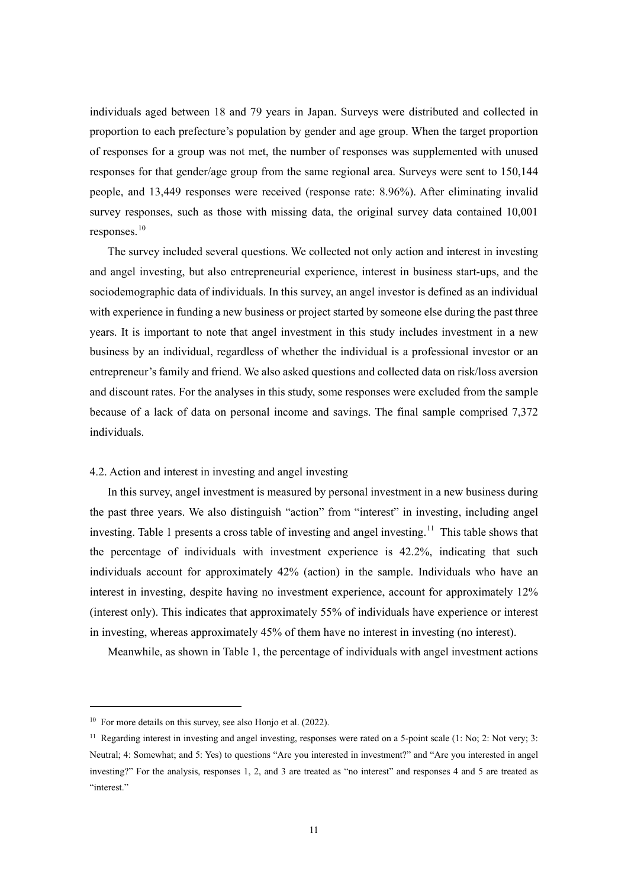individuals aged between 18 and 79 years in Japan. Surveys were distributed and collected in proportion to each prefecture's population by gender and age group. When the target proportion of responses for a group was not met, the number of responses was supplemented with unused responses for that gender/age group from the same regional area. Surveys were sent to 150,144 people, and 13,449 responses were received (response rate: 8.96%). After eliminating invalid survey responses, such as those with missing data, the original survey data contained 10,001 responses.[10]

The survey included several questions. We collected not only action and interest in investing and angel investing, but also entrepreneurial experience, interest in business start-ups, and the sociodemographic data of individuals. In this survey, an angel investor is defined as an individual with experience in funding a new business or project started by someone else during the past three years. It is important to note that angel investment in this study includes investment in a new business by an individual, regardless of whether the individual is a professional investor or an entrepreneur's family and friend. We also asked questions and collected data on risk/loss aversion and discount rates. For the analyses in this study, some responses were excluded from the sample because of a lack of data on personal income and savings. The final sample comprised 7,372 individuals.

### 4.2. Action and interest in investing and angel investing

In this survey, angel investment is measured by personal investment in a new business during the past three years. We also distinguish "action" from "interest" in investing, including angel investing. Table 1 presents a cross table of investing and angel investing.[11] This table shows that the percentage of individuals with investment experience is 42.2%, indicating that such individuals account for approximately 42% (action) in the sample. Individuals who have an interest in investing, despite having no investment experience, account for approximately 12% (interest only). This indicates that approximately 55% of individuals have experience or interest in investing, whereas approximately 45% of them have no interest in investing (no interest).

Meanwhile, as shown in Table 1, the percentage of individuals with angel investment actions

---

[10] For more details on this survey, see also Honjo et al. (2022).

[11] Regarding interest in investing and angel investing, responses were rated on a 5-point scale (1: No; 2: Not very; 3: Neutral; 4: Somewhat; and 5: Yes) to questions "Are you interested in investment?" and "Are you interested in angel investing?" For the analysis, responses 1, 2, and 3 are treated as "no interest" and responses 4 and 5 are treated as "interest."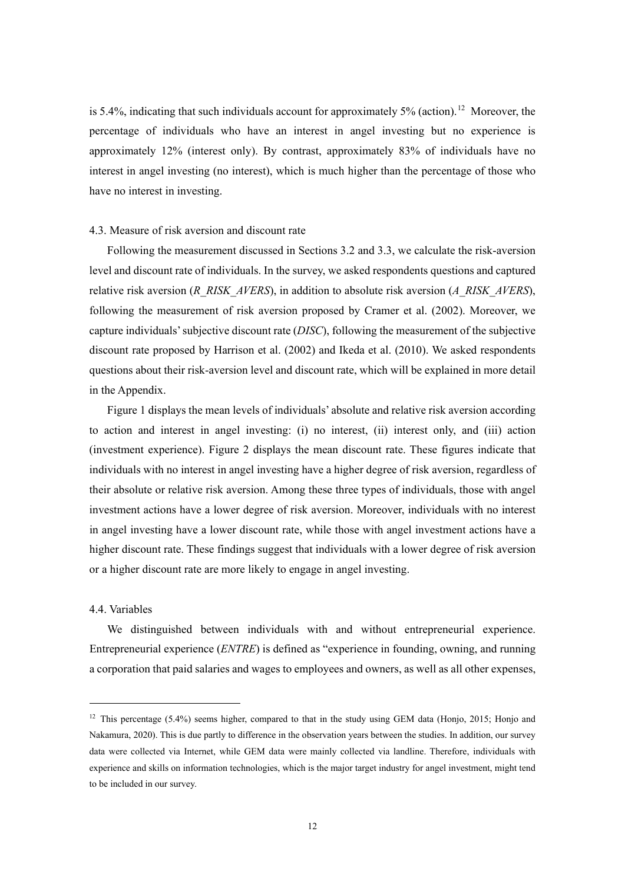is 5.4%, indicating that such individuals account for approximately 5% (action).[12] Moreover, the percentage of individuals who have an interest in angel investing but no experience is approximately 12% (interest only). By contrast, approximately 83% of individuals have no interest in angel investing (no interest), which is much higher than the percentage of those who have no interest in investing.

### 4.3. Measure of risk aversion and discount rate

Following the measurement discussed in Sections 3.2 and 3.3, we calculate the risk-aversion level and discount rate of individuals. In the survey, we asked respondents questions and captured relative risk aversion (*R_RISK_AVERS*), in addition to absolute risk aversion (*A_RISK_AVERS*), following the measurement of risk aversion proposed by Cramer et al. (2002). Moreover, we capture individuals' subjective discount rate (*DISC*), following the measurement of the subjective discount rate proposed by Harrison et al. (2002) and Ikeda et al. (2010). We asked respondents questions about their risk-aversion level and discount rate, which will be explained in more detail in the Appendix.

Figure 1 displays the mean levels of individuals' absolute and relative risk aversion according to action and interest in angel investing: (i) no interest, (ii) interest only, and (iii) action (investment experience). Figure 2 displays the mean discount rate. These figures indicate that individuals with no interest in angel investing have a higher degree of risk aversion, regardless of their absolute or relative risk aversion. Among these three types of individuals, those with angel investment actions have a lower degree of risk aversion. Moreover, individuals with no interest in angel investing have a lower discount rate, while those with angel investment actions have a higher discount rate. These findings suggest that individuals with a lower degree of risk aversion or a higher discount rate are more likely to engage in angel investing.

### 4.4. Variables

We distinguished between individuals with and without entrepreneurial experience. Entrepreneurial experience (*ENTRE*) is defined as "experience in founding, owning, and running a corporation that paid salaries and wages to employees and owners, as well as all other expenses,

---

[12] This percentage (5.4%) seems higher, compared to that in the study using GEM data (Honjo, 2015; Honjo and Nakamura, 2020). This is due partly to difference in the observation years between the studies. In addition, our survey data were collected via Internet, while GEM data were mainly collected via landline. Therefore, individuals with experience and skills on information technologies, which is the major target industry for angel investment, might tend to be included in our survey.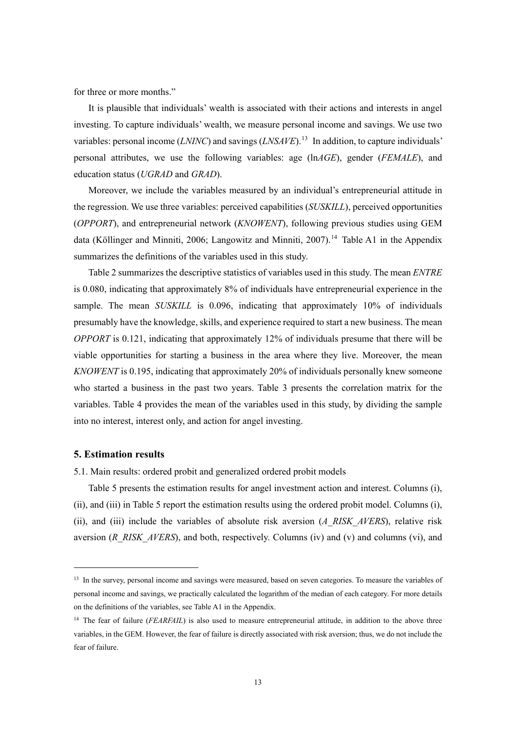for three or more months."

It is plausible that individuals' wealth is associated with their actions and interests in angel investing. To capture individuals' wealth, we measure personal income and savings. We use two variables: personal income (*LNINC*) and savings (*LNSAVE*).[13] In addition, to capture individuals' personal attributes, we use the following variables: age (ln*AGE*), gender (*FEMALE*), and education status (*UGRAD* and *GRAD*).

Moreover, we include the variables measured by an individual's entrepreneurial attitude in the regression. We use three variables: perceived capabilities (*SUSKILL*), perceived opportunities (*OPPORT*), and entrepreneurial network (*KNOWENT*), following previous studies using GEM data (Köllinger and Minniti, 2006; Langowitz and Minniti, 2007).[14] Table A1 in the Appendix summarizes the definitions of the variables used in this study.

Table 2 summarizes the descriptive statistics of variables used in this study. The mean *ENTRE* is 0.080, indicating that approximately 8% of individuals have entrepreneurial experience in the sample. The mean *SUSKILL* is 0.096, indicating that approximately 10% of individuals presumably have the knowledge, skills, and experience required to start a new business. The mean *OPPORT* is 0.121, indicating that approximately 12% of individuals presume that there will be viable opportunities for starting a business in the area where they live. Moreover, the mean *KNOWENT* is 0.195, indicating that approximately 20% of individuals personally knew someone who started a business in the past two years. Table 3 presents the correlation matrix for the variables. Table 4 provides the mean of the variables used in this study, by dividing the sample into no interest, interest only, and action for angel investing.

## 5. Estimation results

5.1. Main results: ordered probit and generalized ordered probit models

Table 5 presents the estimation results for angel investment action and interest. Columns (i), (ii), and (iii) in Table 5 report the estimation results using the ordered probit model. Columns (i), (ii), and (iii) include the variables of absolute risk aversion (*A_RISK_AVERS*), relative risk aversion (*R_RISK_AVERS*), and both, respectively. Columns (iv) and (v) and columns (vi), and

---

[13] In the survey, personal income and savings were measured, based on seven categories. To measure the variables of personal income and savings, we practically calculated the logarithm of the median of each category. For more details on the definitions of the variables, see Table A1 in the Appendix.

[14] The fear of failure (*FEARFAIL*) is also used to measure entrepreneurial attitude, in addition to the above three variables, in the GEM. However, the fear of failure is directly associated with risk aversion; thus, we do not include the fear of failure.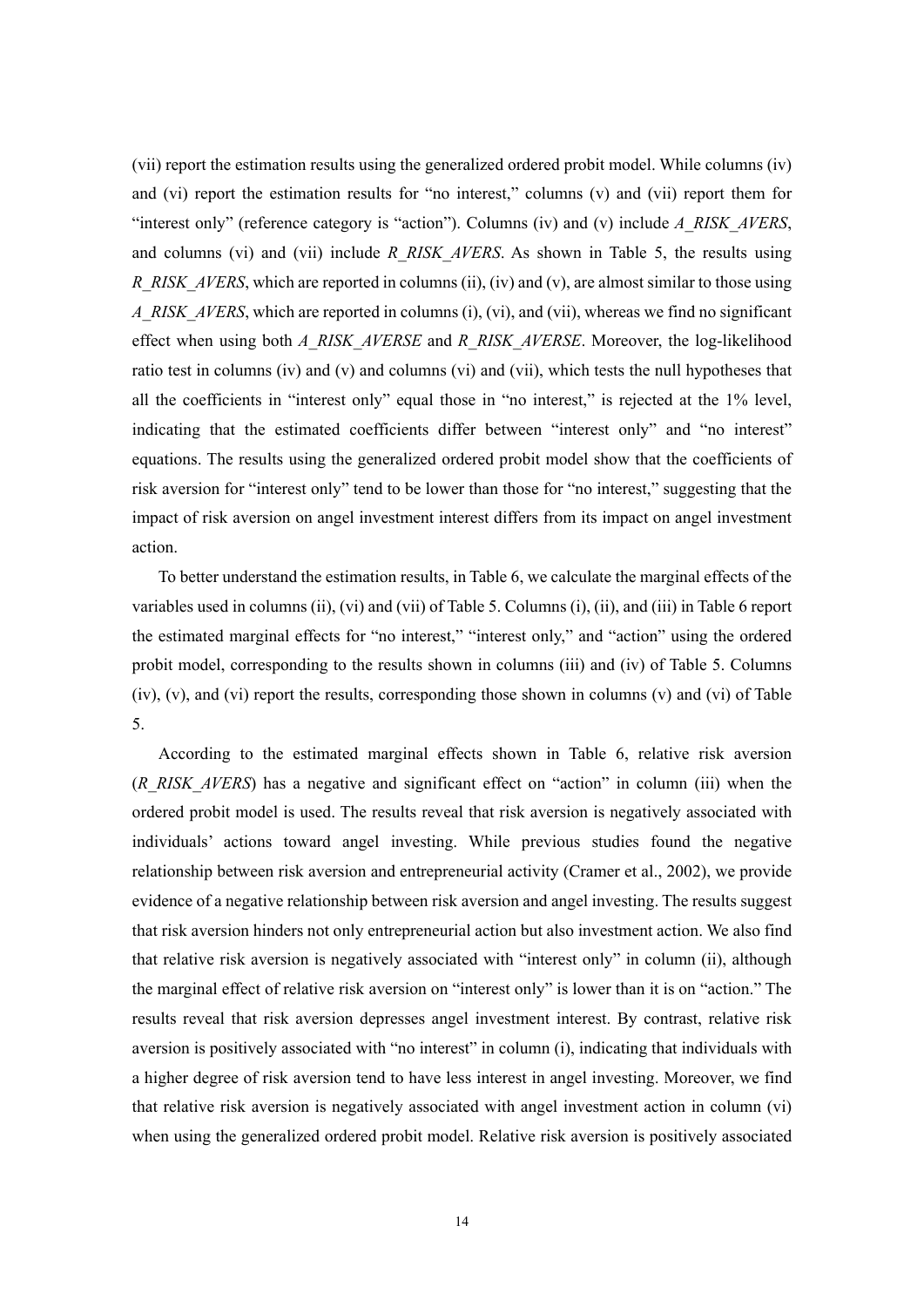(vii) report the estimation results using the generalized ordered probit model. While columns (iv) and (vi) report the estimation results for "no interest," columns (v) and (vii) report them for "interest only" (reference category is "action"). Columns (iv) and (v) include *A_RISK_AVERS*, and columns (vi) and (vii) include *R_RISK_AVERS*. As shown in Table 5, the results using *R_RISK_AVERS*, which are reported in columns (ii), (iv) and (v), are almost similar to those using *A_RISK_AVERS*, which are reported in columns (i), (vi), and (vii), whereas we find no significant effect when using both *A_RISK_AVERSE* and *R_RISK_AVERSE*. Moreover, the log-likelihood ratio test in columns (iv) and (v) and columns (vi) and (vii), which tests the null hypotheses that all the coefficients in "interest only" equal those in "no interest," is rejected at the 1% level, indicating that the estimated coefficients differ between "interest only" and "no interest" equations. The results using the generalized ordered probit model show that the coefficients of risk aversion for "interest only" tend to be lower than those for "no interest," suggesting that the impact of risk aversion on angel investment interest differs from its impact on angel investment action.

To better understand the estimation results, in Table 6, we calculate the marginal effects of the variables used in columns (ii), (vi) and (vii) of Table 5. Columns (i), (ii), and (iii) in Table 6 report the estimated marginal effects for "no interest," "interest only," and "action" using the ordered probit model, corresponding to the results shown in columns (iii) and (iv) of Table 5. Columns (iv), (v), and (vi) report the results, corresponding those shown in columns (v) and (vi) of Table 5.

According to the estimated marginal effects shown in Table 6, relative risk aversion (*R_RISK_AVERS*) has a negative and significant effect on "action" in column (iii) when the ordered probit model is used. The results reveal that risk aversion is negatively associated with individuals' actions toward angel investing. While previous studies found the negative relationship between risk aversion and entrepreneurial activity (Cramer et al., 2002), we provide evidence of a negative relationship between risk aversion and angel investing. The results suggest that risk aversion hinders not only entrepreneurial action but also investment action. We also find that relative risk aversion is negatively associated with "interest only" in column (ii), although the marginal effect of relative risk aversion on "interest only" is lower than it is on "action." The results reveal that risk aversion depresses angel investment interest. By contrast, relative risk aversion is positively associated with "no interest" in column (i), indicating that individuals with a higher degree of risk aversion tend to have less interest in angel investing. Moreover, we find that relative risk aversion is negatively associated with angel investment action in column (vi) when using the generalized ordered probit model. Relative risk aversion is positively associated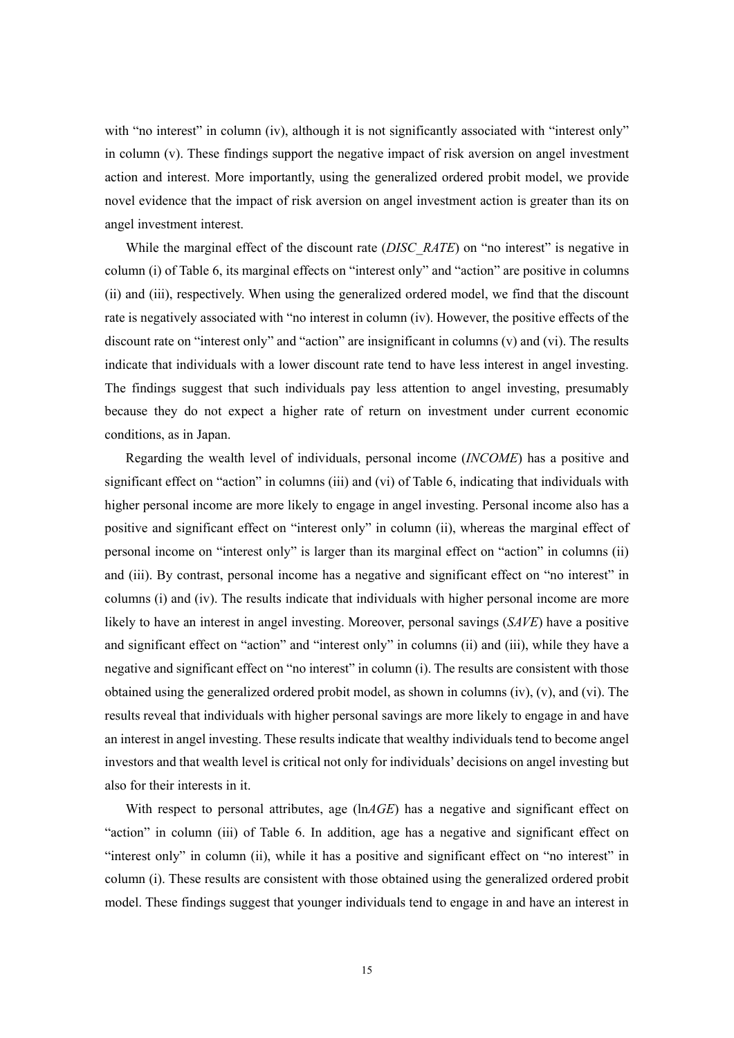with "no interest" in column (iv), although it is not significantly associated with "interest only" in column (v). These findings support the negative impact of risk aversion on angel investment action and interest. More importantly, using the generalized ordered probit model, we provide novel evidence that the impact of risk aversion on angel investment action is greater than its on angel investment interest.

While the marginal effect of the discount rate (*DISC_RATE*) on "no interest" is negative in column (i) of Table 6, its marginal effects on "interest only" and "action" are positive in columns (ii) and (iii), respectively. When using the generalized ordered model, we find that the discount rate is negatively associated with "no interest in column (iv). However, the positive effects of the discount rate on "interest only" and "action" are insignificant in columns (v) and (vi). The results indicate that individuals with a lower discount rate tend to have less interest in angel investing. The findings suggest that such individuals pay less attention to angel investing, presumably because they do not expect a higher rate of return on investment under current economic conditions, as in Japan.

Regarding the wealth level of individuals, personal income (*INCOME*) has a positive and significant effect on "action" in columns (iii) and (vi) of Table 6, indicating that individuals with higher personal income are more likely to engage in angel investing. Personal income also has a positive and significant effect on "interest only" in column (ii), whereas the marginal effect of personal income on "interest only" is larger than its marginal effect on "action" in columns (ii) and (iii). By contrast, personal income has a negative and significant effect on "no interest" in columns (i) and (iv). The results indicate that individuals with higher personal income are more likely to have an interest in angel investing. Moreover, personal savings (*SAVE*) have a positive and significant effect on "action" and "interest only" in columns (ii) and (iii), while they have a negative and significant effect on "no interest" in column (i). The results are consistent with those obtained using the generalized ordered probit model, as shown in columns (iv), (v), and (vi). The results reveal that individuals with higher personal savings are more likely to engage in and have an interest in angel investing. These results indicate that wealthy individuals tend to become angel investors and that wealth level is critical not only for individuals' decisions on angel investing but also for their interests in it.

With respect to personal attributes, age (ln*AGE*) has a negative and significant effect on "action" in column (iii) of Table 6. In addition, age has a negative and significant effect on "interest only" in column (ii), while it has a positive and significant effect on "no interest" in column (i). These results are consistent with those obtained using the generalized ordered probit model. These findings suggest that younger individuals tend to engage in and have an interest in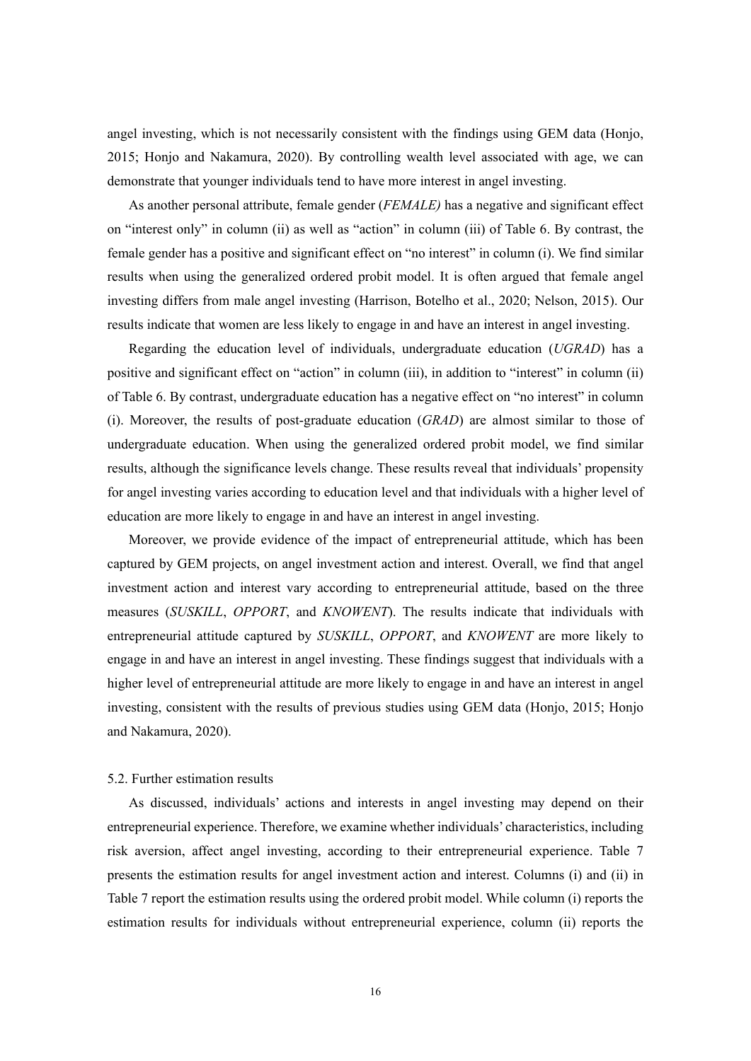angel investing, which is not necessarily consistent with the findings using GEM data (Honjo, 2015; Honjo and Nakamura, 2020). By controlling wealth level associated with age, we can demonstrate that younger individuals tend to have more interest in angel investing.

As another personal attribute, female gender (*FEMALE)* has a negative and significant effect on "interest only" in column (ii) as well as "action" in column (iii) of Table 6. By contrast, the female gender has a positive and significant effect on "no interest" in column (i). We find similar results when using the generalized ordered probit model. It is often argued that female angel investing differs from male angel investing (Harrison, Botelho et al., 2020; Nelson, 2015). Our results indicate that women are less likely to engage in and have an interest in angel investing.

Regarding the education level of individuals, undergraduate education (*UGRAD*) has a positive and significant effect on "action" in column (iii), in addition to "interest" in column (ii) of Table 6. By contrast, undergraduate education has a negative effect on "no interest" in column (i). Moreover, the results of post-graduate education (*GRAD*) are almost similar to those of undergraduate education. When using the generalized ordered probit model, we find similar results, although the significance levels change. These results reveal that individuals' propensity for angel investing varies according to education level and that individuals with a higher level of education are more likely to engage in and have an interest in angel investing.

Moreover, we provide evidence of the impact of entrepreneurial attitude, which has been captured by GEM projects, on angel investment action and interest. Overall, we find that angel investment action and interest vary according to entrepreneurial attitude, based on the three measures (*SUSKILL*, *OPPORT*, and *KNOWENT*). The results indicate that individuals with entrepreneurial attitude captured by *SUSKILL*, *OPPORT*, and *KNOWENT* are more likely to engage in and have an interest in angel investing. These findings suggest that individuals with a higher level of entrepreneurial attitude are more likely to engage in and have an interest in angel investing, consistent with the results of previous studies using GEM data (Honjo, 2015; Honjo and Nakamura, 2020).

### 5.2. Further estimation results

As discussed, individuals' actions and interests in angel investing may depend on their entrepreneurial experience. Therefore, we examine whether individuals' characteristics, including risk aversion, affect angel investing, according to their entrepreneurial experience. Table 7 presents the estimation results for angel investment action and interest. Columns (i) and (ii) in Table 7 report the estimation results using the ordered probit model. While column (i) reports the estimation results for individuals without entrepreneurial experience, column (ii) reports the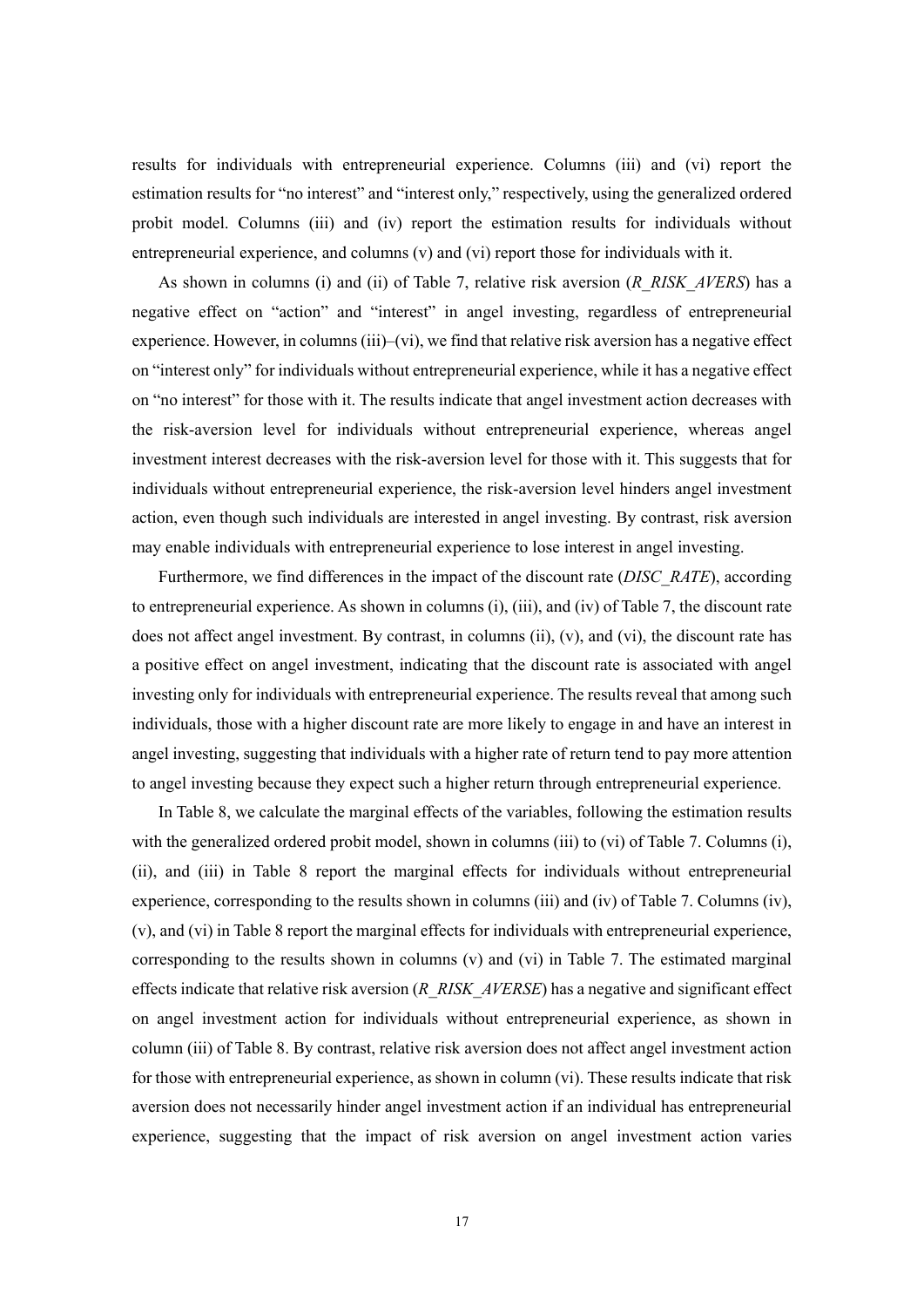results for individuals with entrepreneurial experience. Columns (iii) and (vi) report the estimation results for "no interest" and "interest only," respectively, using the generalized ordered probit model. Columns (iii) and (iv) report the estimation results for individuals without entrepreneurial experience, and columns (v) and (vi) report those for individuals with it.

As shown in columns (i) and (ii) of Table 7, relative risk aversion (*R_RISK_AVERS*) has a negative effect on "action" and "interest" in angel investing, regardless of entrepreneurial experience. However, in columns (iii)–(vi), we find that relative risk aversion has a negative effect on "interest only" for individuals without entrepreneurial experience, while it has a negative effect on "no interest" for those with it. The results indicate that angel investment action decreases with the risk-aversion level for individuals without entrepreneurial experience, whereas angel investment interest decreases with the risk-aversion level for those with it. This suggests that for individuals without entrepreneurial experience, the risk-aversion level hinders angel investment action, even though such individuals are interested in angel investing. By contrast, risk aversion may enable individuals with entrepreneurial experience to lose interest in angel investing.

Furthermore, we find differences in the impact of the discount rate (*DISC_RATE*), according to entrepreneurial experience. As shown in columns (i), (iii), and (iv) of Table 7, the discount rate does not affect angel investment. By contrast, in columns (ii), (v), and (vi), the discount rate has a positive effect on angel investment, indicating that the discount rate is associated with angel investing only for individuals with entrepreneurial experience. The results reveal that among such individuals, those with a higher discount rate are more likely to engage in and have an interest in angel investing, suggesting that individuals with a higher rate of return tend to pay more attention to angel investing because they expect such a higher return through entrepreneurial experience.

In Table 8, we calculate the marginal effects of the variables, following the estimation results with the generalized ordered probit model, shown in columns (iii) to (vi) of Table 7. Columns (i), (ii), and (iii) in Table 8 report the marginal effects for individuals without entrepreneurial experience, corresponding to the results shown in columns (iii) and (iv) of Table 7. Columns (iv), (v), and (vi) in Table 8 report the marginal effects for individuals with entrepreneurial experience, corresponding to the results shown in columns (v) and (vi) in Table 7. The estimated marginal effects indicate that relative risk aversion (*R_RISK_AVERSE*) has a negative and significant effect on angel investment action for individuals without entrepreneurial experience, as shown in column (iii) of Table 8. By contrast, relative risk aversion does not affect angel investment action for those with entrepreneurial experience, as shown in column (vi). These results indicate that risk aversion does not necessarily hinder angel investment action if an individual has entrepreneurial experience, suggesting that the impact of risk aversion on angel investment action varies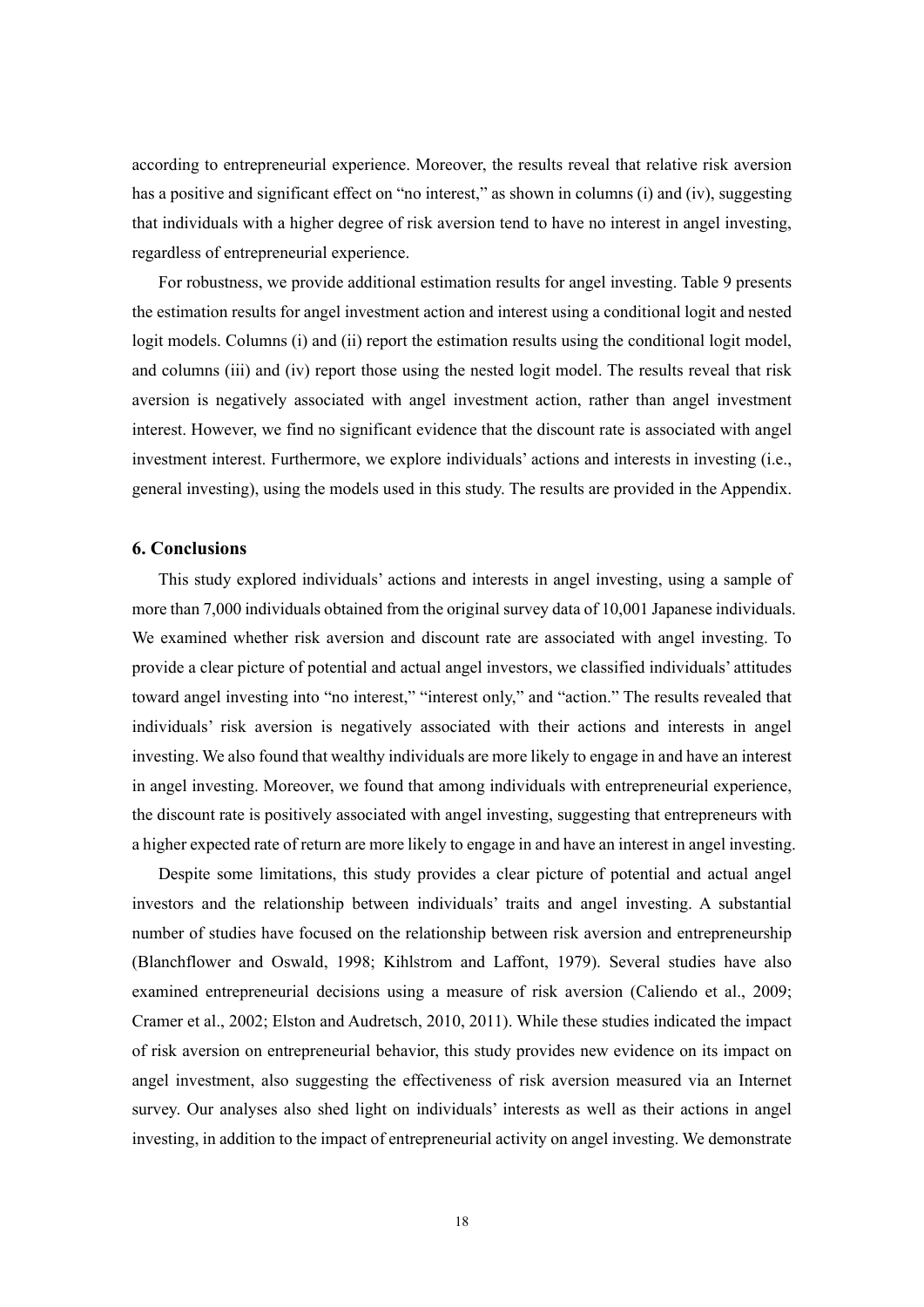according to entrepreneurial experience. Moreover, the results reveal that relative risk aversion has a positive and significant effect on "no interest," as shown in columns (i) and (iv), suggesting that individuals with a higher degree of risk aversion tend to have no interest in angel investing, regardless of entrepreneurial experience.

For robustness, we provide additional estimation results for angel investing. Table 9 presents the estimation results for angel investment action and interest using a conditional logit and nested logit models. Columns (i) and (ii) report the estimation results using the conditional logit model, and columns (iii) and (iv) report those using the nested logit model. The results reveal that risk aversion is negatively associated with angel investment action, rather than angel investment interest. However, we find no significant evidence that the discount rate is associated with angel investment interest. Furthermore, we explore individuals' actions and interests in investing (i.e., general investing), using the models used in this study. The results are provided in the Appendix.

## 6. Conclusions

This study explored individuals' actions and interests in angel investing, using a sample of more than 7,000 individuals obtained from the original survey data of 10,001 Japanese individuals. We examined whether risk aversion and discount rate are associated with angel investing. To provide a clear picture of potential and actual angel investors, we classified individuals' attitudes toward angel investing into "no interest," "interest only," and "action." The results revealed that individuals' risk aversion is negatively associated with their actions and interests in angel investing. We also found that wealthy individuals are more likely to engage in and have an interest in angel investing. Moreover, we found that among individuals with entrepreneurial experience, the discount rate is positively associated with angel investing, suggesting that entrepreneurs with a higher expected rate of return are more likely to engage in and have an interest in angel investing.

Despite some limitations, this study provides a clear picture of potential and actual angel investors and the relationship between individuals' traits and angel investing. A substantial number of studies have focused on the relationship between risk aversion and entrepreneurship (Blanchflower and Oswald, 1998; Kihlstrom and Laffont, 1979). Several studies have also examined entrepreneurial decisions using a measure of risk aversion (Caliendo et al., 2009; Cramer et al., 2002; Elston and Audretsch, 2010, 2011). While these studies indicated the impact of risk aversion on entrepreneurial behavior, this study provides new evidence on its impact on angel investment, also suggesting the effectiveness of risk aversion measured via an Internet survey. Our analyses also shed light on individuals' interests as well as their actions in angel investing, in addition to the impact of entrepreneurial activity on angel investing. We demonstrate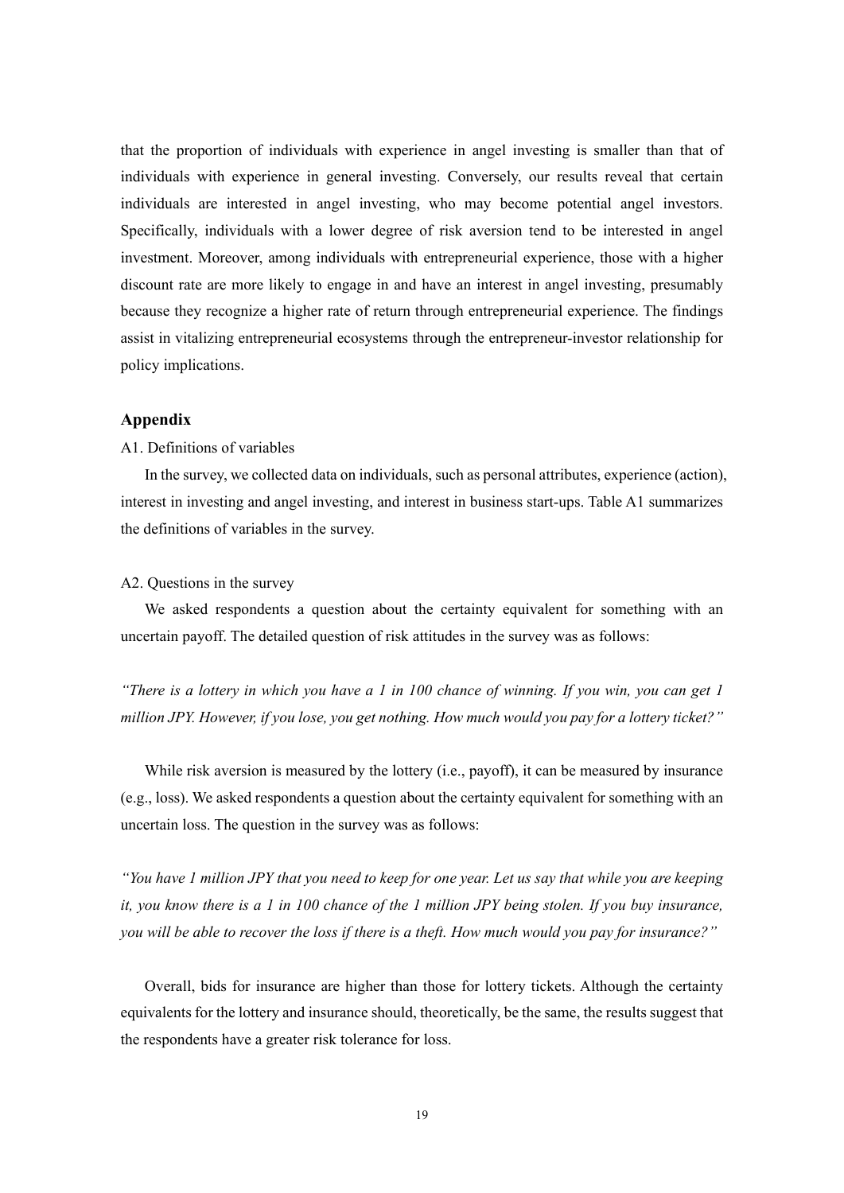that the proportion of individuals with experience in angel investing is smaller than that of individuals with experience in general investing. Conversely, our results reveal that certain individuals are interested in angel investing, who may become potential angel investors. Specifically, individuals with a lower degree of risk aversion tend to be interested in angel investment. Moreover, among individuals with entrepreneurial experience, those with a higher discount rate are more likely to engage in and have an interest in angel investing, presumably because they recognize a higher rate of return through entrepreneurial experience. The findings assist in vitalizing entrepreneurial ecosystems through the entrepreneur-investor relationship for policy implications.

## Appendix

A1. Definitions of variables

In the survey, we collected data on individuals, such as personal attributes, experience (action), interest in investing and angel investing, and interest in business start-ups. Table A1 summarizes the definitions of variables in the survey.

A2. Questions in the survey

We asked respondents a question about the certainty equivalent for something with an uncertain payoff. The detailed question of risk attitudes in the survey was as follows:

*"There is a lottery in which you have a 1 in 100 chance of winning. If you win, you can get 1 million JPY. However, if you lose, you get nothing. How much would you pay for a lottery ticket?"*

While risk aversion is measured by the lottery (i.e., payoff), it can be measured by insurance (e.g., loss). We asked respondents a question about the certainty equivalent for something with an uncertain loss. The question in the survey was as follows:

*"You have 1 million JPY that you need to keep for one year. Let us say that while you are keeping it, you know there is a 1 in 100 chance of the 1 million JPY being stolen. If you buy insurance, you will be able to recover the loss if there is a theft. How much would you pay for insurance?"*

Overall, bids for insurance are higher than those for lottery tickets. Although the certainty equivalents for the lottery and insurance should, theoretically, be the same, the results suggest that the respondents have a greater risk tolerance for loss.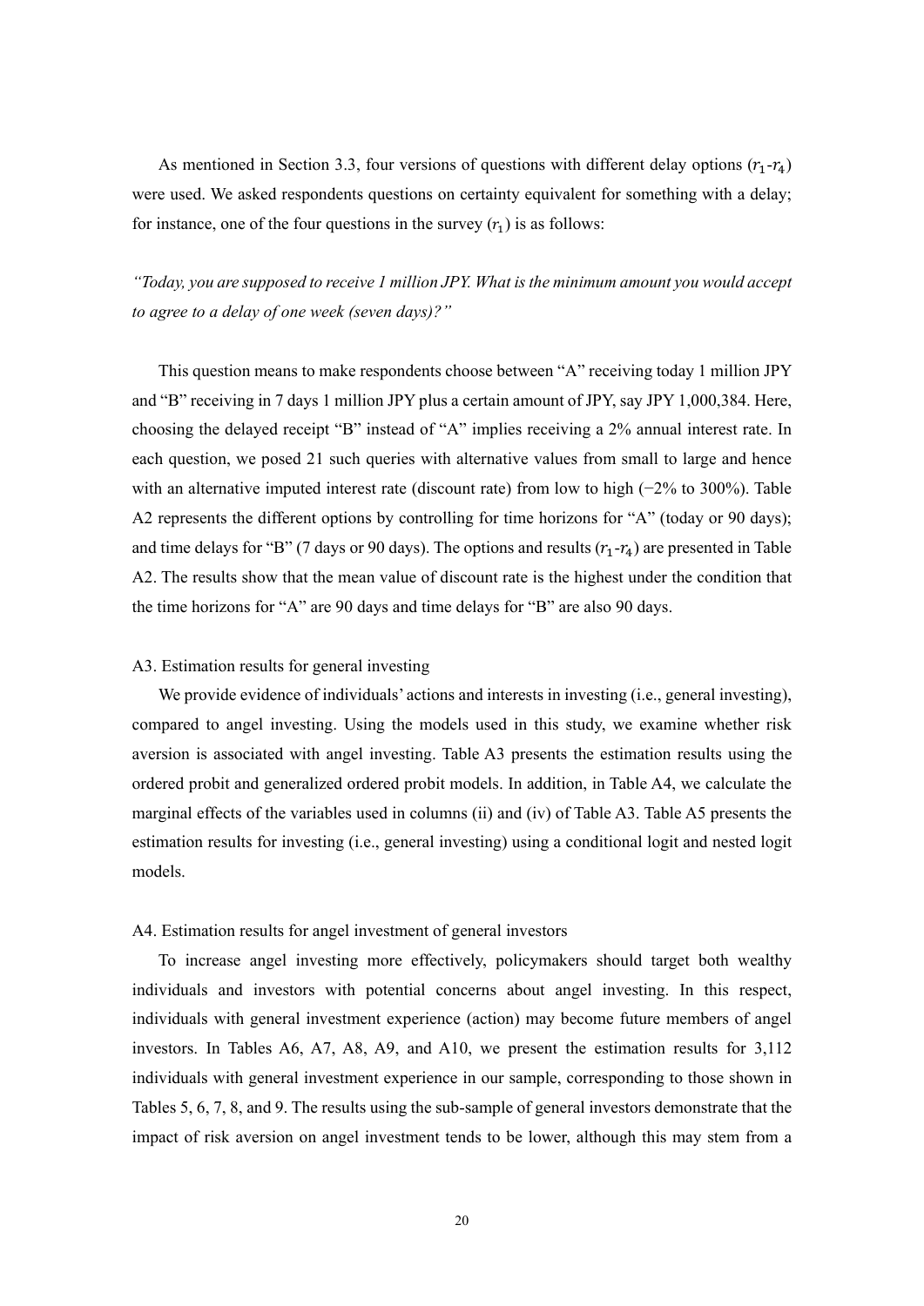As mentioned in Section 3.3, four versions of questions with different delay options ($r_1$-$r_4$) were used. We asked respondents questions on certainty equivalent for something with a delay; for instance, one of the four questions in the survey ($r_1$) is as follows:

*"Today, you are supposed to receive 1 million JPY. What is the minimum amount you would accept to agree to a delay of one week (seven days)?"*

This question means to make respondents choose between "A" receiving today 1 million JPY and "B" receiving in 7 days 1 million JPY plus a certain amount of JPY, say JPY 1,000,384. Here, choosing the delayed receipt "B" instead of "A" implies receiving a 2% annual interest rate. In each question, we posed 21 such queries with alternative values from small to large and hence with an alternative imputed interest rate (discount rate) from low to high (−2% to 300%). Table A2 represents the different options by controlling for time horizons for "A" (today or 90 days); and time delays for "B" (7 days or 90 days). The options and results ($r_1$-$r_4$) are presented in Table A2. The results show that the mean value of discount rate is the highest under the condition that the time horizons for "A" are 90 days and time delays for "B" are also 90 days.

A3. Estimation results for general investing

We provide evidence of individuals' actions and interests in investing (i.e., general investing), compared to angel investing. Using the models used in this study, we examine whether risk aversion is associated with angel investing. Table A3 presents the estimation results using the ordered probit and generalized ordered probit models. In addition, in Table A4, we calculate the marginal effects of the variables used in columns (ii) and (iv) of Table A3. Table A5 presents the estimation results for investing (i.e., general investing) using a conditional logit and nested logit models.

A4. Estimation results for angel investment of general investors

To increase angel investing more effectively, policymakers should target both wealthy individuals and investors with potential concerns about angel investing. In this respect, individuals with general investment experience (action) may become future members of angel investors. In Tables A6, A7, A8, A9, and A10, we present the estimation results for 3,112 individuals with general investment experience in our sample, corresponding to those shown in Tables 5, 6, 7, 8, and 9. The results using the sub-sample of general investors demonstrate that the impact of risk aversion on angel investment tends to be lower, although this may stem from a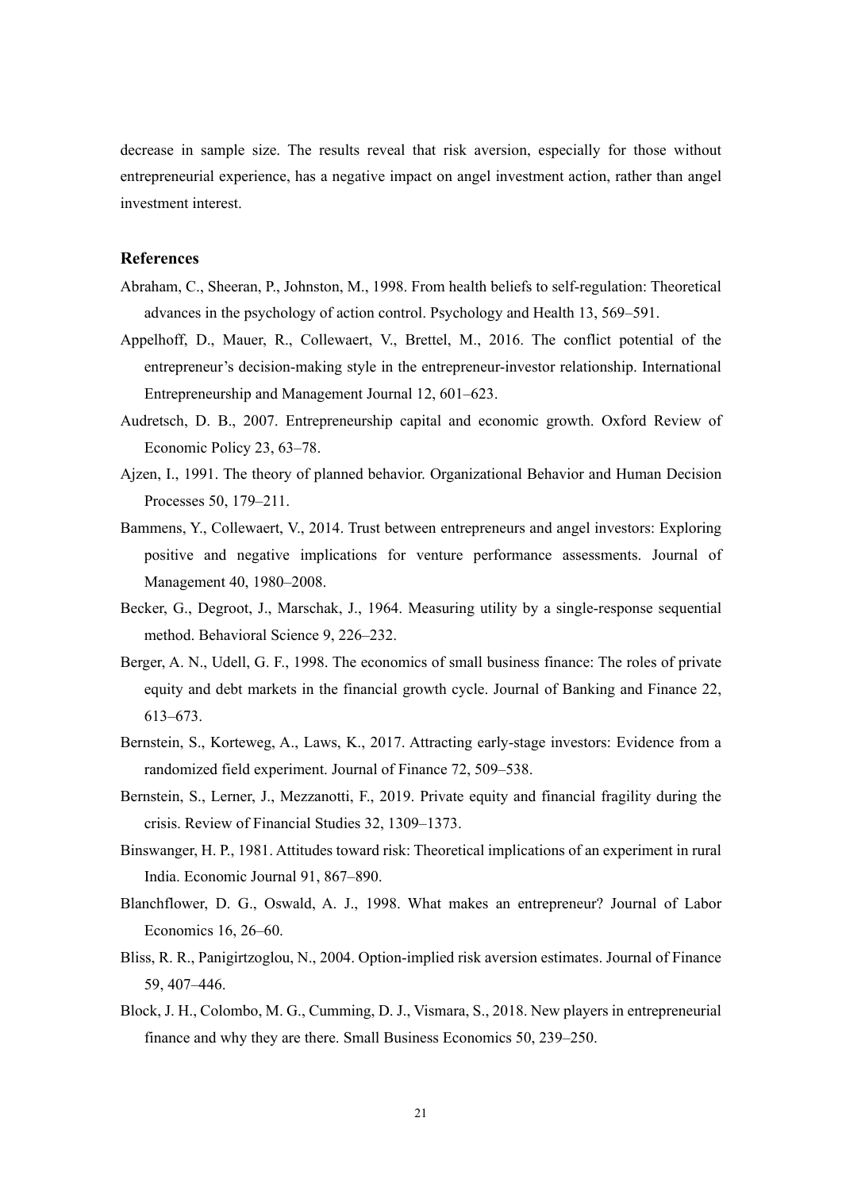decrease in sample size. The results reveal that risk aversion, especially for those without entrepreneurial experience, has a negative impact on angel investment action, rather than angel investment interest.

## References

Abraham, C., Sheeran, P., Johnston, M., 1998. From health beliefs to self-regulation: Theoretical advances in the psychology of action control. Psychology and Health 13, 569–591.

Appelhoff, D., Mauer, R., Collewaert, V., Brettel, M., 2016. The conflict potential of the entrepreneur's decision-making style in the entrepreneur-investor relationship. International Entrepreneurship and Management Journal 12, 601–623.

Audretsch, D. B., 2007. Entrepreneurship capital and economic growth. Oxford Review of Economic Policy 23, 63–78.

Ajzen, I., 1991. The theory of planned behavior. Organizational Behavior and Human Decision Processes 50, 179–211.

Bammens, Y., Collewaert, V., 2014. Trust between entrepreneurs and angel investors: Exploring positive and negative implications for venture performance assessments. Journal of Management 40, 1980–2008.

Becker, G., Degroot, J., Marschak, J., 1964. Measuring utility by a single-response sequential method. Behavioral Science 9, 226–232.

Berger, A. N., Udell, G. F., 1998. The economics of small business finance: The roles of private equity and debt markets in the financial growth cycle. Journal of Banking and Finance 22, 613–673.

Bernstein, S., Korteweg, A., Laws, K., 2017. Attracting early-stage investors: Evidence from a randomized field experiment. Journal of Finance 72, 509–538.

Bernstein, S., Lerner, J., Mezzanotti, F., 2019. Private equity and financial fragility during the crisis. Review of Financial Studies 32, 1309–1373.

Binswanger, H. P., 1981. Attitudes toward risk: Theoretical implications of an experiment in rural India. Economic Journal 91, 867–890.

Blanchflower, D. G., Oswald, A. J., 1998. What makes an entrepreneur? Journal of Labor Economics 16, 26–60.

Bliss, R. R., Panigirtzoglou, N., 2004. Option-implied risk aversion estimates. Journal of Finance 59, 407–446.

Block, J. H., Colombo, M. G., Cumming, D. J., Vismara, S., 2018. New players in entrepreneurial finance and why they are there. Small Business Economics 50, 239–250.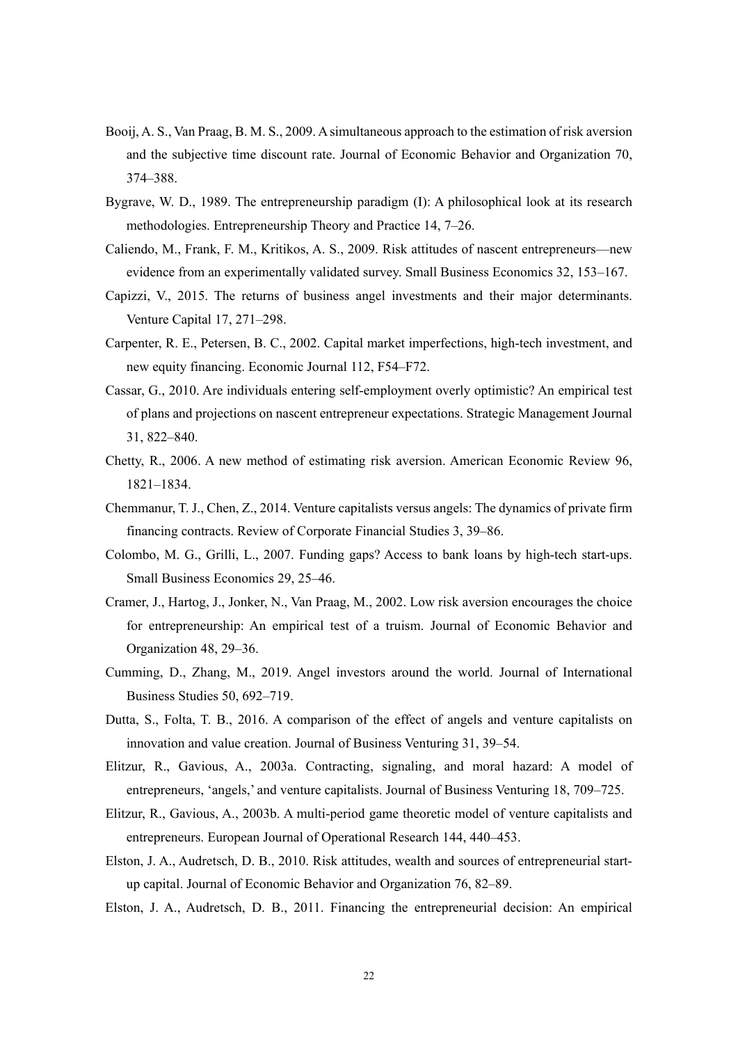Booij, A. S., Van Praag, B. M. S., 2009. A simultaneous approach to the estimation of risk aversion and the subjective time discount rate. Journal of Economic Behavior and Organization 70, 374–388.

Bygrave, W. D., 1989. The entrepreneurship paradigm (I): A philosophical look at its research methodologies. Entrepreneurship Theory and Practice 14, 7–26.

Caliendo, M., Frank, F. M., Kritikos, A. S., 2009. Risk attitudes of nascent entrepreneurs—new evidence from an experimentally validated survey. Small Business Economics 32, 153–167.

Capizzi, V., 2015. The returns of business angel investments and their major determinants. Venture Capital 17, 271–298.

Carpenter, R. E., Petersen, B. C., 2002. Capital market imperfections, high-tech investment, and new equity financing. Economic Journal 112, F54–F72.

Cassar, G., 2010. Are individuals entering self-employment overly optimistic? An empirical test of plans and projections on nascent entrepreneur expectations. Strategic Management Journal 31, 822–840.

Chetty, R., 2006. A new method of estimating risk aversion. American Economic Review 96, 1821–1834.

Chemmanur, T. J., Chen, Z., 2014. Venture capitalists versus angels: The dynamics of private firm financing contracts. Review of Corporate Financial Studies 3, 39–86.

Colombo, M. G., Grilli, L., 2007. Funding gaps? Access to bank loans by high-tech start-ups. Small Business Economics 29, 25–46.

Cramer, J., Hartog, J., Jonker, N., Van Praag, M., 2002. Low risk aversion encourages the choice for entrepreneurship: An empirical test of a truism. Journal of Economic Behavior and Organization 48, 29–36.

Cumming, D., Zhang, M., 2019. Angel investors around the world. Journal of International Business Studies 50, 692–719.

Dutta, S., Folta, T. B., 2016. A comparison of the effect of angels and venture capitalists on innovation and value creation. Journal of Business Venturing 31, 39–54.

Elitzur, R., Gavious, A., 2003a. Contracting, signaling, and moral hazard: A model of entrepreneurs, 'angels,' and venture capitalists. Journal of Business Venturing 18, 709–725.

Elitzur, R., Gavious, A., 2003b. A multi-period game theoretic model of venture capitalists and entrepreneurs. European Journal of Operational Research 144, 440–453.

Elston, J. A., Audretsch, D. B., 2010. Risk attitudes, wealth and sources of entrepreneurial start-up capital. Journal of Economic Behavior and Organization 76, 82–89.

Elston, J. A., Audretsch, D. B., 2011. Financing the entrepreneurial decision: An empirical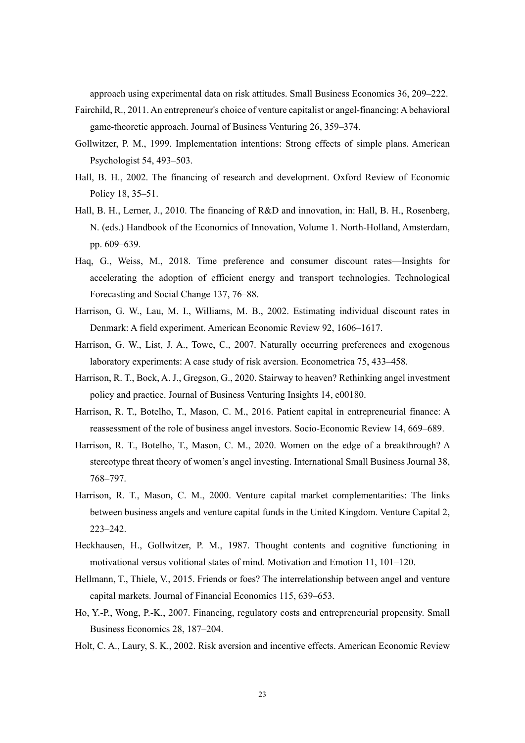approach using experimental data on risk attitudes. Small Business Economics 36, 209–222.

Fairchild, R., 2011. An entrepreneur's choice of venture capitalist or angel-financing: A behavioral game-theoretic approach. Journal of Business Venturing 26, 359–374.

Gollwitzer, P. M., 1999. Implementation intentions: Strong effects of simple plans. American Psychologist 54, 493–503.

Hall, B. H., 2002. The financing of research and development. Oxford Review of Economic Policy 18, 35–51.

Hall, B. H., Lerner, J., 2010. The financing of R&D and innovation, in: Hall, B. H., Rosenberg, N. (eds.) Handbook of the Economics of Innovation, Volume 1. North-Holland, Amsterdam, pp. 609–639.

Haq, G., Weiss, M., 2018. Time preference and consumer discount rates—Insights for accelerating the adoption of efficient energy and transport technologies. Technological Forecasting and Social Change 137, 76–88.

Harrison, G. W., Lau, M. I., Williams, M. B., 2002. Estimating individual discount rates in Denmark: A field experiment. American Economic Review 92, 1606–1617.

Harrison, G. W., List, J. A., Towe, C., 2007. Naturally occurring preferences and exogenous laboratory experiments: A case study of risk aversion. Econometrica 75, 433–458.

Harrison, R. T., Bock, A. J., Gregson, G., 2020. Stairway to heaven? Rethinking angel investment policy and practice. Journal of Business Venturing Insights 14, e00180.

Harrison, R. T., Botelho, T., Mason, C. M., 2016. Patient capital in entrepreneurial finance: A reassessment of the role of business angel investors. Socio-Economic Review 14, 669–689.

Harrison, R. T., Botelho, T., Mason, C. M., 2020. Women on the edge of a breakthrough? A stereotype threat theory of women's angel investing. International Small Business Journal 38, 768–797.

Harrison, R. T., Mason, C. M., 2000. Venture capital market complementarities: The links between business angels and venture capital funds in the United Kingdom. Venture Capital 2, 223–242.

Heckhausen, H., Gollwitzer, P. M., 1987. Thought contents and cognitive functioning in motivational versus volitional states of mind. Motivation and Emotion 11, 101–120.

Hellmann, T., Thiele, V., 2015. Friends or foes? The interrelationship between angel and venture capital markets. Journal of Financial Economics 115, 639–653.

Ho, Y.-P., Wong, P.-K., 2007. Financing, regulatory costs and entrepreneurial propensity. Small Business Economics 28, 187–204.

Holt, C. A., Laury, S. K., 2002. Risk aversion and incentive effects. American Economic Review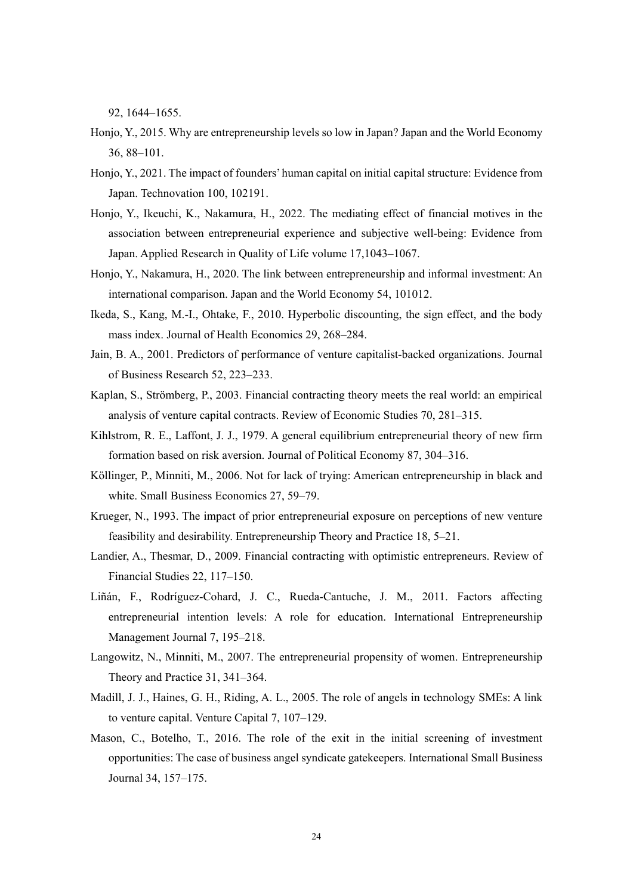92, 1644–1655.

Honjo, Y., 2015. Why are entrepreneurship levels so low in Japan? Japan and the World Economy 36, 88–101.

Honjo, Y., 2021. The impact of founders' human capital on initial capital structure: Evidence from Japan. Technovation 100, 102191.

Honjo, Y., Ikeuchi, K., Nakamura, H., 2022. The mediating effect of financial motives in the association between entrepreneurial experience and subjective well-being: Evidence from Japan. Applied Research in Quality of Life volume 17,1043–1067.

Honjo, Y., Nakamura, H., 2020. The link between entrepreneurship and informal investment: An international comparison. Japan and the World Economy 54, 101012.

Ikeda, S., Kang, M.-I., Ohtake, F., 2010. Hyperbolic discounting, the sign effect, and the body mass index. Journal of Health Economics 29, 268–284.

Jain, B. A., 2001. Predictors of performance of venture capitalist-backed organizations. Journal of Business Research 52, 223–233.

Kaplan, S., Strömberg, P., 2003. Financial contracting theory meets the real world: an empirical analysis of venture capital contracts. Review of Economic Studies 70, 281–315.

Kihlstrom, R. E., Laffont, J. J., 1979. A general equilibrium entrepreneurial theory of new firm formation based on risk aversion. Journal of Political Economy 87, 304–316.

Köllinger, P., Minniti, M., 2006. Not for lack of trying: American entrepreneurship in black and white. Small Business Economics 27, 59–79.

Krueger, N., 1993. The impact of prior entrepreneurial exposure on perceptions of new venture feasibility and desirability. Entrepreneurship Theory and Practice 18, 5–21.

Landier, A., Thesmar, D., 2009. Financial contracting with optimistic entrepreneurs. Review of Financial Studies 22, 117–150.

Liñán, F., Rodríguez-Cohard, J. C., Rueda-Cantuche, J. M., 2011. Factors affecting entrepreneurial intention levels: A role for education. International Entrepreneurship Management Journal 7, 195–218.

Langowitz, N., Minniti, M., 2007. The entrepreneurial propensity of women. Entrepreneurship Theory and Practice 31, 341–364.

Madill, J. J., Haines, G. H., Riding, A. L., 2005. The role of angels in technology SMEs: A link to venture capital. Venture Capital 7, 107–129.

Mason, C., Botelho, T., 2016. The role of the exit in the initial screening of investment opportunities: The case of business angel syndicate gatekeepers. International Small Business Journal 34, 157–175.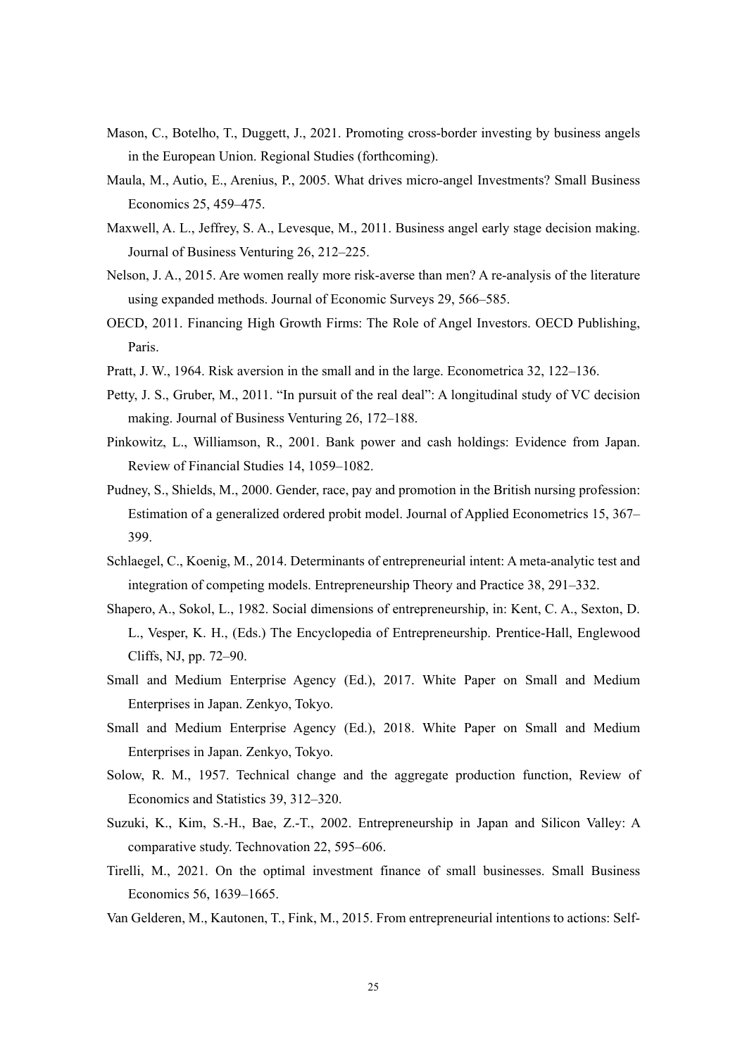Mason, C., Botelho, T., Duggett, J., 2021. Promoting cross-border investing by business angels in the European Union. Regional Studies (forthcoming).

Maula, M., Autio, E., Arenius, P., 2005. What drives micro-angel Investments? Small Business Economics 25, 459–475.

Maxwell, A. L., Jeffrey, S. A., Levesque, M., 2011. Business angel early stage decision making. Journal of Business Venturing 26, 212–225.

Nelson, J. A., 2015. Are women really more risk-averse than men? A re-analysis of the literature using expanded methods. Journal of Economic Surveys 29, 566–585.

OECD, 2011. Financing High Growth Firms: The Role of Angel Investors. OECD Publishing, Paris.

Pratt, J. W., 1964. Risk aversion in the small and in the large. Econometrica 32, 122–136.

Petty, J. S., Gruber, M., 2011. "In pursuit of the real deal": A longitudinal study of VC decision making. Journal of Business Venturing 26, 172–188.

Pinkowitz, L., Williamson, R., 2001. Bank power and cash holdings: Evidence from Japan. Review of Financial Studies 14, 1059–1082.

Pudney, S., Shields, M., 2000. Gender, race, pay and promotion in the British nursing profession: Estimation of a generalized ordered probit model. Journal of Applied Econometrics 15, 367–399.

Schlaegel, C., Koenig, M., 2014. Determinants of entrepreneurial intent: A meta-analytic test and integration of competing models. Entrepreneurship Theory and Practice 38, 291–332.

Shapero, A., Sokol, L., 1982. Social dimensions of entrepreneurship, in: Kent, C. A., Sexton, D. L., Vesper, K. H., (Eds.) The Encyclopedia of Entrepreneurship. Prentice-Hall, Englewood Cliffs, NJ, pp. 72–90.

Small and Medium Enterprise Agency (Ed.), 2017. White Paper on Small and Medium Enterprises in Japan. Zenkyo, Tokyo.

Small and Medium Enterprise Agency (Ed.), 2018. White Paper on Small and Medium Enterprises in Japan. Zenkyo, Tokyo.

Solow, R. M., 1957. Technical change and the aggregate production function, Review of Economics and Statistics 39, 312–320.

Suzuki, K., Kim, S.-H., Bae, Z.-T., 2002. Entrepreneurship in Japan and Silicon Valley: A comparative study. Technovation 22, 595–606.

Tirelli, M., 2021. On the optimal investment finance of small businesses. Small Business Economics 56, 1639–1665.

Van Gelderen, M., Kautonen, T., Fink, M., 2015. From entrepreneurial intentions to actions: Self-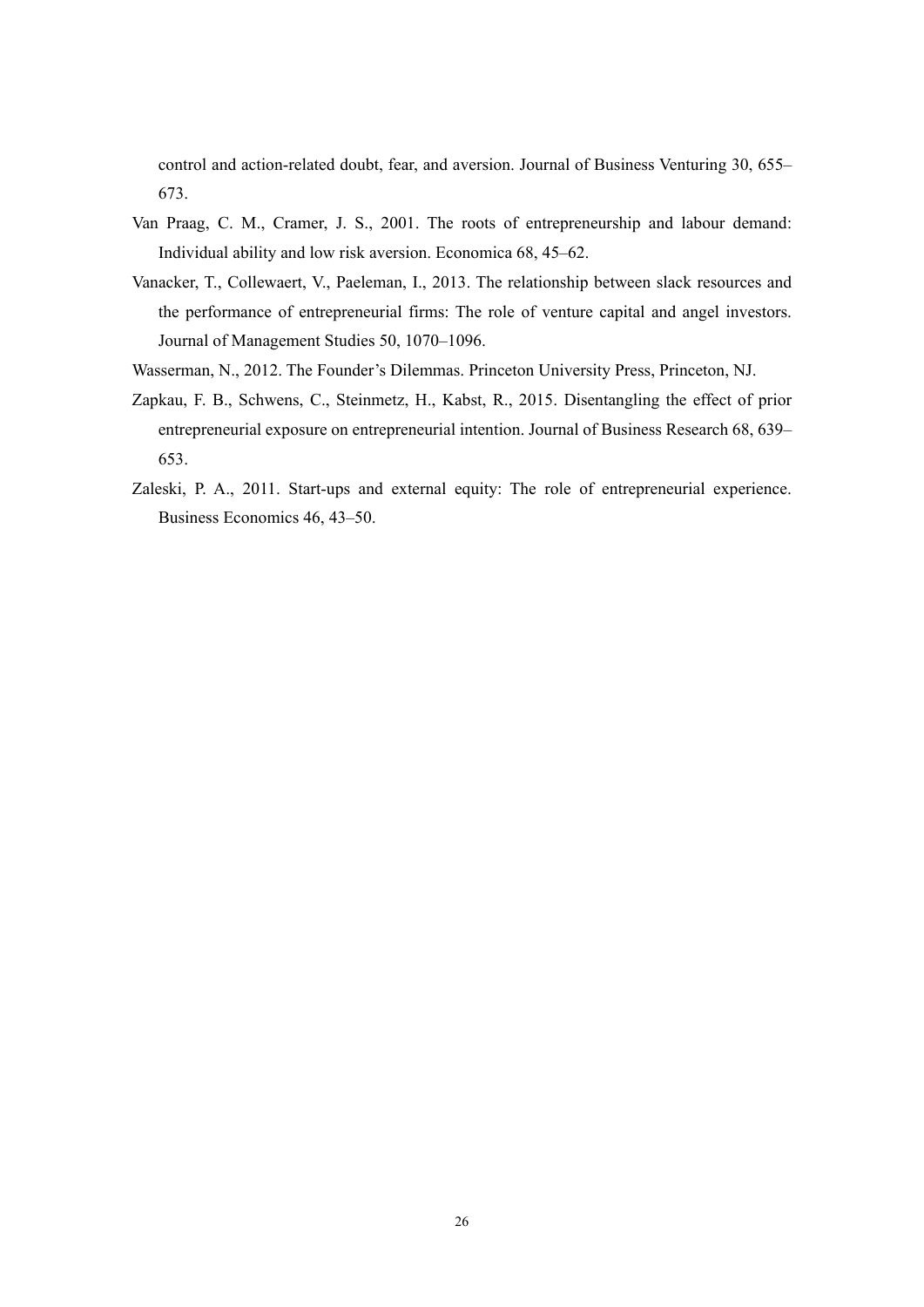control and action-related doubt, fear, and aversion. Journal of Business Venturing 30, 655–673.

Van Praag, C. M., Cramer, J. S., 2001. The roots of entrepreneurship and labour demand: Individual ability and low risk aversion. Economica 68, 45–62.

Vanacker, T., Collewaert, V., Paeleman, I., 2013. The relationship between slack resources and the performance of entrepreneurial firms: The role of venture capital and angel investors. Journal of Management Studies 50, 1070–1096.

Wasserman, N., 2012. The Founder's Dilemmas. Princeton University Press, Princeton, NJ.

Zapkau, F. B., Schwens, C., Steinmetz, H., Kabst, R., 2015. Disentangling the effect of prior entrepreneurial exposure on entrepreneurial intention. Journal of Business Research 68, 639–653.

Zaleski, P. A., 2011. Start-ups and external equity: The role of entrepreneurial experience. Business Economics 46, 43–50.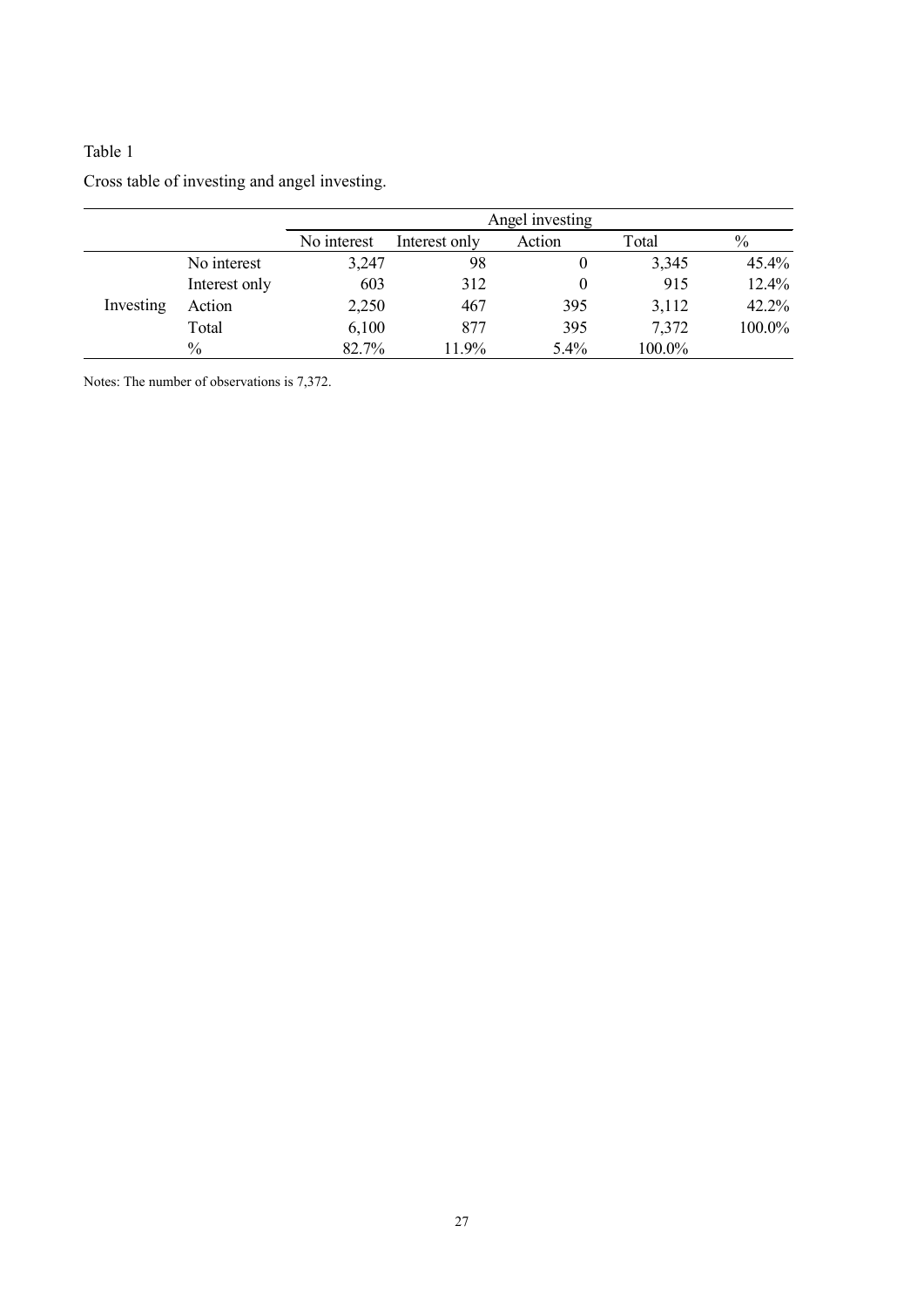Table 1

Cross table of investing and angel investing.

| | | Angel investing | | | | |
|---|---|---|---|---|---|---|
| | | No interest | Interest only | Action | Total | % |
| Investing | No interest | 3,247 | 98 | 0 | 3,345 | 45.4% |
| | Interest only | 603 | 312 | 0 | 915 | 12.4% |
| | Action | 2,250 | 467 | 395 | 3,112 | 42.2% |
| | Total | 6,100 | 877 | 395 | 7,372 | 100.0% |
| | % | 82.7% | 11.9% | 5.4% | 100.0% | |

Notes: The number of observations is 7,372.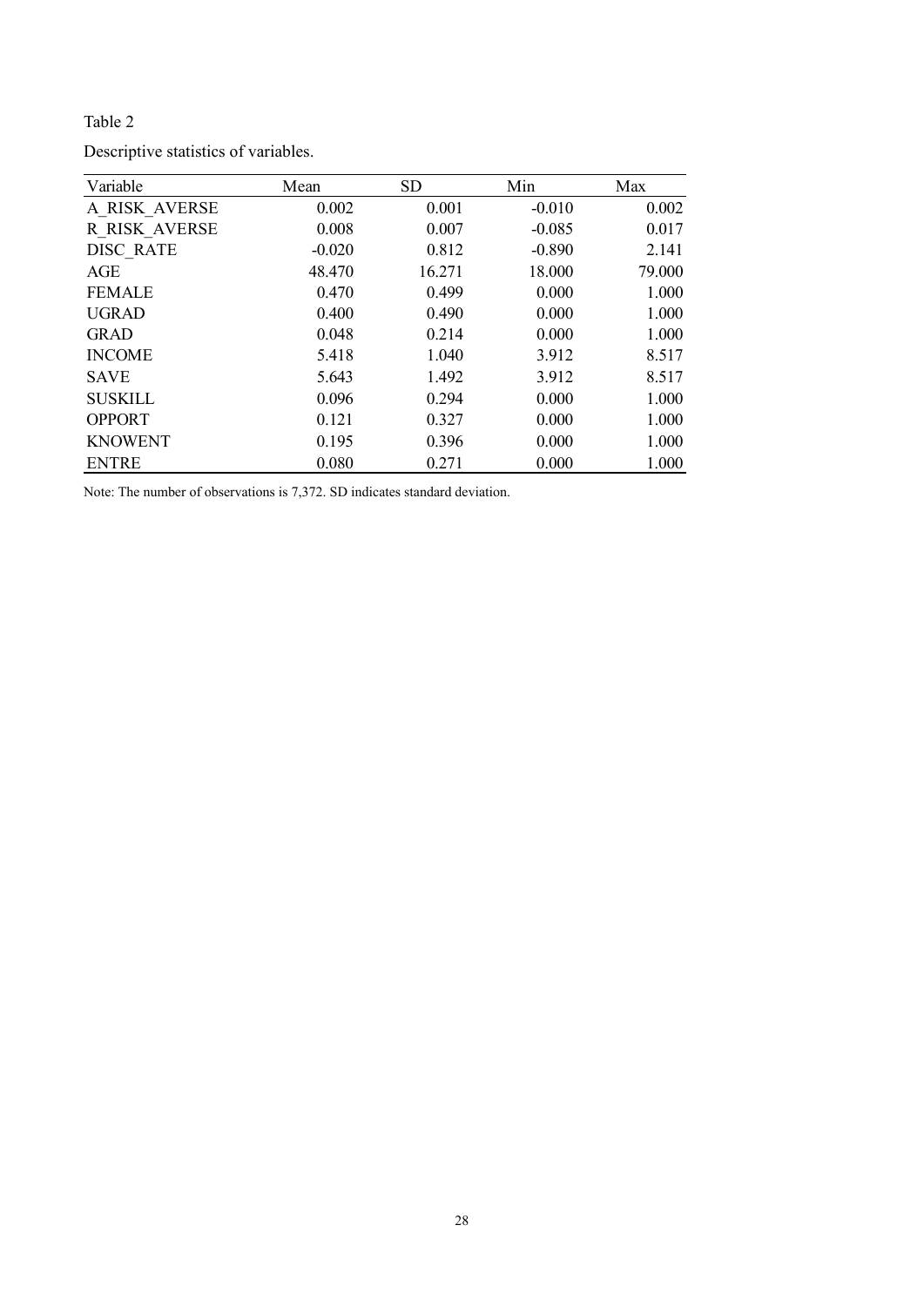Table 2

Descriptive statistics of variables.

| Variable | Mean | SD | Min | Max |
|---|---|---|---|---|
| A_RISK_AVERSE | 0.002 | 0.001 | -0.010 | 0.002 |
| R_RISK_AVERSE | 0.008 | 0.007 | -0.085 | 0.017 |
| DISC_RATE | -0.020 | 0.812 | -0.890 | 2.141 |
| AGE | 48.470 | 16.271 | 18.000 | 79.000 |
| FEMALE | 0.470 | 0.499 | 0.000 | 1.000 |
| UGRAD | 0.400 | 0.490 | 0.000 | 1.000 |
| GRAD | 0.048 | 0.214 | 0.000 | 1.000 |
| INCOME | 5.418 | 1.040 | 3.912 | 8.517 |
| SAVE | 5.643 | 1.492 | 3.912 | 8.517 |
| SUSKILL | 0.096 | 0.294 | 0.000 | 1.000 |
| OPPORT | 0.121 | 0.327 | 0.000 | 1.000 |
| KNOWENT | 0.195 | 0.396 | 0.000 | 1.000 |
| ENTRE | 0.080 | 0.271 | 0.000 | 1.000 |

Note: The number of observations is 7,372. SD indicates standard deviation.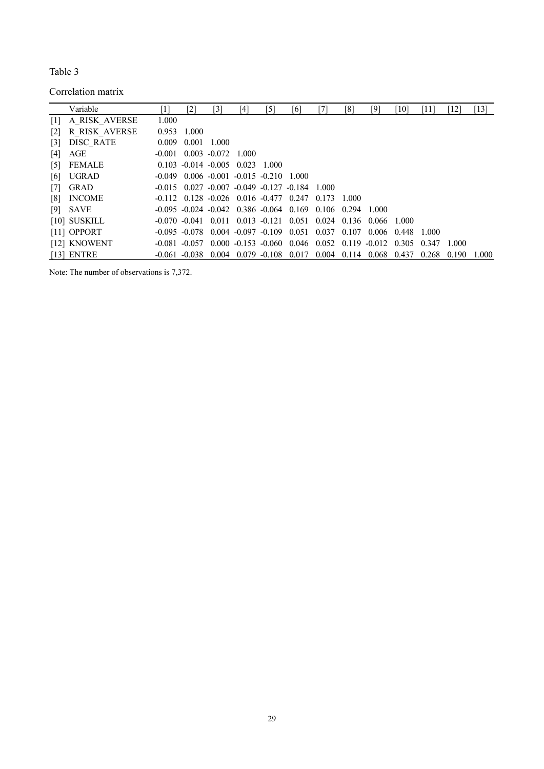Table 3

Correlation matrix

| | Variable | [1] | [2] | [3] | [4] | [5] | [6] | [7] | [8] | [9] | [10] | [11] | [12] | [13] |
|---|---|---|---|---|---|---|---|---|---|---|---|---|---|---|
| [1] | A_RISK_AVERSE | 1.000 | | | | | | | | | | | | |
| [2] | R_RISK_AVERSE | 0.953 | 1.000 | | | | | | | | | | | |
| [3] | DISC_RATE | 0.009 | 0.001 | 1.000 | | | | | | | | | | |
| [4] | AGE | -0.001 | 0.003 | -0.072 | 1.000 | | | | | | | | | |
| [5] | FEMALE | 0.103 | -0.014 | -0.005 | 0.023 | 1.000 | | | | | | | | |
| [6] | UGRAD | -0.049 | 0.006 | -0.001 | -0.015 | -0.210 | 1.000 | | | | | | | |
| [7] | GRAD | -0.015 | 0.027 | -0.007 | -0.049 | -0.127 | -0.184 | 1.000 | | | | | | |
| [8] | INCOME | -0.112 | 0.128 | -0.026 | 0.016 | -0.477 | 0.247 | 0.173 | 1.000 | | | | | |
| [9] | SAVE | -0.095 | -0.024 | -0.042 | 0.386 | -0.064 | 0.169 | 0.106 | 0.294 | 1.000 | | | | |
| [10] | SUSKILL | -0.070 | -0.041 | 0.011 | 0.013 | -0.121 | 0.051 | 0.024 | 0.136 | 0.066 | 1.000 | | | |
| [11] | OPPORT | -0.095 | -0.078 | 0.004 | -0.097 | -0.109 | 0.051 | 0.037 | 0.107 | 0.006 | 0.448 | 1.000 | | |
| [12] | KNOWENT | -0.081 | -0.057 | 0.000 | -0.153 | -0.060 | 0.046 | 0.052 | 0.119 | -0.012 | 0.305 | 0.347 | 1.000 | |
| [13] | ENTRE | -0.061 | -0.038 | 0.004 | 0.079 | -0.108 | 0.017 | 0.004 | 0.114 | 0.068 | 0.437 | 0.268 | 0.190 | 1.000 |

Note: The number of observations is 7,372.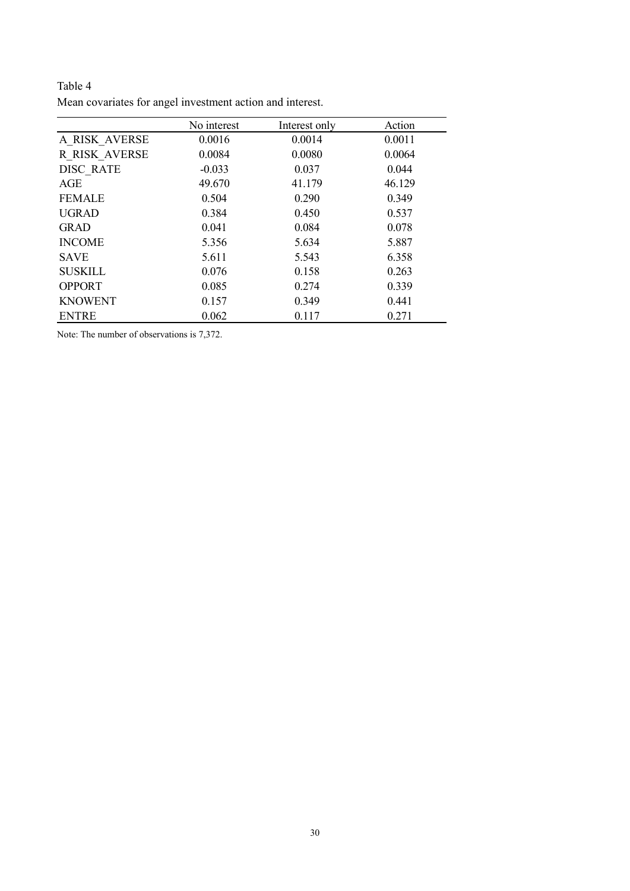Table 4
Mean covariates for angel investment action and interest.

| | No interest | Interest only | Action |
|---|---|---|---|
| A_RISK_AVERSE | 0.0016 | 0.0014 | 0.0011 |
| R_RISK_AVERSE | 0.0084 | 0.0080 | 0.0064 |
| DISC_RATE | -0.033 | 0.037 | 0.044 |
| AGE | 49.670 | 41.179 | 46.129 |
| FEMALE | 0.504 | 0.290 | 0.349 |
| UGRAD | 0.384 | 0.450 | 0.537 |
| GRAD | 0.041 | 0.084 | 0.078 |
| INCOME | 5.356 | 5.634 | 5.887 |
| SAVE | 5.611 | 5.543 | 6.358 |
| SUSKILL | 0.076 | 0.158 | 0.263 |
| OPPORT | 0.085 | 0.274 | 0.339 |
| KNOWENT | 0.157 | 0.349 | 0.441 |
| ENTRE | 0.062 | 0.117 | 0.271 |

Note: The number of observations is 7,372.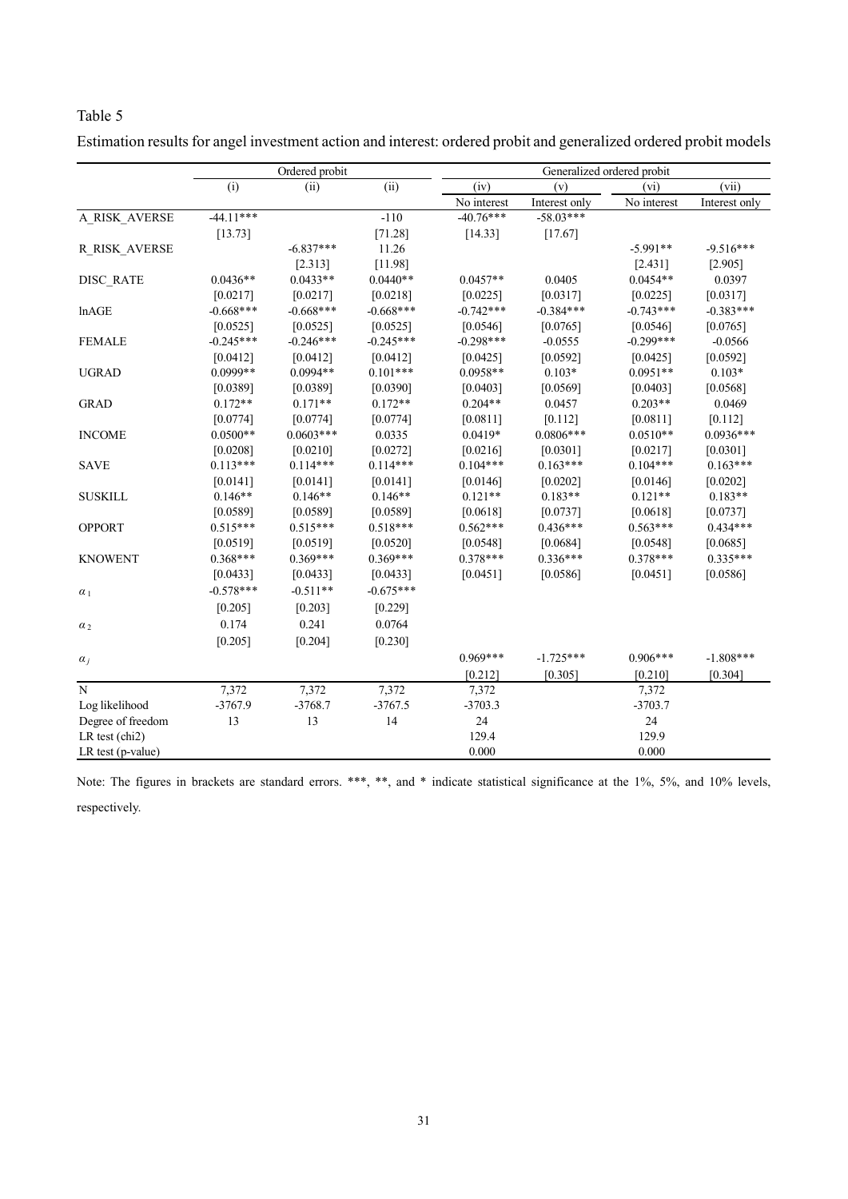Table 5

Estimation results for angel investment action and interest: ordered probit and generalized ordered probit models

| | Ordered probit | | | Generalized ordered probit | | | |
|---|---|---|---|---|---|---|---|
| | (i) | (ii) | (ii) | (iv) | (v) | (vi) | (vii) |
| | | | | No interest | Interest only | No interest | Interest only |
| A_RISK_AVERSE | -44.11*** | | -110 | -40.76*** | -58.03*** | | |
| | [13.73] | | [71.28] | [14.33] | [17.67] | | |
| R_RISK_AVERSE | | -6.837*** | 11.26 | | | -5.991** | -9.516*** |
| | | [2.313] | [11.98] | | | [2.431] | [2.905] |
| DISC_RATE | 0.0436** | 0.0433** | 0.0440** | 0.0457** | 0.0405 | 0.0454** | 0.0397 |
| | [0.0217] | [0.0217] | [0.0218] | [0.0225] | [0.0317] | [0.0225] | [0.0317] |
| lnAGE | -0.668*** | -0.668*** | -0.668*** | -0.742*** | -0.384*** | -0.743*** | -0.383*** |
| | [0.0525] | [0.0525] | [0.0525] | [0.0546] | [0.0765] | [0.0546] | [0.0765] |
| FEMALE | -0.245*** | -0.246*** | -0.245*** | -0.298*** | -0.0555 | -0.299*** | -0.0566 |
| | [0.0412] | [0.0412] | [0.0412] | [0.0425] | [0.0592] | [0.0425] | [0.0592] |
| UGRAD | 0.0999** | 0.0994** | 0.101*** | 0.0958** | 0.103* | 0.0951** | 0.103* |
| | [0.0389] | [0.0389] | [0.0390] | [0.0403] | [0.0569] | [0.0403] | [0.0568] |
| GRAD | 0.172** | 0.171** | 0.172** | 0.204** | 0.0457 | 0.203** | 0.0469 |
| | [0.0774] | [0.0774] | [0.0774] | [0.0811] | [0.112] | [0.0811] | [0.112] |
| INCOME | 0.0500** | 0.0603*** | 0.0335 | 0.0419* | 0.0806*** | 0.0510** | 0.0936*** |
| | [0.0208] | [0.0210] | [0.0272] | [0.0216] | [0.0301] | [0.0217] | [0.0301] |
| SAVE | 0.113*** | 0.114*** | 0.114*** | 0.104*** | 0.163*** | 0.104*** | 0.163*** |
| | [0.0141] | [0.0141] | [0.0141] | [0.0146] | [0.0202] | [0.0146] | [0.0202] |
| SUSKILL | 0.146** | 0.146** | 0.146** | 0.121** | 0.183** | 0.121** | 0.183** |
| | [0.0589] | [0.0589] | [0.0589] | [0.0618] | [0.0737] | [0.0618] | [0.0737] |
| OPPORT | 0.515*** | 0.515*** | 0.518*** | 0.562*** | 0.436*** | 0.563*** | 0.434*** |
| | [0.0519] | [0.0519] | [0.0520] | [0.0548] | [0.0684] | [0.0548] | [0.0685] |
| KNOWENT | 0.368*** | 0.369*** | 0.369*** | 0.378*** | 0.336*** | 0.378*** | 0.335*** |
| | [0.0433] | [0.0433] | [0.0433] | [0.0451] | [0.0586] | [0.0451] | [0.0586] |
| $\alpha_1$ | -0.578*** | -0.511** | -0.675*** | | | | |
| | [0.205] | [0.203] | [0.229] | | | | |
| $\alpha_2$ | 0.174 | 0.241 | 0.0764 | | | | |
| | [0.205] | [0.204] | [0.230] | | | | |
| $\alpha_j$ | | | | 0.969*** | -1.725*** | 0.906*** | -1.808*** |
| | | | | [0.212] | [0.305] | [0.210] | [0.304] |
| N | 7,372 | 7,372 | 7,372 | 7,372 | | 7,372 | |
| Log likelihood | -3767.9 | -3768.7 | -3767.5 | -3703.3 | | -3703.7 | |
| Degree of freedom | 13 | 13 | 14 | 24 | | 24 | |
| LR test (chi2) | | | | 129.4 | | 129.9 | |
| LR test (p-value) | | | | 0.000 | | 0.000 | |

Note: The figures in brackets are standard errors. ***, **, and * indicate statistical significance at the 1%, 5%, and 10% levels, respectively.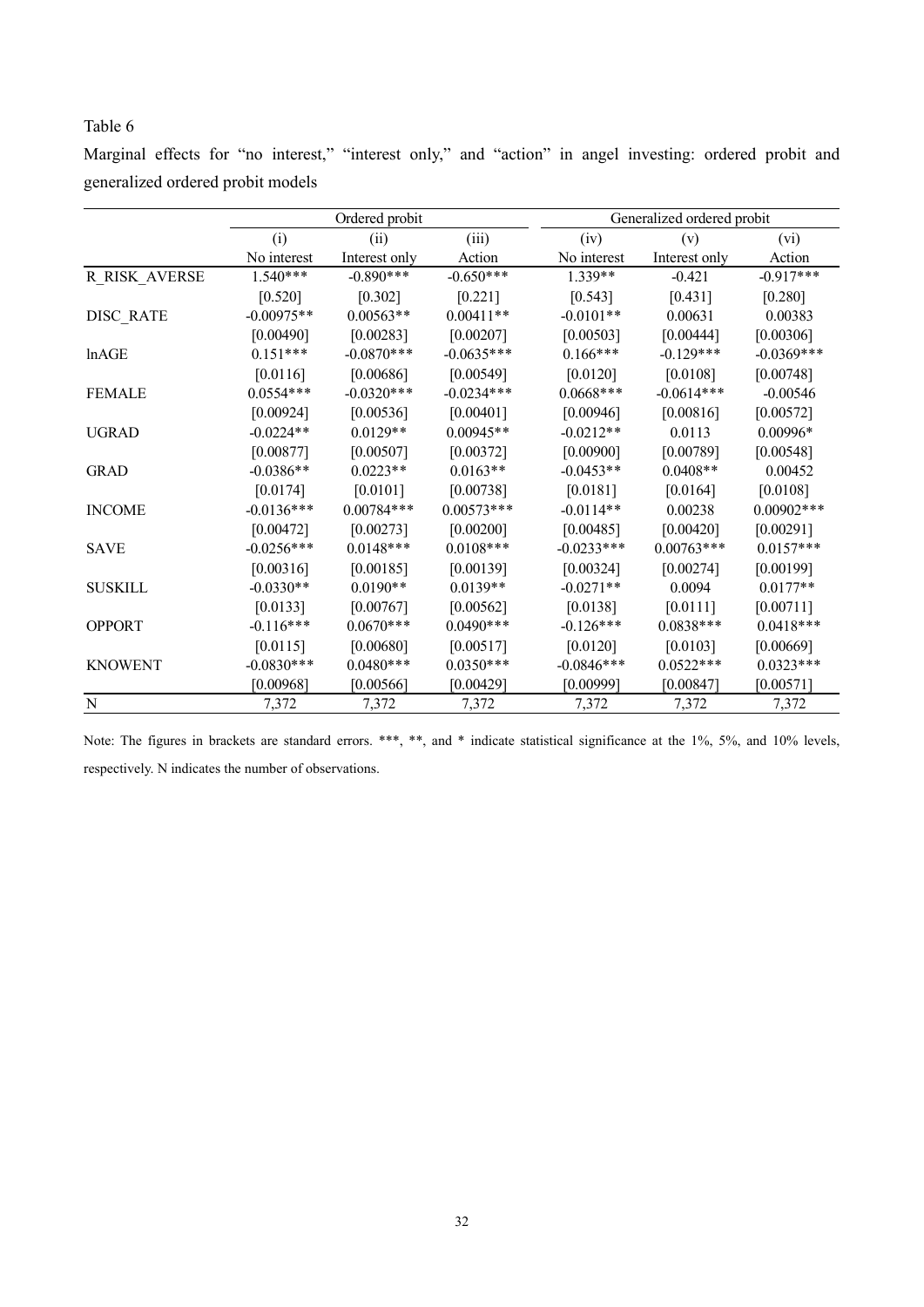Table 6

Marginal effects for "no interest," "interest only," and "action" in angel investing: ordered probit and generalized ordered probit models

| | Ordered probit | | | Generalized ordered probit | | |
|---|---|---|---|---|---|---|
| | (i) | (ii) | (iii) | (iv) | (v) | (vi) |
| | No interest | Interest only | Action | No interest | Interest only | Action |
| R_RISK_AVERSE | 1.540*** | -0.890*** | -0.650*** | 1.339** | -0.421 | -0.917*** |
| | [0.520] | [0.302] | [0.221] | [0.543] | [0.431] | [0.280] |
| DISC_RATE | -0.00975** | 0.00563** | 0.00411** | -0.0101** | 0.00631 | 0.00383 |
| | [0.00490] | [0.00283] | [0.00207] | [0.00503] | [0.00444] | [0.00306] |
| lnAGE | 0.151*** | -0.0870*** | -0.0635*** | 0.166*** | -0.129*** | -0.0369*** |
| | [0.0116] | [0.00686] | [0.00549] | [0.0120] | [0.0108] | [0.00748] |
| FEMALE | 0.0554*** | -0.0320*** | -0.0234*** | 0.0668*** | -0.0614*** | -0.00546 |
| | [0.00924] | [0.00536] | [0.00401] | [0.00946] | [0.00816] | [0.00572] |
| UGRAD | -0.0224** | 0.0129** | 0.00945** | -0.0212** | 0.0113 | 0.00996* |
| | [0.00877] | [0.00507] | [0.00372] | [0.00900] | [0.00789] | [0.00548] |
| GRAD | -0.0386** | 0.0223** | 0.0163** | -0.0453** | 0.0408** | 0.00452 |
| | [0.0174] | [0.0101] | [0.00738] | [0.0181] | [0.0164] | [0.0108] |
| INCOME | -0.0136*** | 0.00784*** | 0.00573*** | -0.0114** | 0.00238 | 0.00902*** |
| | [0.00472] | [0.00273] | [0.00200] | [0.00485] | [0.00420] | [0.00291] |
| SAVE | -0.0256*** | 0.0148*** | 0.0108*** | -0.0233*** | 0.00763*** | 0.0157*** |
| | [0.00316] | [0.00185] | [0.00139] | [0.00324] | [0.00274] | [0.00199] |
| SUSKILL | -0.0330** | 0.0190** | 0.0139** | -0.0271** | 0.0094 | 0.0177** |
| | [0.0133] | [0.00767] | [0.00562] | [0.0138] | [0.0111] | [0.00711] |
| OPPORT | -0.116*** | 0.0670*** | 0.0490*** | -0.126*** | 0.0838*** | 0.0418*** |
| | [0.0115] | [0.00680] | [0.00517] | [0.0120] | [0.0103] | [0.00669] |
| KNOWENT | -0.0830*** | 0.0480*** | 0.0350*** | -0.0846*** | 0.0522*** | 0.0323*** |
| | [0.00968] | [0.00566] | [0.00429] | [0.00999] | [0.00847] | [0.00571] |
| N | 7,372 | 7,372 | 7,372 | 7,372 | 7,372 | 7,372 |

Note: The figures in brackets are standard errors. ***, **, and * indicate statistical significance at the 1%, 5%, and 10% levels, respectively. N indicates the number of observations.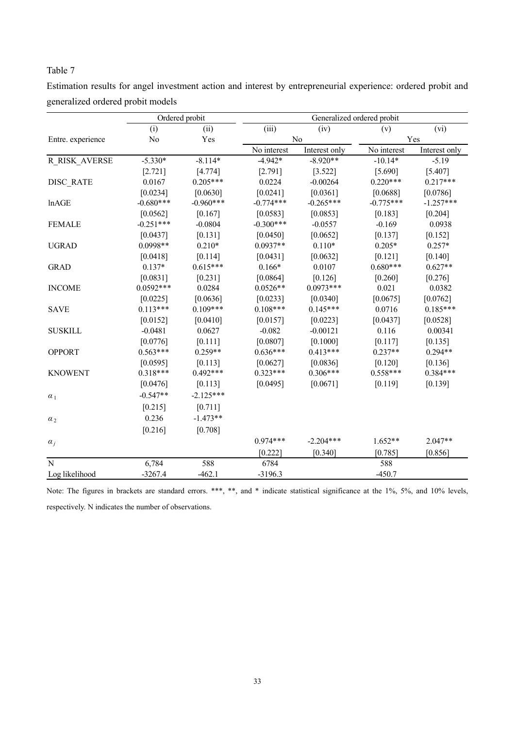Table 7

Estimation results for angel investment action and interest by entrepreneurial experience: ordered probit and generalized ordered probit models

| | Ordered probit | | Generalized ordered probit | | | |
|---|---|---|---|---|---|---|
| | (i) | (ii) | (iii) | (iv) | (v) | (vi) |
| Entre. experience | No | Yes | No | | Yes | |
| | | | No interest | Interest only | No interest | Interest only |
| R_RISK_AVERSE | -5.330* | -8.114* | -4.942* | -8.920** | -10.14* | -5.19 |
| | [2.721] | [4.774] | [2.791] | [3.522] | [5.690] | [5.407] |
| DISC_RATE | 0.0167 | 0.205*** | 0.0224 | -0.00264 | 0.220*** | 0.217*** |
| | [0.0234] | [0.0630] | [0.0241] | [0.0361] | [0.0688] | [0.0786] |
| lnAGE | -0.680*** | -0.960*** | -0.774*** | -0.265*** | -0.775*** | -1.257*** |
| | [0.0562] | [0.167] | [0.0583] | [0.0853] | [0.183] | [0.204] |
| FEMALE | -0.251*** | -0.0804 | -0.300*** | -0.0557 | -0.169 | 0.0938 |
| | [0.0437] | [0.131] | [0.0450] | [0.0652] | [0.137] | [0.152] |
| UGRAD | 0.0998** | 0.210* | 0.0937** | 0.110* | 0.205* | 0.257* |
| | [0.0418] | [0.114] | [0.0431] | [0.0632] | [0.121] | [0.140] |
| GRAD | 0.137* | 0.615*** | 0.166* | 0.0107 | 0.680*** | 0.627** |
| | [0.0831] | [0.231] | [0.0864] | [0.126] | [0.260] | [0.276] |
| INCOME | 0.0592*** | 0.0284 | 0.0526** | 0.0973*** | 0.021 | 0.0382 |
| | [0.0225] | [0.0636] | [0.0233] | [0.0340] | [0.0675] | [0.0762] |
| SAVE | 0.113*** | 0.109*** | 0.108*** | 0.145*** | 0.0716 | 0.185*** |
| | [0.0152] | [0.0410] | [0.0157] | [0.0223] | [0.0437] | [0.0528] |
| SUSKILL | -0.0481 | 0.0627 | -0.082 | -0.00121 | 0.116 | 0.00341 |
| | [0.0776] | [0.111] | [0.0807] | [0.1000] | [0.117] | [0.135] |
| OPPORT | 0.563*** | 0.259** | 0.636*** | 0.413*** | 0.237** | 0.294** |
| | [0.0595] | [0.113] | [0.0627] | [0.0836] | [0.120] | [0.136] |
| KNOWENT | 0.318*** | 0.492*** | 0.323*** | 0.306*** | 0.558*** | 0.384*** |
| | [0.0476] | [0.113] | [0.0495] | [0.0671] | [0.119] | [0.139] |
| $\alpha_1$ | -0.547** | -2.125*** | | | | |
| | [0.215] | [0.711] | | | | |
| $\alpha_2$ | 0.236 | -1.473** | | | | |
| | [0.216] | [0.708] | | | | |
| $\alpha_j$ | | | 0.974*** | -2.204*** | 1.652** | 2.047** |
| | | | [0.222] | [0.340] | [0.785] | [0.856] |
| N | 6,784 | 588 | 6784 | | 588 | |
| Log likelihood | -3267.4 | -462.1 | -3196.3 | | -450.7 | |

Note: The figures in brackets are standard errors. ***, **, and * indicate statistical significance at the 1%, 5%, and 10% levels, respectively. N indicates the number of observations.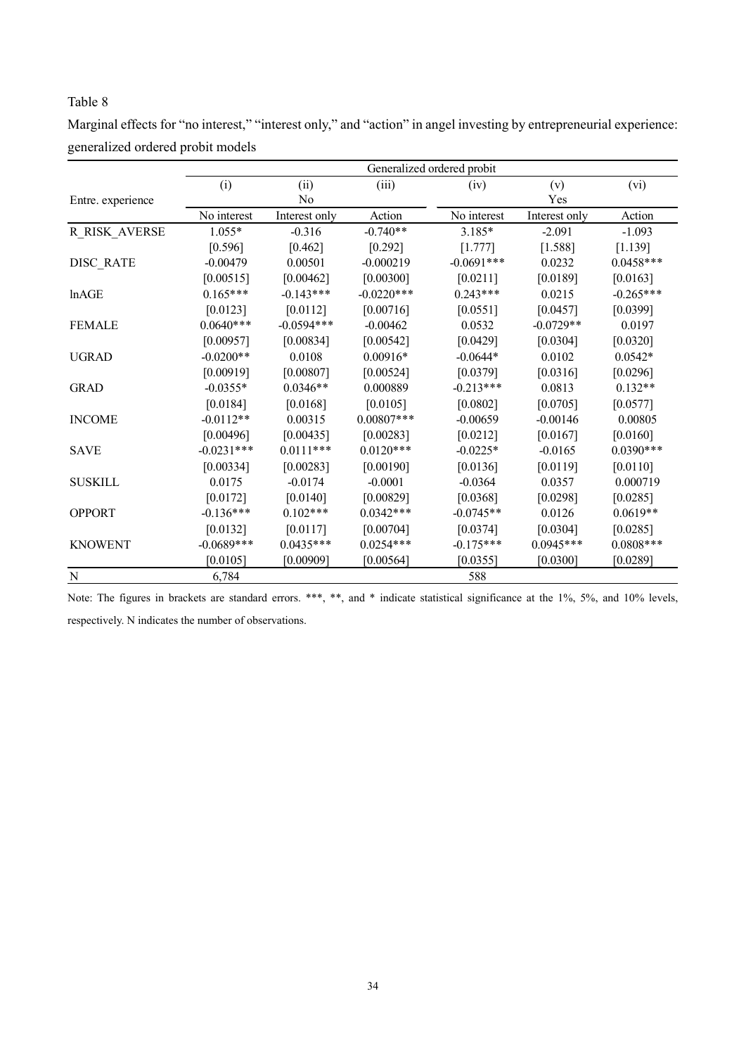Table 8

Marginal effects for "no interest," "interest only," and "action" in angel investing by entrepreneurial experience: generalized ordered probit models

| | Generalized ordered probit | | | | | |
|---|---|---|---|---|---|---|
| | (i) | (ii) | (iii) | (iv) | (v) | (vi) |
| Entre. experience | | No | | | Yes | |
| | No interest | Interest only | Action | No interest | Interest only | Action |
| R_RISK_AVERSE | 1.055* | -0.316 | -0.740** | 3.185* | -2.091 | -1.093 |
| | [0.596] | [0.462] | [0.292] | [1.777] | [1.588] | [1.139] |
| DISC_RATE | -0.00479 | 0.00501 | -0.000219 | -0.0691*** | 0.0232 | 0.0458*** |
| | [0.00515] | [0.00462] | [0.00300] | [0.0211] | [0.0189] | [0.0163] |
| lnAGE | 0.165*** | -0.143*** | -0.0220*** | 0.243*** | 0.0215 | -0.265*** |
| | [0.0123] | [0.0112] | [0.00716] | [0.0551] | [0.0457] | [0.0399] |
| FEMALE | 0.0640*** | -0.0594*** | -0.00462 | 0.0532 | -0.0729** | 0.0197 |
| | [0.00957] | [0.00834] | [0.00542] | [0.0429] | [0.0304] | [0.0320] |
| UGRAD | -0.0200** | 0.0108 | 0.00916* | -0.0644* | 0.0102 | 0.0542* |
| | [0.00919] | [0.00807] | [0.00524] | [0.0379] | [0.0316] | [0.0296] |
| GRAD | -0.0355* | 0.0346** | 0.000889 | -0.213*** | 0.0813 | 0.132** |
| | [0.0184] | [0.0168] | [0.0105] | [0.0802] | [0.0705] | [0.0577] |
| INCOME | -0.0112** | 0.00315 | 0.00807*** | -0.00659 | -0.00146 | 0.00805 |
| | [0.00496] | [0.00435] | [0.00283] | [0.0212] | [0.0167] | [0.0160] |
| SAVE | -0.0231*** | 0.0111*** | 0.0120*** | -0.0225* | -0.0165 | 0.0390*** |
| | [0.00334] | [0.00283] | [0.00190] | [0.0136] | [0.0119] | [0.0110] |
| SUSKILL | 0.0175 | -0.0174 | -0.0001 | -0.0364 | 0.0357 | 0.000719 |
| | [0.0172] | [0.0140] | [0.00829] | [0.0368] | [0.0298] | [0.0285] |
| OPPORT | -0.136*** | 0.102*** | 0.0342*** | -0.0745** | 0.0126 | 0.0619** |
| | [0.0132] | [0.0117] | [0.00704] | [0.0374] | [0.0304] | [0.0285] |
| KNOWENT | -0.0689*** | 0.0435*** | 0.0254*** | -0.175*** | 0.0945*** | 0.0808*** |
| | [0.0105] | [0.00909] | [0.00564] | [0.0355] | [0.0300] | [0.0289] |
| N | 6,784 | | | 588 | | |

Note: The figures in brackets are standard errors. ***, **, and * indicate statistical significance at the 1%, 5%, and 10% levels, respectively. N indicates the number of observations.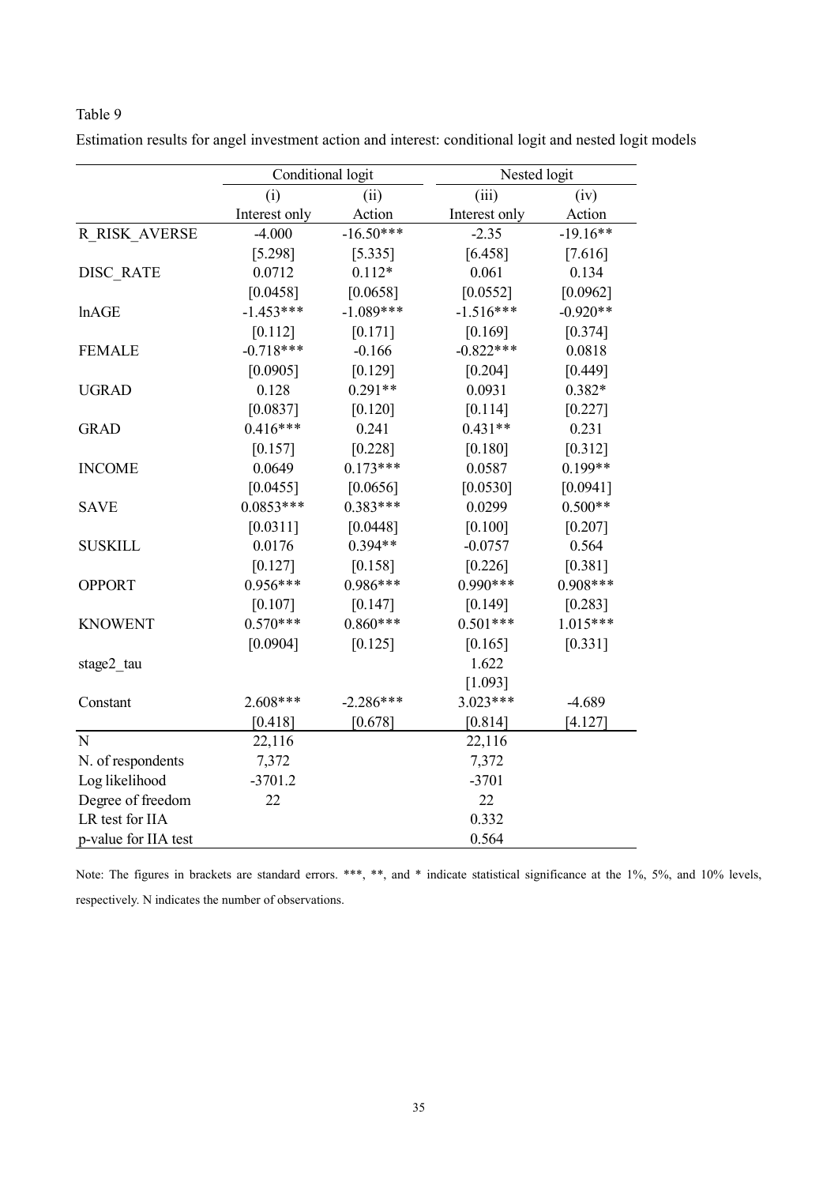Table 9

Estimation results for angel investment action and interest: conditional logit and nested logit models

| | Conditional logit | | Nested logit | |
|---|---|---|---|---|
| | (i) | (ii) | (iii) | (iv) |
| | Interest only | Action | Interest only | Action |
| R_RISK_AVERSE | -4.000 | -16.50*** | -2.35 | -19.16** |
| | [5.298] | [5.335] | [6.458] | [7.616] |
| DISC_RATE | 0.0712 | 0.112* | 0.061 | 0.134 |
| | [0.0458] | [0.0658] | [0.0552] | [0.0962] |
| lnAGE | -1.453*** | -1.089*** | -1.516*** | -0.920** |
| | [0.112] | [0.171] | [0.169] | [0.374] |
| FEMALE | -0.718*** | -0.166 | -0.822*** | 0.0818 |
| | [0.0905] | [0.129] | [0.204] | [0.449] |
| UGRAD | 0.128 | 0.291** | 0.0931 | 0.382* |
| | [0.0837] | [0.120] | [0.114] | [0.227] |
| GRAD | 0.416*** | 0.241 | 0.431** | 0.231 |
| | [0.157] | [0.228] | [0.180] | [0.312] |
| INCOME | 0.0649 | 0.173*** | 0.0587 | 0.199** |
| | [0.0455] | [0.0656] | [0.0530] | [0.0941] |
| SAVE | 0.0853*** | 0.383*** | 0.0299 | 0.500** |
| | [0.0311] | [0.0448] | [0.100] | [0.207] |
| SUSKILL | 0.0176 | 0.394** | -0.0757 | 0.564 |
| | [0.127] | [0.158] | [0.226] | [0.381] |
| OPPORT | 0.956*** | 0.986*** | 0.990*** | 0.908*** |
| | [0.107] | [0.147] | [0.149] | [0.283] |
| KNOWENT | 0.570*** | 0.860*** | 0.501*** | 1.015*** |
| | [0.0904] | [0.125] | [0.165] | [0.331] |
| stage2_tau | | | 1.622 | |
| | | | [1.093] | |
| Constant | 2.608*** | -2.286*** | 3.023*** | -4.689 |
| | [0.418] | [0.678] | [0.814] | [4.127] |
| N | 22,116 | | 22,116 | |
| N. of respondents | 7,372 | | 7,372 | |
| Log likelihood | -3701.2 | | -3701 | |
| Degree of freedom | 22 | | 22 | |
| LR test for IIA | | | 0.332 | |
| p-value for IIA test | | | 0.564 | |

Note: The figures in brackets are standard errors. ***, **, and * indicate statistical significance at the 1%, 5%, and 10% levels, respectively. N indicates the number of observations.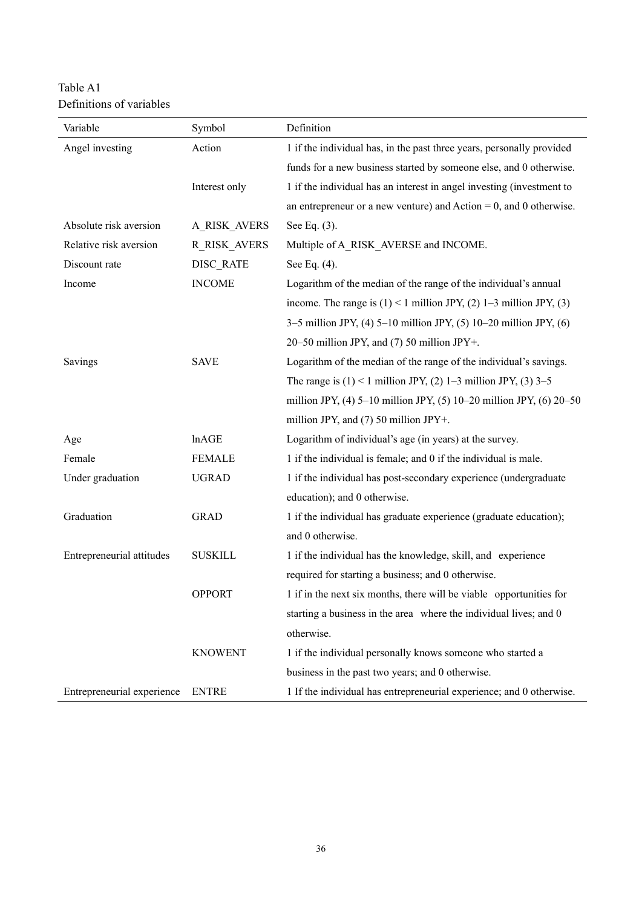Table A1
Definitions of variables

| Variable | Symbol | Definition |
| --- | --- | --- |
| Angel investing | Action | 1 if the individual has, in the past three years, personally provided funds for a new business started by someone else, and 0 otherwise. |
| | Interest only | 1 if the individual has an interest in angel investing (investment to an entrepreneur or a new venture) and Action = 0, and 0 otherwise. |
| Absolute risk aversion | A_RISK_AVERS | See Eq. (3). |
| Relative risk aversion | R_RISK_AVERS | Multiple of A_RISK_AVERSE and INCOME. |
| Discount rate | DISC_RATE | See Eq. (4). |
| Income | INCOME | Logarithm of the median of the range of the individual's annual income. The range is (1) < 1 million JPY, (2) 1–3 million JPY, (3) 3–5 million JPY, (4) 5–10 million JPY, (5) 10–20 million JPY, (6) 20–50 million JPY, and (7) 50 million JPY+. |
| Savings | SAVE | Logarithm of the median of the range of the individual's savings. The range is (1) < 1 million JPY, (2) 1–3 million JPY, (3) 3–5 million JPY, (4) 5–10 million JPY, (5) 10–20 million JPY, (6) 20–50 million JPY, and (7) 50 million JPY+. |
| Age | lnAGE | Logarithm of individual's age (in years) at the survey. |
| Female | FEMALE | 1 if the individual is female; and 0 if the individual is male. |
| Under graduation | UGRAD | 1 if the individual has post-secondary experience (undergraduate education); and 0 otherwise. |
| Graduation | GRAD | 1 if the individual has graduate experience (graduate education); and 0 otherwise. |
| Entrepreneurial attitudes | SUSKILL | 1 if the individual has the knowledge, skill, and experience required for starting a business; and 0 otherwise. |
| | OPPORT | 1 if in the next six months, there will be viable opportunities for starting a business in the area where the individual lives; and 0 otherwise. |
| | KNOWENT | 1 if the individual personally knows someone who started a business in the past two years; and 0 otherwise. |
| Entrepreneurial experience | ENTRE | 1 If the individual has entrepreneurial experience; and 0 otherwise. |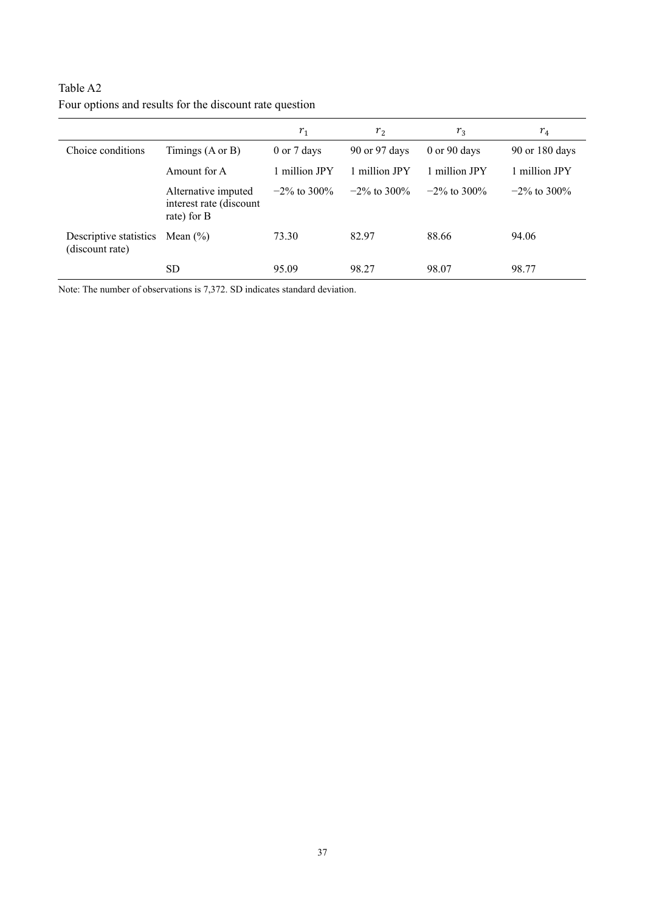Table A2

Four options and results for the discount rate question

| | | $r_1$ | $r_2$ | $r_3$ | $r_4$ |
|---|---|---|---|---|---|
| Choice conditions | Timings (A or B) | 0 or 7 days | 90 or 97 days | 0 or 90 days | 90 or 180 days |
| | Amount for A | 1 million JPY | 1 million JPY | 1 million JPY | 1 million JPY |
| | Alternative imputed interest rate (discount rate) for B | −2% to 300% | −2% to 300% | −2% to 300% | −2% to 300% |
| Descriptive statistics (discount rate) | Mean (%) | 73.30 | 82.97 | 88.66 | 94.06 |
| | SD | 95.09 | 98.27 | 98.07 | 98.77 |

Note: The number of observations is 7,372. SD indicates standard deviation.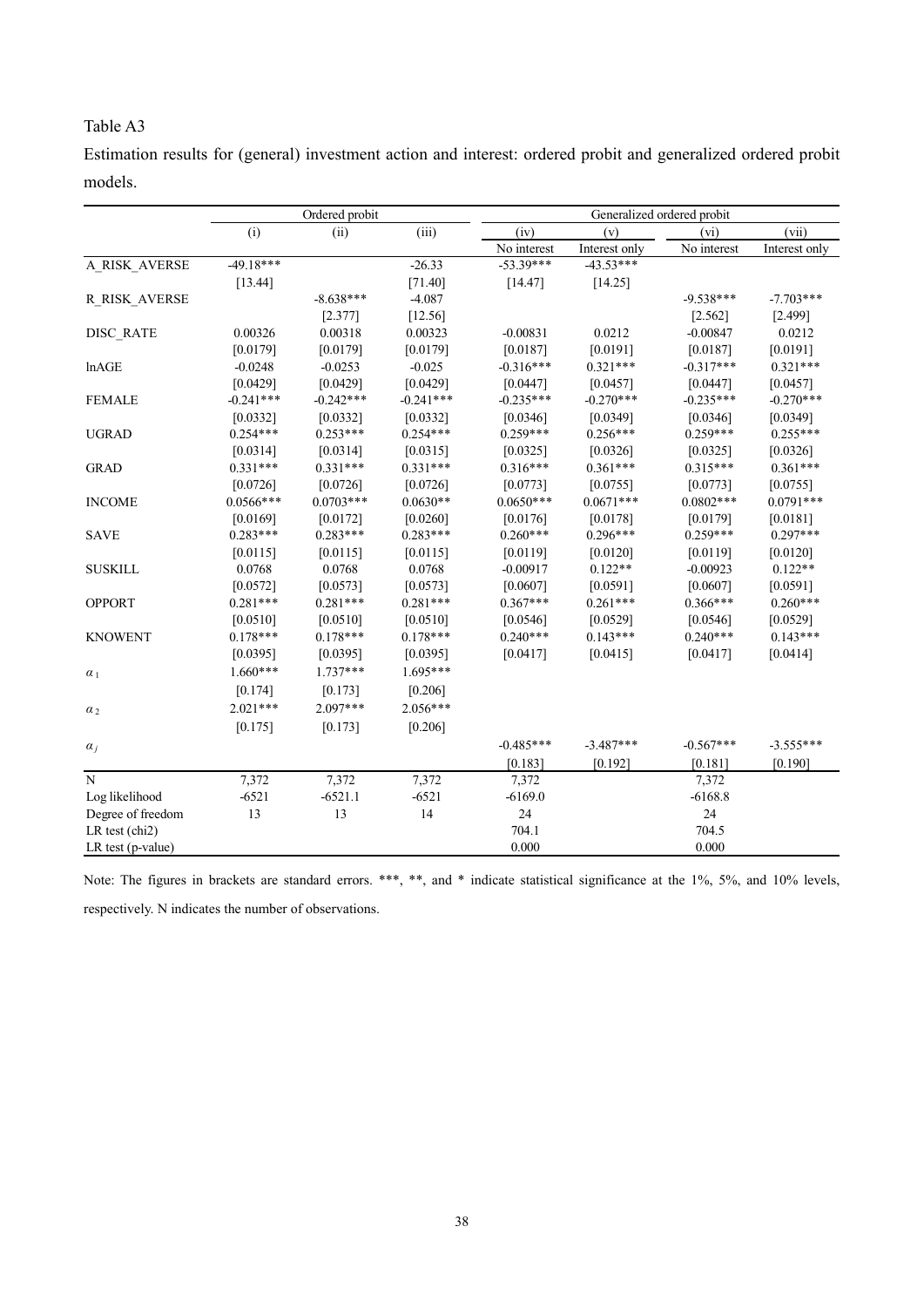Table A3

Estimation results for (general) investment action and interest: ordered probit and generalized ordered probit models.

| | Ordered probit | | | Generalized ordered probit | | | |
|---|---|---|---|---|---|---|---|
| | (i) | (ii) | (iii) | (iv) | (v) | (vi) | (vii) |
| | | | | No interest | Interest only | No interest | Interest only |
| A_RISK_AVERSE | -49.18*** | | -26.33 | -53.39*** | -43.53*** | | |
| | [13.44] | | [71.40] | [14.47] | [14.25] | | |
| R_RISK_AVERSE | | -8.638*** | -4.087 | | | -9.538*** | -7.703*** |
| | | [2.377] | [12.56] | | | [2.562] | [2.499] |
| DISC_RATE | 0.00326 | 0.00318 | 0.00323 | -0.00831 | 0.0212 | -0.00847 | 0.0212 |
| | [0.0179] | [0.0179] | [0.0179] | [0.0187] | [0.0191] | [0.0187] | [0.0191] |
| lnAGE | -0.0248 | -0.0253 | -0.025 | -0.316*** | 0.321*** | -0.317*** | 0.321*** |
| | [0.0429] | [0.0429] | [0.0429] | [0.0447] | [0.0457] | [0.0447] | [0.0457] |
| FEMALE | -0.241*** | -0.242*** | -0.241*** | -0.235*** | -0.270*** | -0.235*** | -0.270*** |
| | [0.0332] | [0.0332] | [0.0332] | [0.0346] | [0.0349] | [0.0346] | [0.0349] |
| UGRAD | 0.254*** | 0.253*** | 0.254*** | 0.259*** | 0.256*** | 0.259*** | 0.255*** |
| | [0.0314] | [0.0314] | [0.0315] | [0.0325] | [0.0326] | [0.0325] | [0.0326] |
| GRAD | 0.331*** | 0.331*** | 0.331*** | 0.316*** | 0.361*** | 0.315*** | 0.361*** |
| | [0.0726] | [0.0726] | [0.0726] | [0.0773] | [0.0755] | [0.0773] | [0.0755] |
| INCOME | 0.0566*** | 0.0703*** | 0.0630** | 0.0650*** | 0.0671*** | 0.0802*** | 0.0791*** |
| | [0.0169] | [0.0172] | [0.0260] | [0.0176] | [0.0178] | [0.0179] | [0.0181] |
| SAVE | 0.283*** | 0.283*** | 0.283*** | 0.260*** | 0.296*** | 0.259*** | 0.297*** |
| | [0.0115] | [0.0115] | [0.0115] | [0.0119] | [0.0120] | [0.0119] | [0.0120] |
| SUSKILL | 0.0768 | 0.0768 | 0.0768 | -0.00917 | 0.122** | -0.00923 | 0.122** |
| | [0.0572] | [0.0573] | [0.0573] | [0.0607] | [0.0591] | [0.0607] | [0.0591] |
| OPPORT | 0.281*** | 0.281*** | 0.281*** | 0.367*** | 0.261*** | 0.366*** | 0.260*** |
| | [0.0510] | [0.0510] | [0.0510] | [0.0546] | [0.0529] | [0.0546] | [0.0529] |
| KNOWENT | 0.178*** | 0.178*** | 0.178*** | 0.240*** | 0.143*** | 0.240*** | 0.143*** |
| | [0.0395] | [0.0395] | [0.0395] | [0.0417] | [0.0415] | [0.0417] | [0.0414] |
| $\alpha_1$ | 1.660*** | 1.737*** | 1.695*** | | | | |
| | [0.174] | [0.173] | [0.206] | | | | |
| $\alpha_2$ | 2.021*** | 2.097*** | 2.056*** | | | | |
| | [0.175] | [0.173] | [0.206] | | | | |
| $\alpha_j$ | | | | -0.485*** | -3.487*** | -0.567*** | -3.555*** |
| | | | | [0.183] | [0.192] | [0.181] | [0.190] |
| N | 7,372 | 7,372 | 7,372 | 7,372 | | 7,372 | |
| Log likelihood | -6521 | -6521.1 | -6521 | -6169.0 | | -6168.8 | |
| Degree of freedom | 13 | 13 | 14 | 24 | | 24 | |
| LR test (chi2) | | | | 704.1 | | 704.5 | |
| LR test (p-value) | | | | 0.000 | | 0.000 | |

Note: The figures in brackets are standard errors. ***, **, and * indicate statistical significance at the 1%, 5%, and 10% levels, respectively. N indicates the number of observations.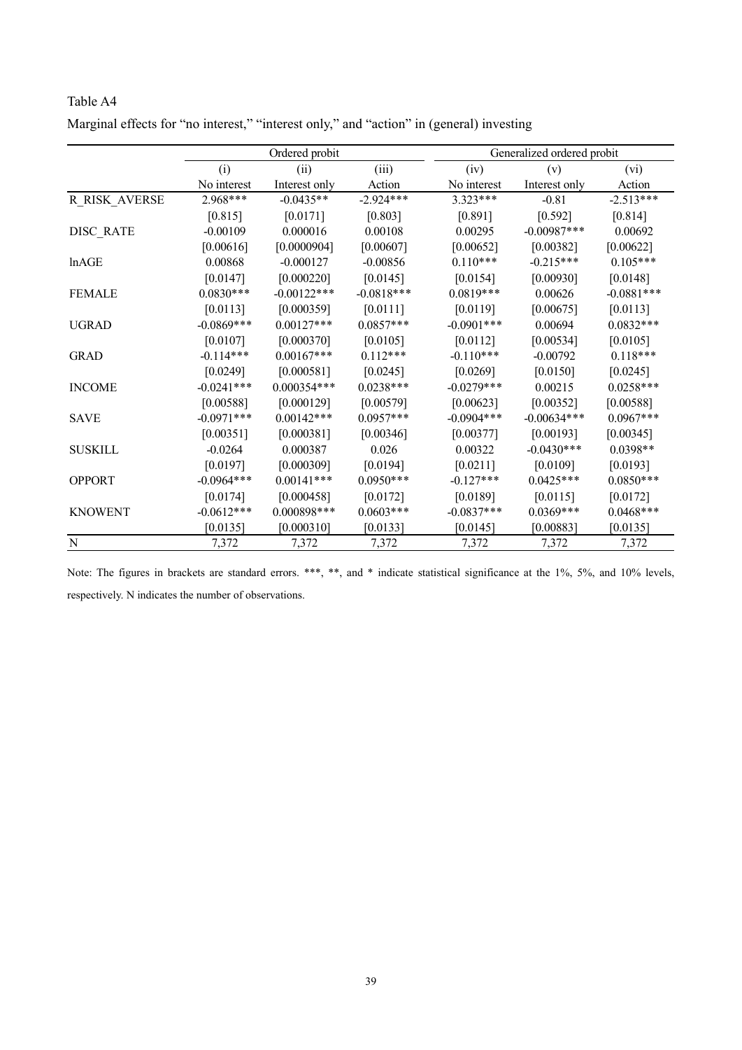Table A4

Marginal effects for "no interest," "interest only," and "action" in (general) investing

| | Ordered probit | | | Generalized ordered probit | | |
|---|---|---|---|---|---|---|
| | (i) | (ii) | (iii) | (iv) | (v) | (vi) |
| | No interest | Interest only | Action | No interest | Interest only | Action |
| R_RISK_AVERSE | 2.968*** | -0.0435** | -2.924*** | 3.323*** | -0.81 | -2.513*** |
| | [0.815] | [0.0171] | [0.803] | [0.891] | [0.592] | [0.814] |
| DISC_RATE | -0.00109 | 0.000016 | 0.00108 | 0.00295 | -0.00987*** | 0.00692 |
| | [0.00616] | [0.0000904] | [0.00607] | [0.00652] | [0.00382] | [0.00622] |
| lnAGE | 0.00868 | -0.000127 | -0.00856 | 0.110*** | -0.215*** | 0.105*** |
| | [0.0147] | [0.000220] | [0.0145] | [0.0154] | [0.00930] | [0.0148] |
| FEMALE | 0.0830*** | -0.00122*** | -0.0818*** | 0.0819*** | 0.00626 | -0.0881*** |
| | [0.0113] | [0.000359] | [0.0111] | [0.0119] | [0.00675] | [0.0113] |
| UGRAD | -0.0869*** | 0.00127*** | 0.0857*** | -0.0901*** | 0.00694 | 0.0832*** |
| | [0.0107] | [0.000370] | [0.0105] | [0.0112] | [0.00534] | [0.0105] |
| GRAD | -0.114*** | 0.00167*** | 0.112*** | -0.110*** | -0.00792 | 0.118*** |
| | [0.0249] | [0.000581] | [0.0245] | [0.0269] | [0.0150] | [0.0245] |
| INCOME | -0.0241*** | 0.000354*** | 0.0238*** | -0.0279*** | 0.00215 | 0.0258*** |
| | [0.00588] | [0.000129] | [0.00579] | [0.00623] | [0.00352] | [0.00588] |
| SAVE | -0.0971*** | 0.00142*** | 0.0957*** | -0.0904*** | -0.00634*** | 0.0967*** |
| | [0.00351] | [0.000381] | [0.00346] | [0.00377] | [0.00193] | [0.00345] |
| SUSKILL | -0.0264 | 0.000387 | 0.026 | 0.00322 | -0.0430*** | 0.0398** |
| | [0.0197] | [0.000309] | [0.0194] | [0.0211] | [0.0109] | [0.0193] |
| OPPORT | -0.0964*** | 0.00141*** | 0.0950*** | -0.127*** | 0.0425*** | 0.0850*** |
| | [0.0174] | [0.000458] | [0.0172] | [0.0189] | [0.0115] | [0.0172] |
| KNOWENT | -0.0612*** | 0.000898*** | 0.0603*** | -0.0837*** | 0.0369*** | 0.0468*** |
| | [0.0135] | [0.000310] | [0.0133] | [0.0145] | [0.00883] | [0.0135] |
| N | 7,372 | 7,372 | 7,372 | 7,372 | 7,372 | 7,372 |

Note: The figures in brackets are standard errors. ***, **, and * indicate statistical significance at the 1%, 5%, and 10% levels, respectively. N indicates the number of observations.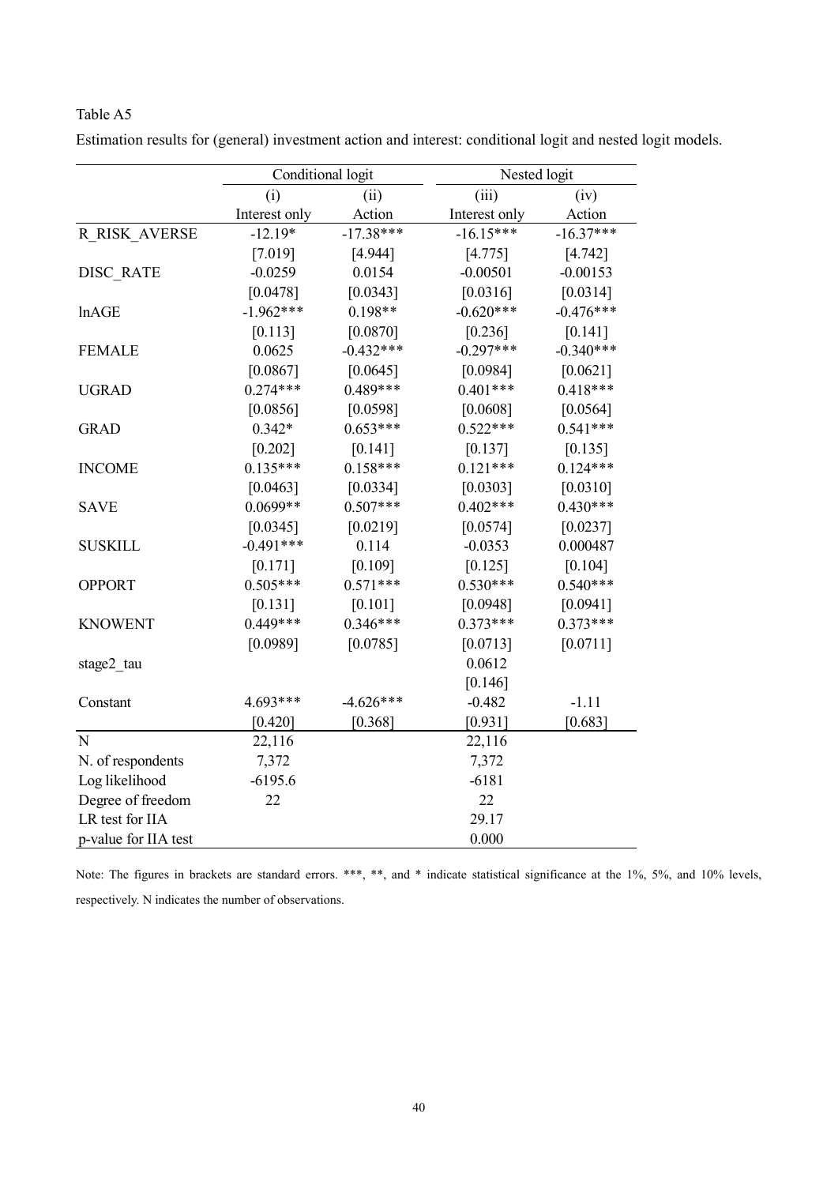Table A5

Estimation results for (general) investment action and interest: conditional logit and nested logit models.

| | Conditional logit | | Nested logit | |
|---|---|---|---|---|
| | (i) | (ii) | (iii) | (iv) |
| | Interest only | Action | Interest only | Action |
| R_RISK_AVERSE | -12.19* | -17.38*** | -16.15*** | -16.37*** |
| | [7.019] | [4.944] | [4.775] | [4.742] |
| DISC_RATE | -0.0259 | 0.0154 | -0.00501 | -0.00153 |
| | [0.0478] | [0.0343] | [0.0316] | [0.0314] |
| lnAGE | -1.962*** | 0.198** | -0.620*** | -0.476*** |
| | [0.113] | [0.0870] | [0.236] | [0.141] |
| FEMALE | 0.0625 | -0.432*** | -0.297*** | -0.340*** |
| | [0.0867] | [0.0645] | [0.0984] | [0.0621] |
| UGRAD | 0.274*** | 0.489*** | 0.401*** | 0.418*** |
| | [0.0856] | [0.0598] | [0.0608] | [0.0564] |
| GRAD | 0.342* | 0.653*** | 0.522*** | 0.541*** |
| | [0.202] | [0.141] | [0.137] | [0.135] |
| INCOME | 0.135*** | 0.158*** | 0.121*** | 0.124*** |
| | [0.0463] | [0.0334] | [0.0303] | [0.0310] |
| SAVE | 0.0699** | 0.507*** | 0.402*** | 0.430*** |
| | [0.0345] | [0.0219] | [0.0574] | [0.0237] |
| SUSKILL | -0.491*** | 0.114 | -0.0353 | 0.000487 |
| | [0.171] | [0.109] | [0.125] | [0.104] |
| OPPORT | 0.505*** | 0.571*** | 0.530*** | 0.540*** |
| | [0.131] | [0.101] | [0.0948] | [0.0941] |
| KNOWENT | 0.449*** | 0.346*** | 0.373*** | 0.373*** |
| | [0.0989] | [0.0785] | [0.0713] | [0.0711] |
| stage2_tau | | | 0.0612 | |
| | | | [0.146] | |
| Constant | 4.693*** | -4.626*** | -0.482 | -1.11 |
| | [0.420] | [0.368] | [0.931] | [0.683] |
| N | 22,116 | | 22,116 | |
| N. of respondents | 7,372 | | 7,372 | |
| Log likelihood | -6195.6 | | -6181 | |
| Degree of freedom | 22 | | 22 | |
| LR test for IIA | | | 29.17 | |
| p-value for IIA test | | | 0.000 | |

Note: The figures in brackets are standard errors. ***, **, and * indicate statistical significance at the 1%, 5%, and 10% levels, respectively. N indicates the number of observations.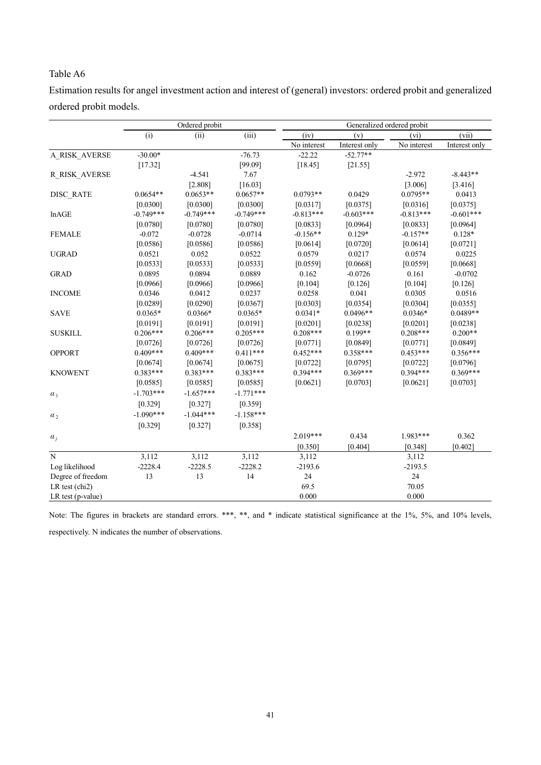Table A6

Estimation results for angel investment action and interest of (general) investors: ordered probit and generalized ordered probit models.

| | Ordered probit | | | Generalized ordered probit | | | |
|---|---|---|---|---|---|---|---|
| | (i) | (ii) | (iii) | (iv) | (v) | (vi) | (vii) |
| | | | | No interest | Interest only | No interest | Interest only |
| A_RISK_AVERSE | -30.00* | | -76.73 | -22.22 | -52.77** | | |
| | [17.32] | | [99.09] | [18.45] | [21.55] | | |
| R_RISK_AVERSE | | -4.541 | 7.67 | | | -2.972 | -8.443** |
| | | [2.808] | [16.03] | | | [3.006] | [3.416] |
| DISC_RATE | 0.0654** | 0.0653** | 0.0657** | 0.0793** | 0.0429 | 0.0795** | 0.0413 |
| | [0.0300] | [0.0300] | [0.0300] | [0.0317] | [0.0375] | [0.0316] | [0.0375] |
| lnAGE | -0.749*** | -0.749*** | -0.749*** | -0.813*** | -0.603*** | -0.813*** | -0.601*** |
| | [0.0780] | [0.0780] | [0.0780] | [0.0833] | [0.0964] | [0.0833] | [0.0964] |
| FEMALE | -0.072 | -0.0728 | -0.0714 | -0.156** | 0.129* | -0.157** | 0.128* |
| | [0.0586] | [0.0586] | [0.0586] | [0.0614] | [0.0720] | [0.0614] | [0.0721] |
| UGRAD | 0.0521 | 0.052 | 0.0522 | 0.0579 | 0.0217 | 0.0574 | 0.0225 |
| | [0.0533] | [0.0533] | [0.0533] | [0.0559] | [0.0668] | [0.0559] | [0.0668] |
| GRAD | 0.0895 | 0.0894 | 0.0889 | 0.162 | -0.0726 | 0.161 | -0.0702 |
| | [0.0966] | [0.0966] | [0.0966] | [0.104] | [0.126] | [0.104] | [0.126] |
| INCOME | 0.0346 | 0.0412 | 0.0237 | 0.0258 | 0.041 | 0.0305 | 0.0516 |
| | [0.0289] | [0.0290] | [0.0367] | [0.0303] | [0.0354] | [0.0304] | [0.0355] |
| SAVE | 0.0365* | 0.0366* | 0.0365* | 0.0341* | 0.0496** | 0.0346* | 0.0489** |
| | [0.0191] | [0.0191] | [0.0191] | [0.0201] | [0.0238] | [0.0201] | [0.0238] |
| SUSKILL | 0.206*** | 0.206*** | 0.205*** | 0.208*** | 0.199** | 0.208*** | 0.200** |
| | [0.0726] | [0.0726] | [0.0726] | [0.0771] | [0.0849] | [0.0771] | [0.0849] |
| OPPORT | 0.409*** | 0.409*** | 0.411*** | 0.452*** | 0.358*** | 0.453*** | 0.356*** |
| | [0.0674] | [0.0674] | [0.0675] | [0.0722] | [0.0795] | [0.0722] | [0.0796] |
| KNOWENT | 0.383*** | 0.383*** | 0.383*** | 0.394*** | 0.369*** | 0.394*** | 0.369*** |
| | [0.0585] | [0.0585] | [0.0585] | [0.0621] | [0.0703] | [0.0621] | [0.0703] |
| $\alpha_1$ | -1.703*** | -1.657*** | -1.771*** | | | | |
| | [0.329] | [0.327] | [0.359] | | | | |
| $\alpha_2$ | -1.090*** | -1.044*** | -1.158*** | | | | |
| | [0.329] | [0.327] | [0.358] | | | | |
| $\alpha_j$ | | | | 2.019*** | 0.434 | 1.983*** | 0.362 |
| | | | | [0.350] | [0.404] | [0.348] | [0.402] |
| N | 3,112 | 3,112 | 3,112 | 3,112 | | 3,112 | |
| Log likelihood | -2228.4 | -2228.5 | -2228.2 | -2193.6 | | -2193.5 | |
| Degree of freedom | 13 | 13 | 14 | 24 | | 24 | |
| LR test (chi2) | | | | 69.5 | | 70.05 | |
| LR test (p-value) | | | | 0.000 | | 0.000 | |

Note: The figures in brackets are standard errors. ***, **, and * indicate statistical significance at the 1%, 5%, and 10% levels, respectively. N indicates the number of observations.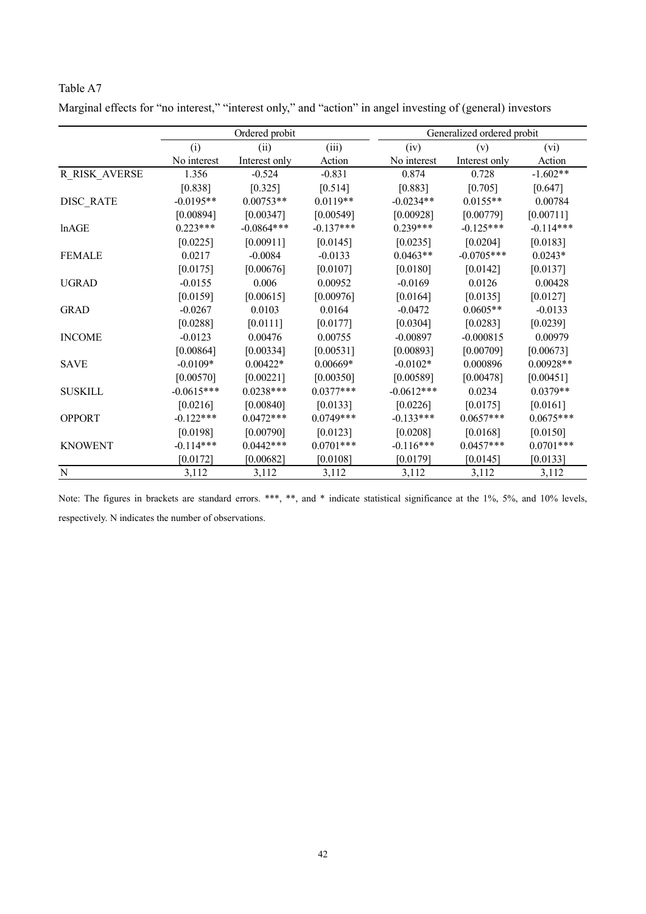Table A7

Marginal effects for "no interest," "interest only," and "action" in angel investing of (general) investors

| | Ordered probit | | | Generalized ordered probit | | |
|---|---|---|---|---|---|---|
| | (i) | (ii) | (iii) | (iv) | (v) | (vi) |
| | No interest | Interest only | Action | No interest | Interest only | Action |
| R_RISK_AVERSE | 1.356 | -0.524 | -0.831 | 0.874 | 0.728 | -1.602** |
| | [0.838] | [0.325] | [0.514] | [0.883] | [0.705] | [0.647] |
| DISC_RATE | -0.0195** | 0.00753** | 0.0119** | -0.0234** | 0.0155** | 0.00784 |
| | [0.00894] | [0.00347] | [0.00549] | [0.00928] | [0.00779] | [0.00711] |
| lnAGE | 0.223*** | -0.0864*** | -0.137*** | 0.239*** | -0.125*** | -0.114*** |
| | [0.0225] | [0.00911] | [0.0145] | [0.0235] | [0.0204] | [0.0183] |
| FEMALE | 0.0217 | -0.0084 | -0.0133 | 0.0463** | -0.0705*** | 0.0243* |
| | [0.0175] | [0.00676] | [0.0107] | [0.0180] | [0.0142] | [0.0137] |
| UGRAD | -0.0155 | 0.006 | 0.00952 | -0.0169 | 0.0126 | 0.00428 |
| | [0.0159] | [0.00615] | [0.00976] | [0.0164] | [0.0135] | [0.0127] |
| GRAD | -0.0267 | 0.0103 | 0.0164 | -0.0472 | 0.0605** | -0.0133 |
| | [0.0288] | [0.0111] | [0.0177] | [0.0304] | [0.0283] | [0.0239] |
| INCOME | -0.0123 | 0.00476 | 0.00755 | -0.00897 | -0.000815 | 0.00979 |
| | [0.00864] | [0.00334] | [0.00531] | [0.00893] | [0.00709] | [0.00673] |
| SAVE | -0.0109* | 0.00422* | 0.00669* | -0.0102* | 0.000896 | 0.00928** |
| | [0.00570] | [0.00221] | [0.00350] | [0.00589] | [0.00478] | [0.00451] |
| SUSKILL | -0.0615*** | 0.0238*** | 0.0377*** | -0.0612*** | 0.0234 | 0.0379** |
| | [0.0216] | [0.00840] | [0.0133] | [0.0226] | [0.0175] | [0.0161] |
| OPPORT | -0.122*** | 0.0472*** | 0.0749*** | -0.133*** | 0.0657*** | 0.0675*** |
| | [0.0198] | [0.00790] | [0.0123] | [0.0208] | [0.0168] | [0.0150] |
| KNOWENT | -0.114*** | 0.0442*** | 0.0701*** | -0.116*** | 0.0457*** | 0.0701*** |
| | [0.0172] | [0.00682] | [0.0108] | [0.0179] | [0.0145] | [0.0133] |
| N | 3,112 | 3,112 | 3,112 | 3,112 | 3,112 | 3,112 |

Note: The figures in brackets are standard errors. ***, **, and * indicate statistical significance at the 1%, 5%, and 10% levels, respectively. N indicates the number of observations.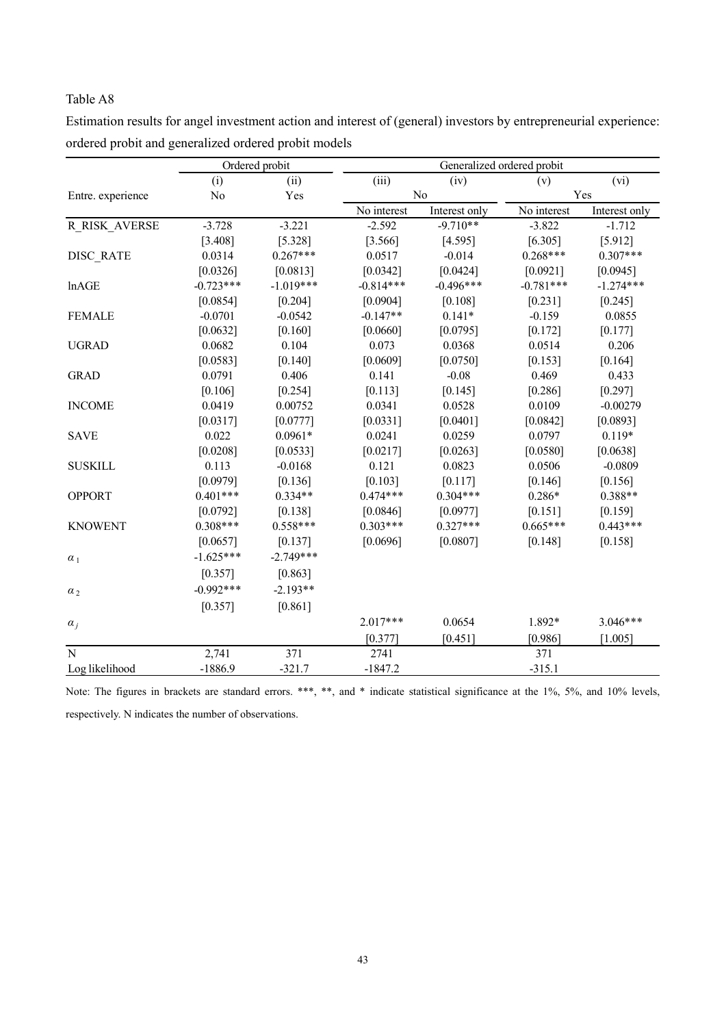Table A8

Estimation results for angel investment action and interest of (general) investors by entrepreneurial experience: ordered probit and generalized ordered probit models

| | Ordered probit | | Generalized ordered probit | | | |
|---|---|---|---|---|---|---|
| | (i) | (ii) | (iii) | (iv) | (v) | (vi) |
| Entre. experience | No | Yes | No | | Yes | |
| | | | No interest | Interest only | No interest | Interest only |
| R_RISK_AVERSE | -3.728 | -3.221 | -2.592 | -9.710** | -3.822 | -1.712 |
| | [3.408] | [5.328] | [3.566] | [4.595] | [6.305] | [5.912] |
| DISC_RATE | 0.0314 | 0.267*** | 0.0517 | -0.014 | 0.268*** | 0.307*** |
| | [0.0326] | [0.0813] | [0.0342] | [0.0424] | [0.0921] | [0.0945] |
| lnAGE | -0.723*** | -1.019*** | -0.814*** | -0.496*** | -0.781*** | -1.274*** |
| | [0.0854] | [0.204] | [0.0904] | [0.108] | [0.231] | [0.245] |
| FEMALE | -0.0701 | -0.0542 | -0.147** | 0.141* | -0.159 | 0.0855 |
| | [0.0632] | [0.160] | [0.0660] | [0.0795] | [0.172] | [0.177] |
| UGRAD | 0.0682 | 0.104 | 0.073 | 0.0368 | 0.0514 | 0.206 |
| | [0.0583] | [0.140] | [0.0609] | [0.0750] | [0.153] | [0.164] |
| GRAD | 0.0791 | 0.406 | 0.141 | -0.08 | 0.469 | 0.433 |
| | [0.106] | [0.254] | [0.113] | [0.145] | [0.286] | [0.297] |
| INCOME | 0.0419 | 0.00752 | 0.0341 | 0.0528 | 0.0109 | -0.00279 |
| | [0.0317] | [0.0777] | [0.0331] | [0.0401] | [0.0842] | [0.0893] |
| SAVE | 0.022 | 0.0961* | 0.0241 | 0.0259 | 0.0797 | 0.119* |
| | [0.0208] | [0.0533] | [0.0217] | [0.0263] | [0.0580] | [0.0638] |
| SUSKILL | 0.113 | -0.0168 | 0.121 | 0.0823 | 0.0506 | -0.0809 |
| | [0.0979] | [0.136] | [0.103] | [0.117] | [0.146] | [0.156] |
| OPPORT | 0.401*** | 0.334** | 0.474*** | 0.304*** | 0.286* | 0.388** |
| | [0.0792] | [0.138] | [0.0846] | [0.0977] | [0.151] | [0.159] |
| KNOWENT | 0.308*** | 0.558*** | 0.303*** | 0.327*** | 0.665*** | 0.443*** |
| | [0.0657] | [0.137] | [0.0696] | [0.0807] | [0.148] | [0.158] |
| $\alpha_1$ | -1.625*** | -2.749*** | | | | |
| | [0.357] | [0.863] | | | | |
| $\alpha_2$ | -0.992*** | -2.193** | | | | |
| | [0.357] | [0.861] | | | | |
| $\alpha_j$ | | | 2.017*** | 0.0654 | 1.892* | 3.046*** |
| | | | [0.377] | [0.451] | [0.986] | [1.005] |
| N | 2,741 | 371 | 2741 | | 371 | |
| Log likelihood | -1886.9 | -321.7 | -1847.2 | | -315.1 | |

Note: The figures in brackets are standard errors. ***, **, and * indicate statistical significance at the 1%, 5%, and 10% levels, respectively. N indicates the number of observations.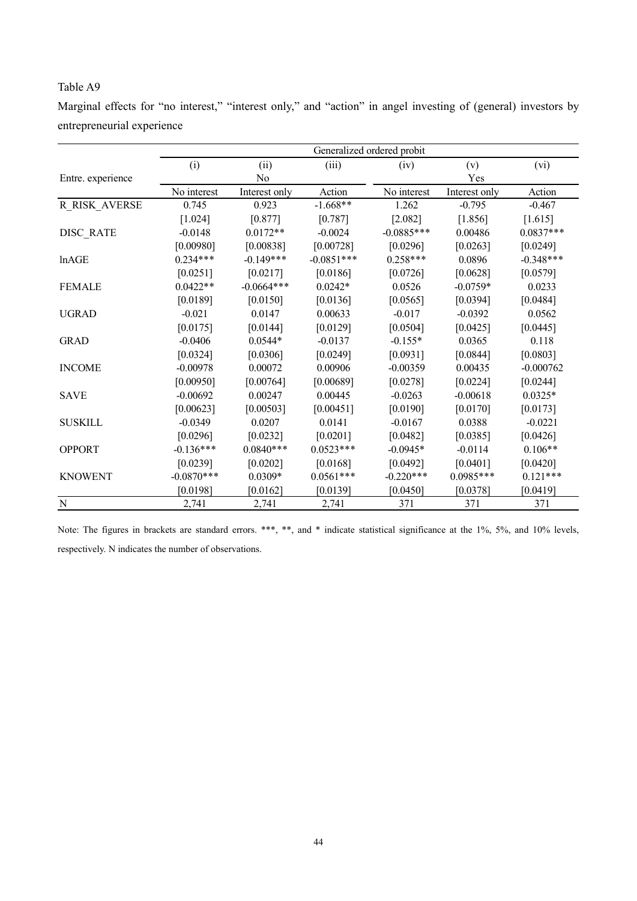Table A9

Marginal effects for "no interest," "interest only," and "action" in angel investing of (general) investors by entrepreneurial experience

| | Generalized ordered probit | | | | | |
|---|---|---|---|---|---|---|
| | (i) | (ii) | (iii) | (iv) | (v) | (vi) |
| Entre. experience | | No | | | Yes | |
| | No interest | Interest only | Action | No interest | Interest only | Action |
| R_RISK_AVERSE | 0.745 | 0.923 | -1.668** | 1.262 | -0.795 | -0.467 |
| | [1.024] | [0.877] | [0.787] | [2.082] | [1.856] | [1.615] |
| DISC_RATE | -0.0148 | 0.0172** | -0.0024 | -0.0885*** | 0.00486 | 0.0837*** |
| | [0.00980] | [0.00838] | [0.00728] | [0.0296] | [0.0263] | [0.0249] |
| lnAGE | 0.234*** | -0.149*** | -0.0851*** | 0.258*** | 0.0896 | -0.348*** |
| | [0.0251] | [0.0217] | [0.0186] | [0.0726] | [0.0628] | [0.0579] |
| FEMALE | 0.0422** | -0.0664*** | 0.0242* | 0.0526 | -0.0759* | 0.0233 |
| | [0.0189] | [0.0150] | [0.0136] | [0.0565] | [0.0394] | [0.0484] |
| UGRAD | -0.021 | 0.0147 | 0.00633 | -0.017 | -0.0392 | 0.0562 |
| | [0.0175] | [0.0144] | [0.0129] | [0.0504] | [0.0425] | [0.0445] |
| GRAD | -0.0406 | 0.0544* | -0.0137 | -0.155* | 0.0365 | 0.118 |
| | [0.0324] | [0.0306] | [0.0249] | [0.0931] | [0.0844] | [0.0803] |
| INCOME | -0.00978 | 0.00072 | 0.00906 | -0.00359 | 0.00435 | -0.000762 |
| | [0.00950] | [0.00764] | [0.00689] | [0.0278] | [0.0224] | [0.0244] |
| SAVE | -0.00692 | 0.00247 | 0.00445 | -0.0263 | -0.00618 | 0.0325* |
| | [0.00623] | [0.00503] | [0.00451] | [0.0190] | [0.0170] | [0.0173] |
| SUSKILL | -0.0349 | 0.0207 | 0.0141 | -0.0167 | 0.0388 | -0.0221 |
| | [0.0296] | [0.0232] | [0.0201] | [0.0482] | [0.0385] | [0.0426] |
| OPPORT | -0.136*** | 0.0840*** | 0.0523*** | -0.0945* | -0.0114 | 0.106** |
| | [0.0239] | [0.0202] | [0.0168] | [0.0492] | [0.0401] | [0.0420] |
| KNOWENT | -0.0870*** | 0.0309* | 0.0561*** | -0.220*** | 0.0985*** | 0.121*** |
| | [0.0198] | [0.0162] | [0.0139] | [0.0450] | [0.0378] | [0.0419] |
| N | 2,741 | 2,741 | 2,741 | 371 | 371 | 371 |

Note: The figures in brackets are standard errors. ***, **, and * indicate statistical significance at the 1%, 5%, and 10% levels, respectively. N indicates the number of observations.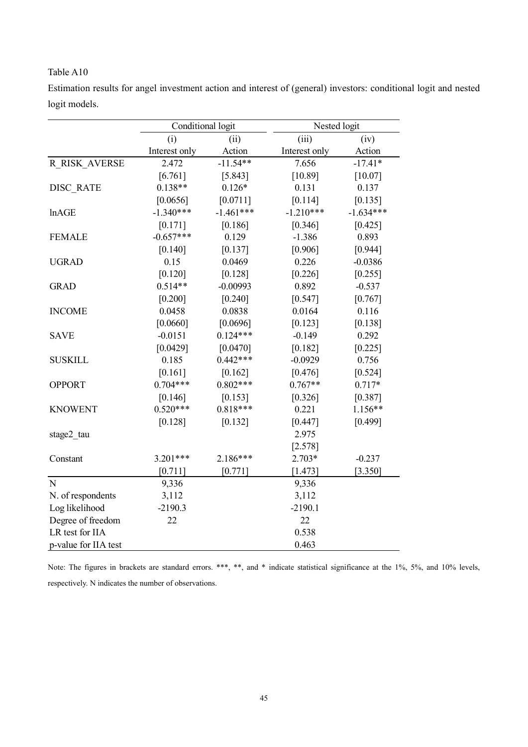Table A10

Estimation results for angel investment action and interest of (general) investors: conditional logit and nested logit models.

| | Conditional logit | | Nested logit | |
|---|---|---|---|---|
| | (i) | (ii) | (iii) | (iv) |
| | Interest only | Action | Interest only | Action |
| R_RISK_AVERSE | 2.472 | -11.54** | 7.656 | -17.41* |
| | [6.761] | [5.843] | [10.89] | [10.07] |
| DISC_RATE | 0.138** | 0.126* | 0.131 | 0.137 |
| | [0.0656] | [0.0711] | [0.114] | [0.135] |
| lnAGE | -1.340*** | -1.461*** | -1.210*** | -1.634*** |
| | [0.171] | [0.186] | [0.346] | [0.425] |
| FEMALE | -0.657*** | 0.129 | -1.386 | 0.893 |
| | [0.140] | [0.137] | [0.906] | [0.944] |
| UGRAD | 0.15 | 0.0469 | 0.226 | -0.0386 |
| | [0.120] | [0.128] | [0.226] | [0.255] |
| GRAD | 0.514** | -0.00993 | 0.892 | -0.537 |
| | [0.200] | [0.240] | [0.547] | [0.767] |
| INCOME | 0.0458 | 0.0838 | 0.0164 | 0.116 |
| | [0.0660] | [0.0696] | [0.123] | [0.138] |
| SAVE | -0.0151 | 0.124*** | -0.149 | 0.292 |
| | [0.0429] | [0.0470] | [0.182] | [0.225] |
| SUSKILL | 0.185 | 0.442*** | -0.0929 | 0.756 |
| | [0.161] | [0.162] | [0.476] | [0.524] |
| OPPORT | 0.704*** | 0.802*** | 0.767** | 0.717* |
| | [0.146] | [0.153] | [0.326] | [0.387] |
| KNOWENT | 0.520*** | 0.818*** | 0.221 | 1.156** |
| | [0.128] | [0.132] | [0.447] | [0.499] |
| stage2_tau | | | 2.975 | |
| | | | [2.578] | |
| Constant | 3.201*** | 2.186*** | 2.703* | -0.237 |
| | [0.711] | [0.771] | [1.473] | [3.350] |
| N | 9,336 | | 9,336 | |
| N. of respondents | 3,112 | | 3,112 | |
| Log likelihood | -2190.3 | | -2190.1 | |
| Degree of freedom | 22 | | 22 | |
| LR test for IIA | | | 0.538 | |
| p-value for IIA test | | | 0.463 | |

Note: The figures in brackets are standard errors. ***, **, and * indicate statistical significance at the 1%, 5%, and 10% levels, respectively. N indicates the number of observations.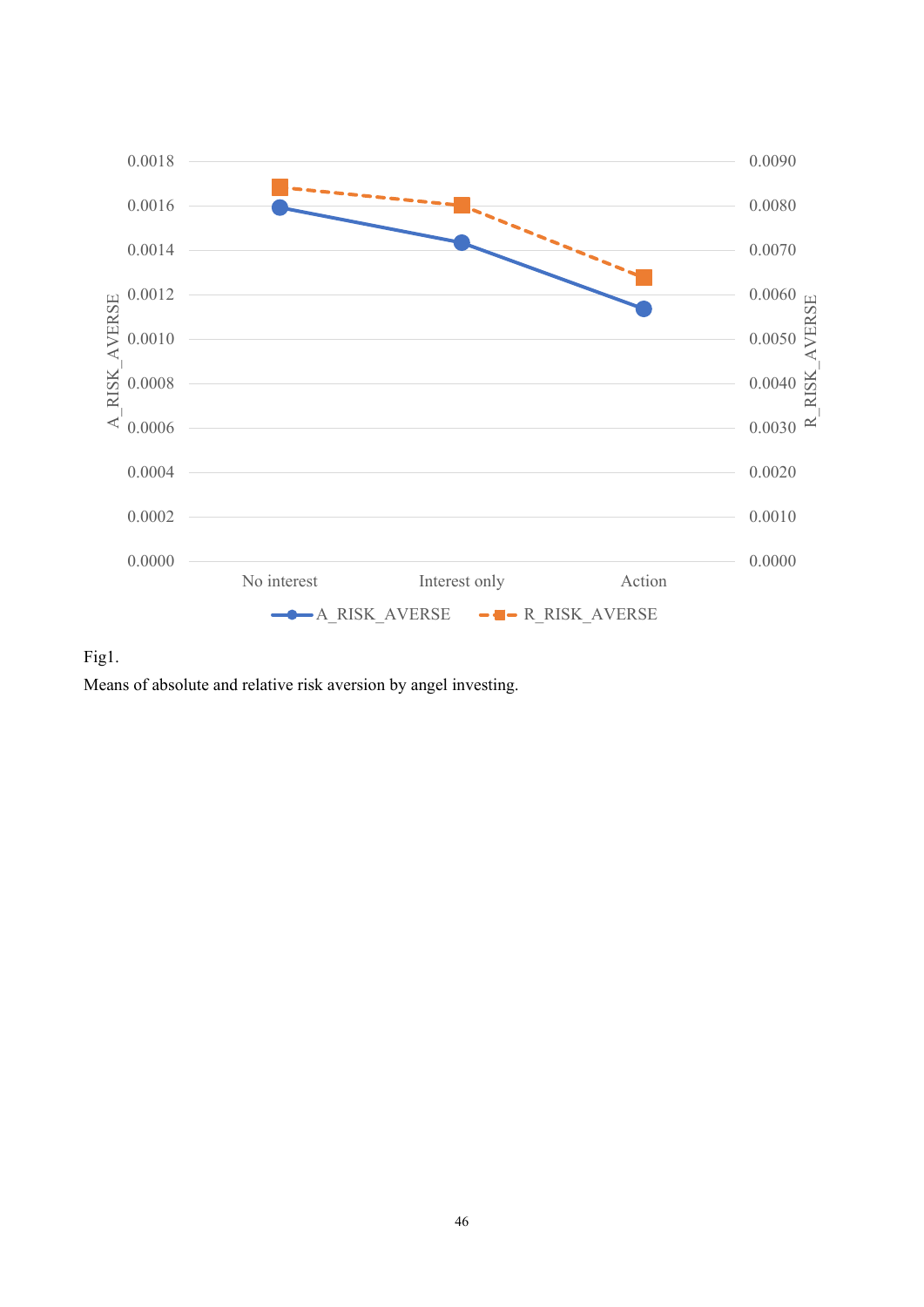Fig1.

Means of absolute and relative risk aversion by angel investing.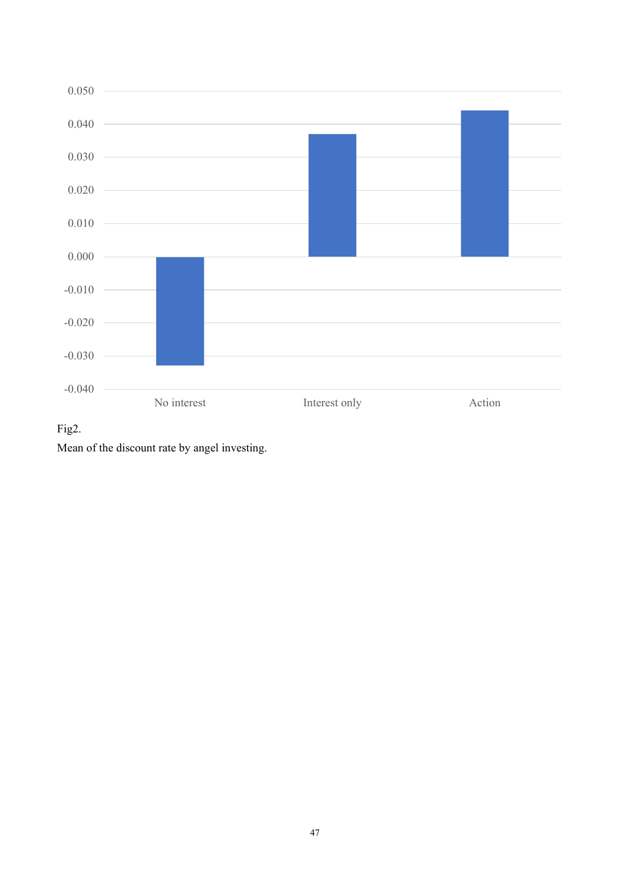0.050
0.040
0.030
0.020
0.010
0.000
-0.010
-0.020
-0.030
-0.040

No interest
Interest only
Action

Fig2.

Mean of the discount rate by angel investing.